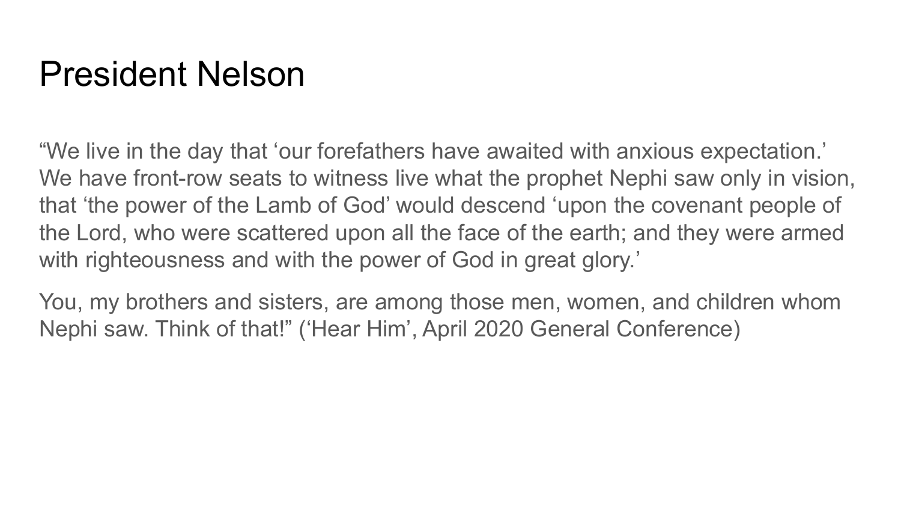# President Nelson

“We live in the day that ‘our forefathers have awaited with anxious expectation.’ We have front-row seats to witness live what the prophet Nephi saw only in vision, that ‘the power of the Lamb of God’ would descend ‘upon the covenant people of the Lord, who were scattered upon all the face of the earth; and they were armed with righteousness and with the power of God in great glory.’

You, my brothers and sisters, are among those men, women, and children whom Nephi saw. Think of that!” (‘Hear Him’, April 2020 General Conference)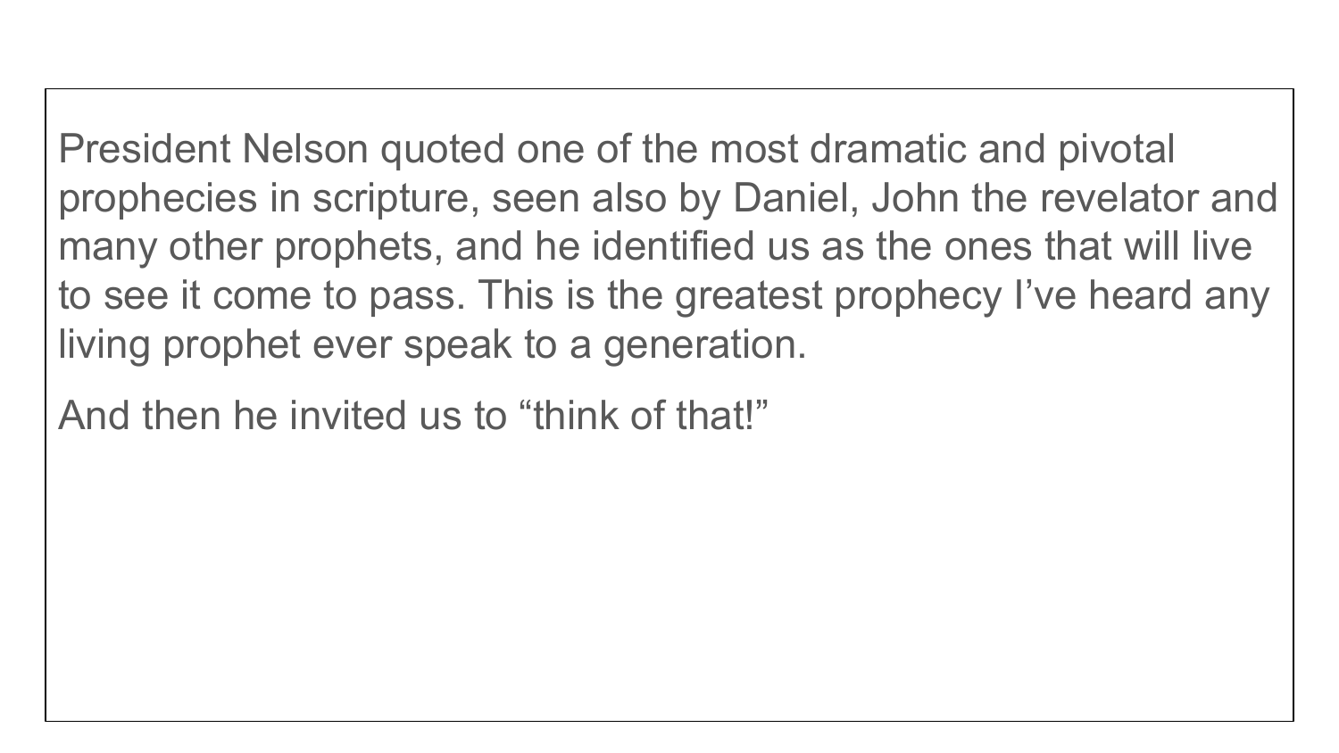President Nelson quoted one of the most dramatic and pivotal prophecies in scripture, seen also by Daniel, John the revelator and many other prophets, and he identified us as the ones that will live to see it come to pass. This is the greatest prophecy I've heard any living prophet ever speak to a generation.

And then he invited us to "think of that!"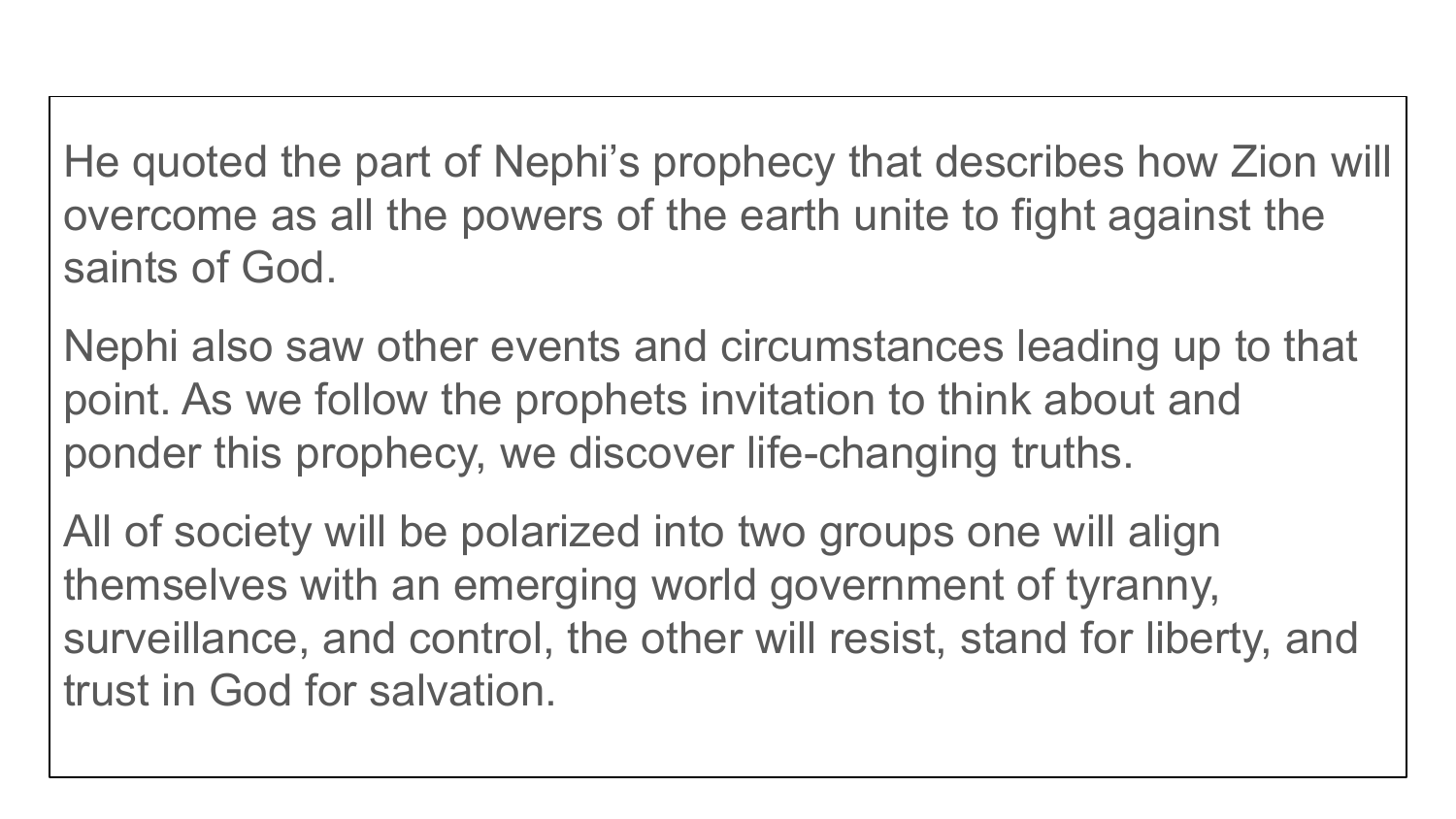He quoted the part of Nephi's prophecy that describes how Zion will overcome as all the powers of the earth unite to fight against the saints of God.

Nephi also saw other events and circumstances leading up to that point. As we follow the prophets invitation to think about and ponder this prophecy, we discover life-changing truths.

All of society will be polarized into two groups one will align themselves with an emerging world government of tyranny, surveillance, and control, the other will resist, stand for liberty, and trust in God for salvation.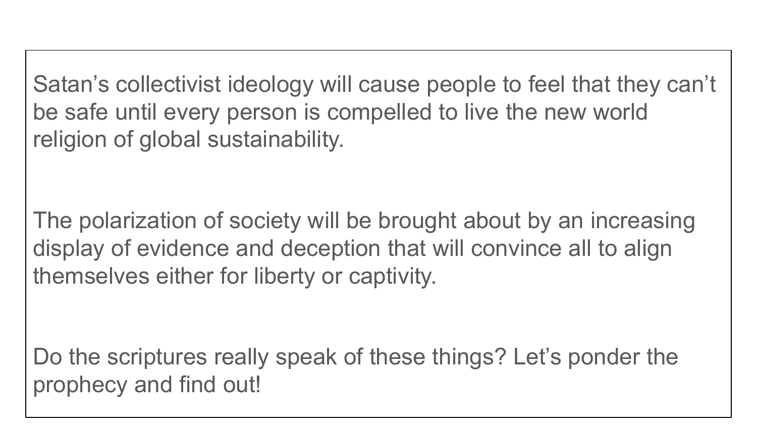Satan's collectivist ideology will cause people to feel that they can't be safe until every person is compelled to live the new world religion of global sustainability.

The polarization of society will be brought about by an increasing display of evidence and deception that will convince all to align themselves either for liberty or captivity.

Do the scriptures really speak of these things? Let's ponder the prophecy and find out!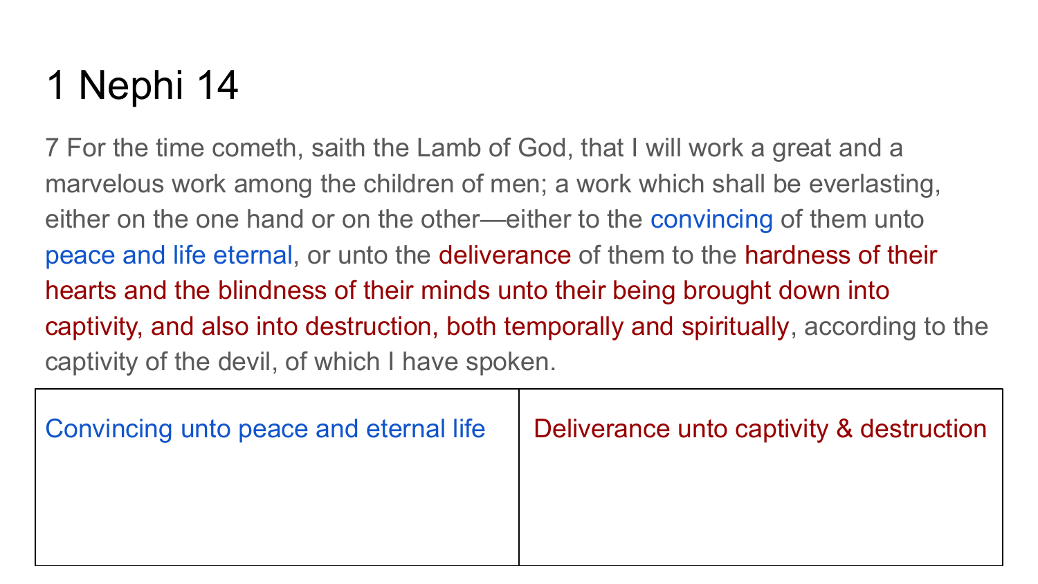# 1 Nephi 14

7 For the time cometh, saith the Lamb of God, that I will work a great and a marvelous work among the children of men; a work which shall be everlasting, either on the one hand or on the other—either to the convincing of them unto peace and life eternal, or unto the deliverance of them to the hardness of their hearts and the blindness of their minds unto their being brought down into captivity, and also into destruction, both temporally and spiritually, according to the captivity of the devil, of which I have spoken.

| Convincing unto peace and eternal life | Deliverance unto captivity & destruction |
| --- | --- |
| | |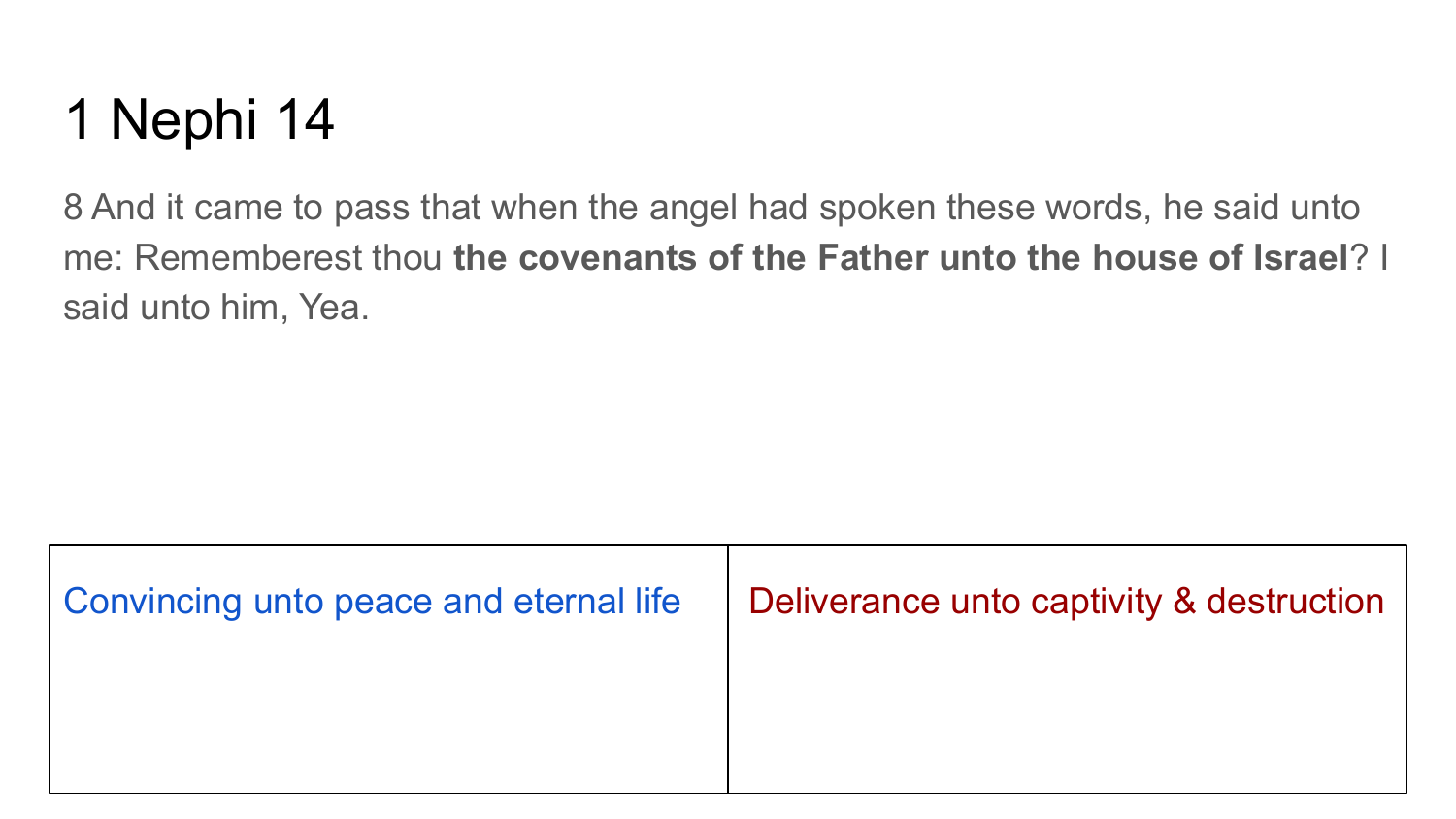# 1 Nephi 14

8 And it came to pass that when the angel had spoken these words, he said unto me: Rememberest thou **the covenants of the Father unto the house of Israel**? I said unto him, Yea.

| Convincing unto peace and eternal life | Deliverance unto captivity & destruction |
| --- | --- |
| | |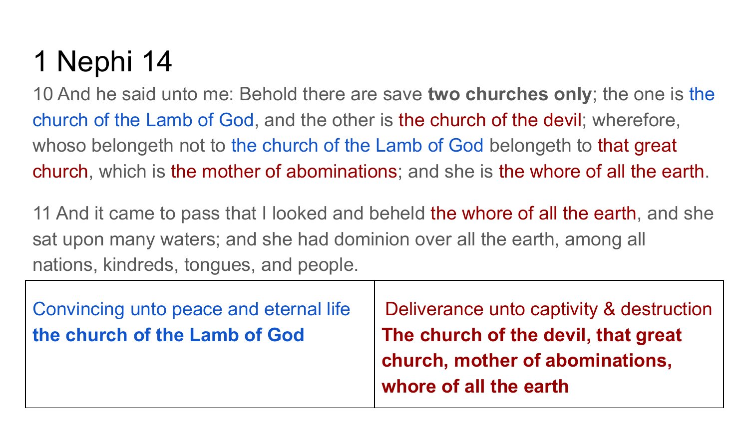# 1 Nephi 14

10 And he said unto me: Behold there are save **two churches only**; the one is the church of the Lamb of God, and the other is the church of the devil; wherefore, whoso belongeth not to the church of the Lamb of God belongeth to that great church, which is the mother of abominations; and she is the whore of all the earth.

11 And it came to pass that I looked and beheld the whore of all the earth, and she sat upon many waters; and she had dominion over all the earth, among all nations, kindreds, tongues, and people.

| Convincing unto peace and eternal life<br>**the church of the Lamb of God** | Deliverance unto captivity & destruction<br>**The church of the devil, that great church, mother of abominations, whore of all the earth** |
|---|---|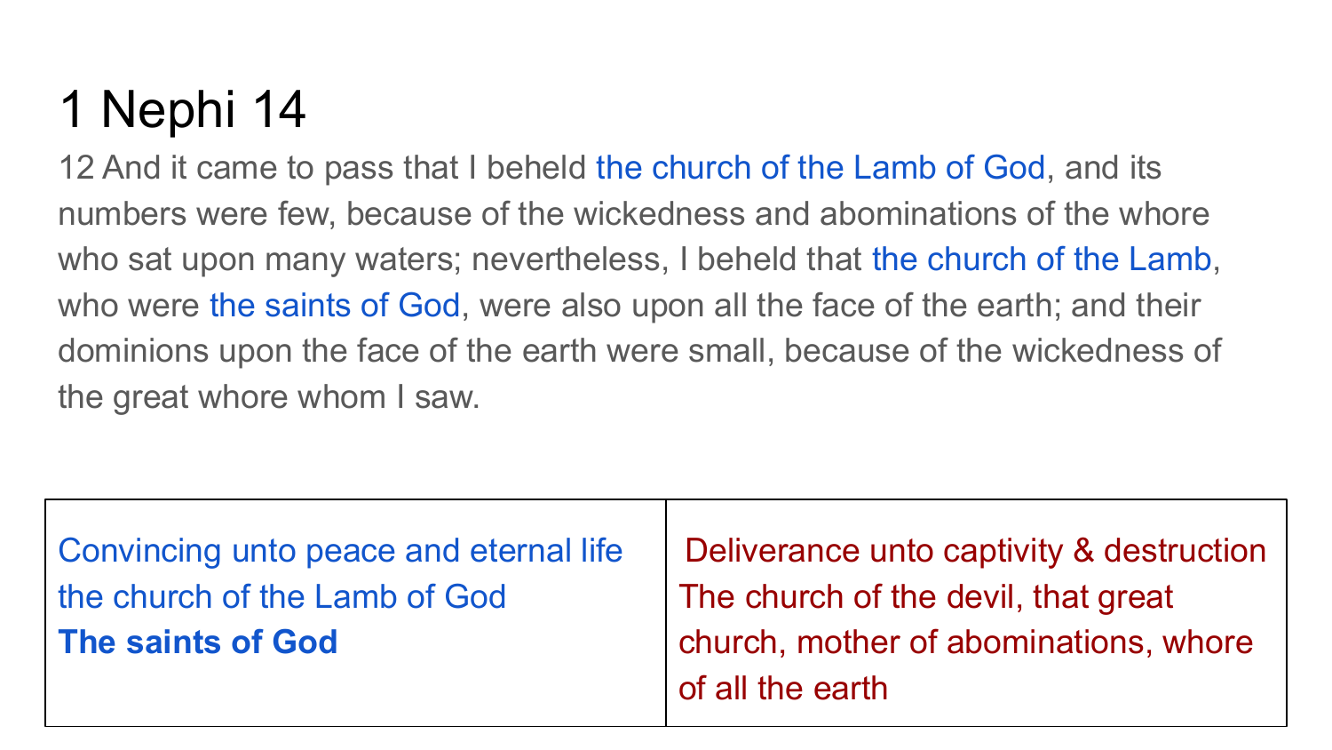# 1 Nephi 14

12 And it came to pass that I beheld the church of the Lamb of God, and its numbers were few, because of the wickedness and abominations of the whore who sat upon many waters; nevertheless, I beheld that the church of the Lamb, who were the saints of God, were also upon all the face of the earth; and their dominions upon the face of the earth were small, because of the wickedness of the great whore whom I saw.

| Convincing unto peace and eternal life<br>the church of the Lamb of God<br>**The saints of God** | Deliverance unto captivity & destruction<br>The church of the devil, that great church, mother of abominations, whore of all the earth |
|---|---|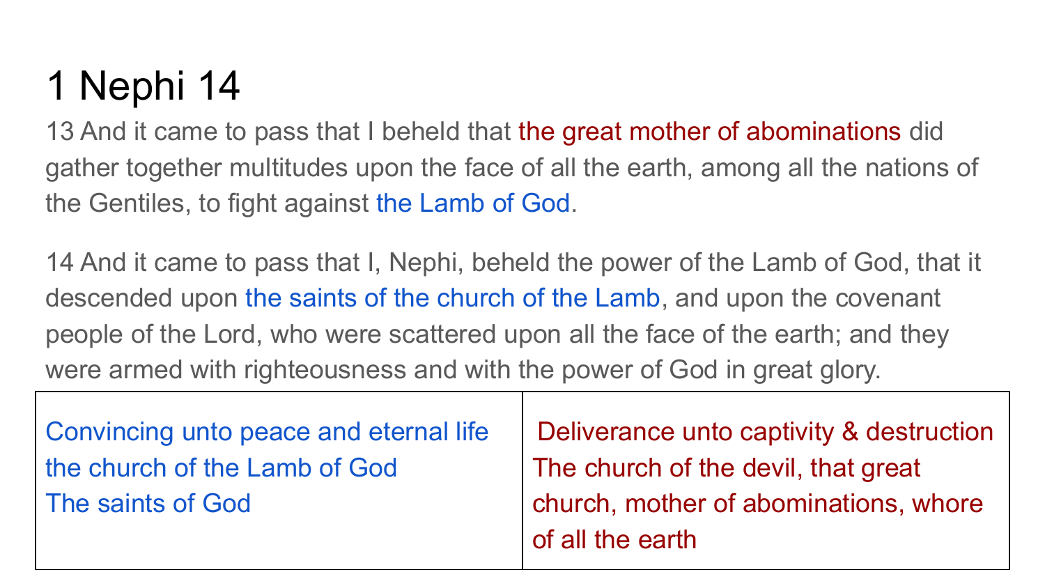# 1 Nephi 14

13 And it came to pass that I beheld that the great mother of abominations did gather together multitudes upon the face of all the earth, among all the nations of the Gentiles, to fight against the Lamb of God.

14 And it came to pass that I, Nephi, beheld the power of the Lamb of God, that it descended upon the saints of the church of the Lamb, and upon the covenant people of the Lord, who were scattered upon all the face of the earth; and they were armed with righteousness and with the power of God in great glory.

| Convincing unto peace and eternal life<br>the church of the Lamb of God<br>The saints of God | Deliverance unto captivity & destruction<br>The church of the devil, that great church, mother of abominations, whore of all the earth |
|---|---|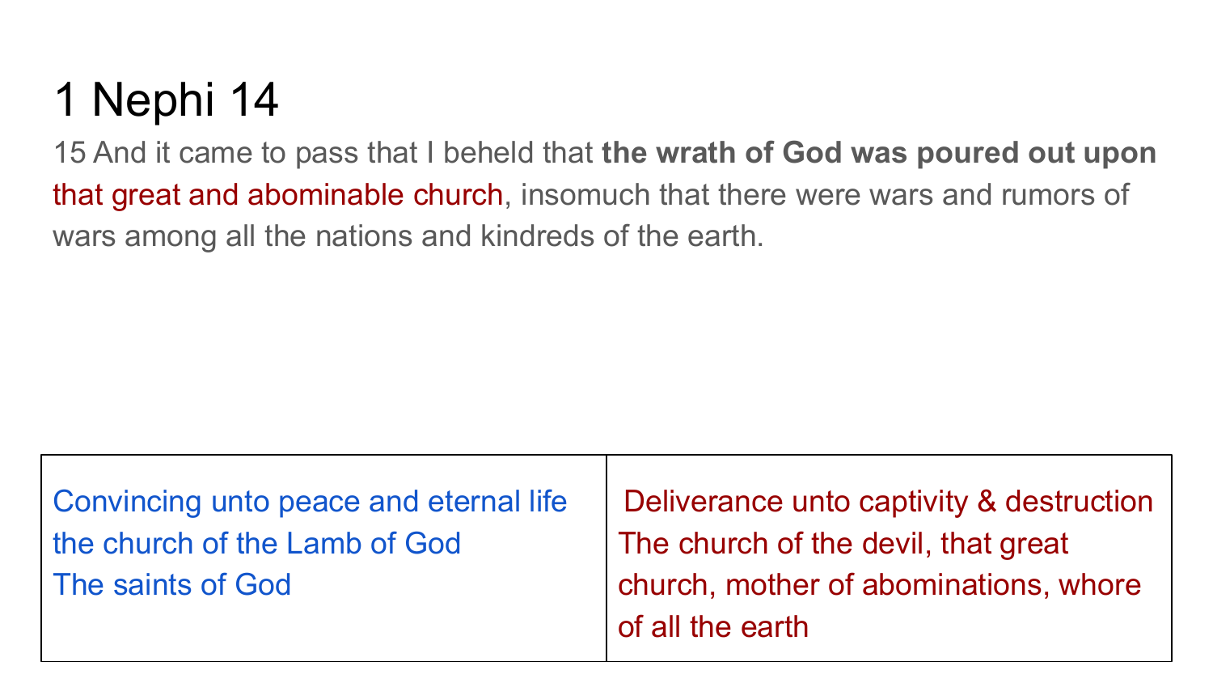# 1 Nephi 14

15 And it came to pass that I beheld that **the wrath of God was poured out upon** that great and abominable church, insomuch that there were wars and rumors of wars among all the nations and kindreds of the earth.

| Convincing unto peace and eternal life<br>the church of the Lamb of God<br>The saints of God | Deliverance unto captivity & destruction<br>The church of the devil, that great church, mother of abominations, whore of all the earth |
|---|---|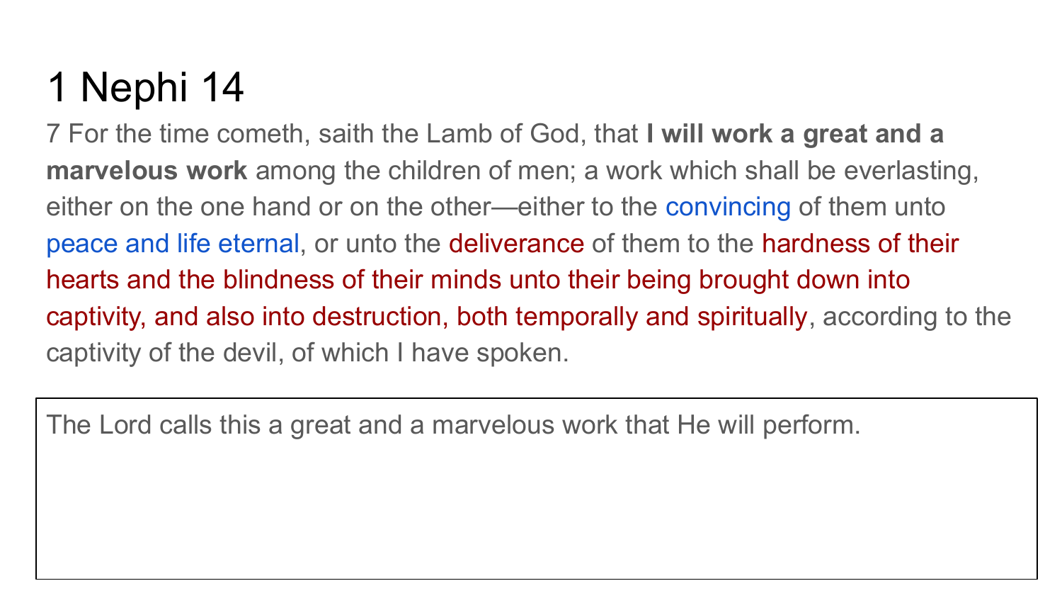# 1 Nephi 14

7 For the time cometh, saith the Lamb of God, that **I will work a great and a marvelous work** among the children of men; a work which shall be everlasting, either on the one hand or on the other—either to the convincing of them unto peace and life eternal, or unto the deliverance of them to the hardness of their hearts and the blindness of their minds unto their being brought down into captivity, and also into destruction, both temporally and spiritually, according to the captivity of the devil, of which I have spoken.

The Lord calls this a great and a marvelous work that He will perform.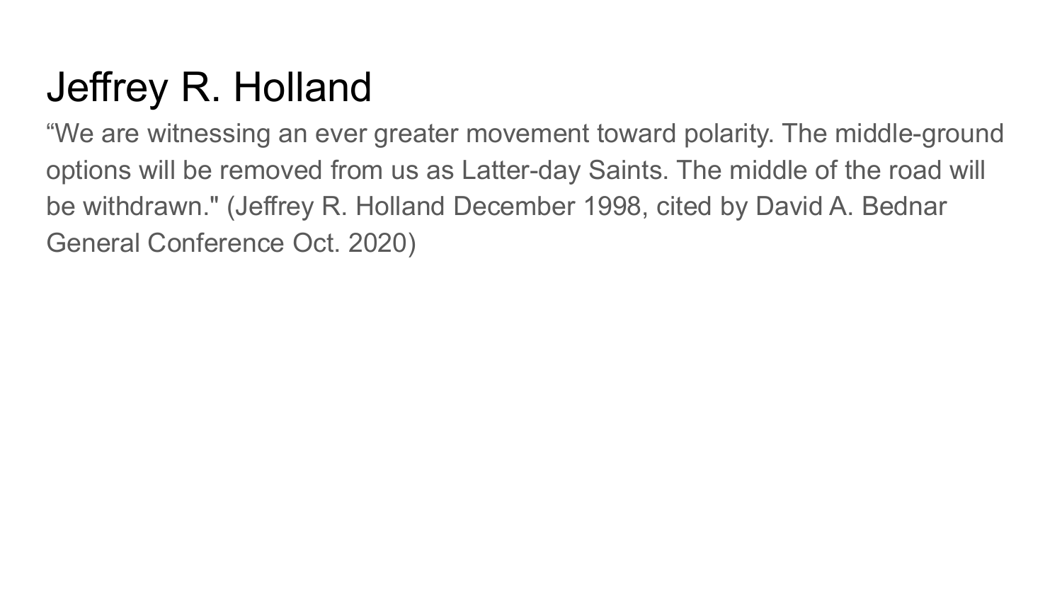# Jeffrey R. Holland

“We are witnessing an ever greater movement toward polarity. The middle-ground options will be removed from us as Latter-day Saints. The middle of the road will be withdrawn." (Jeffrey R. Holland December 1998, cited by David A. Bednar General Conference Oct. 2020)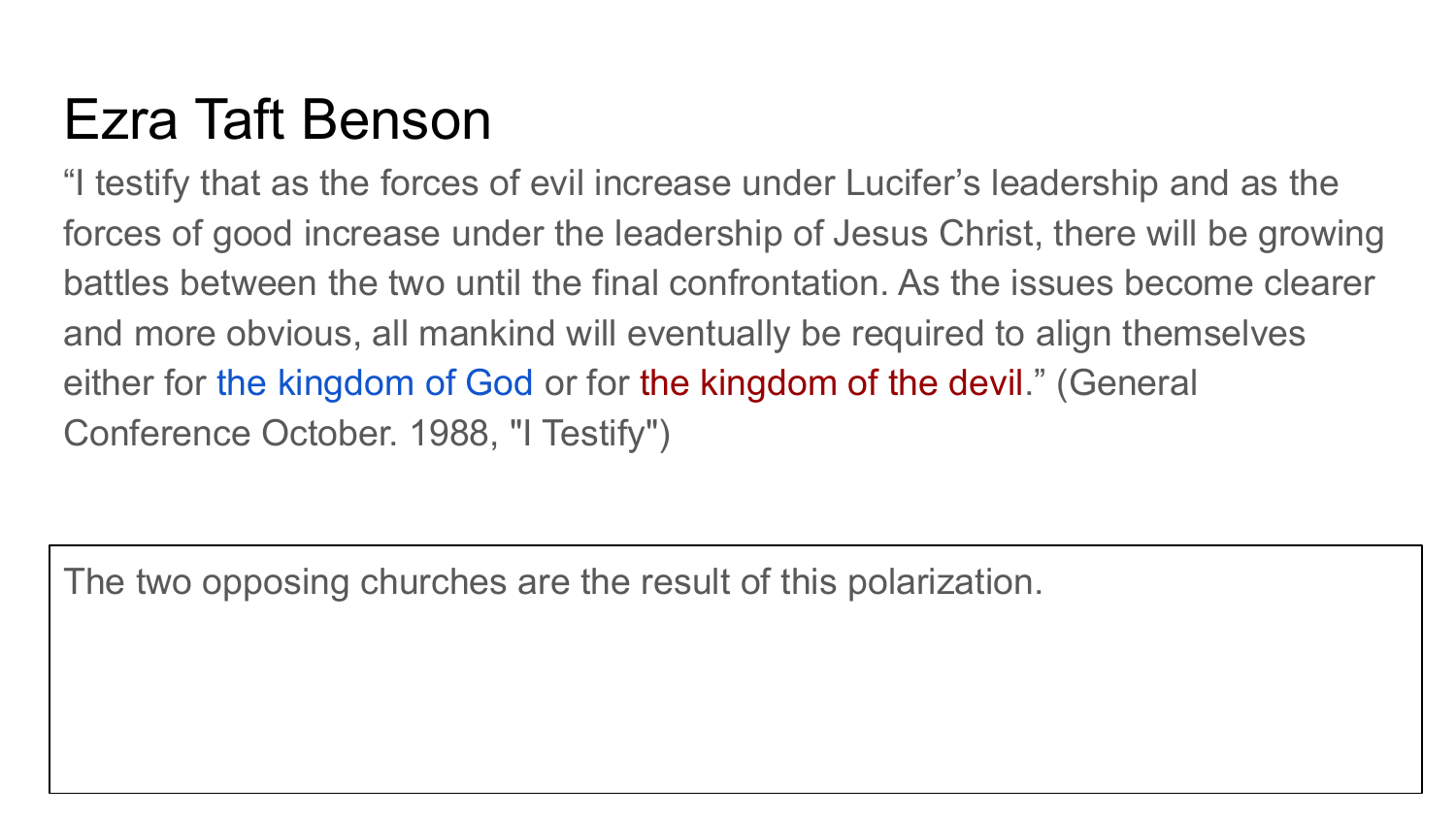# Ezra Taft Benson

“I testify that as the forces of evil increase under Lucifer’s leadership and as the forces of good increase under the leadership of Jesus Christ, there will be growing battles between the two until the final confrontation. As the issues become clearer and more obvious, all mankind will eventually be required to align themselves either for the kingdom of God or for the kingdom of the devil.” (General Conference October. 1988, "I Testify")

The two opposing churches are the result of this polarization.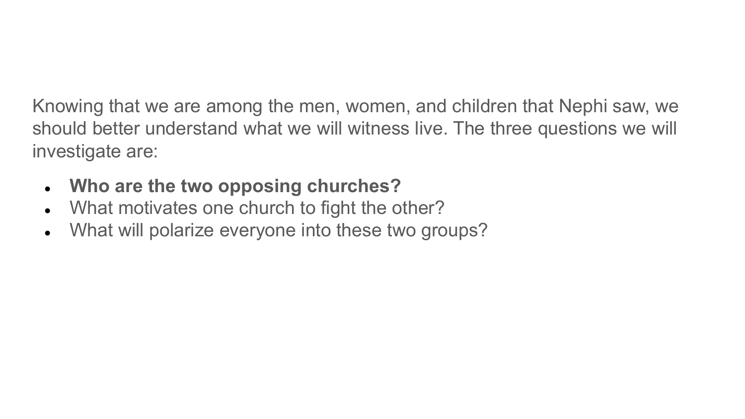Knowing that we are among the men, women, and children that Nephi saw, we should better understand what we will witness live. The three questions we will investigate are:

- **Who are the two opposing churches?**
- What motivates one church to fight the other?
- What will polarize everyone into these two groups?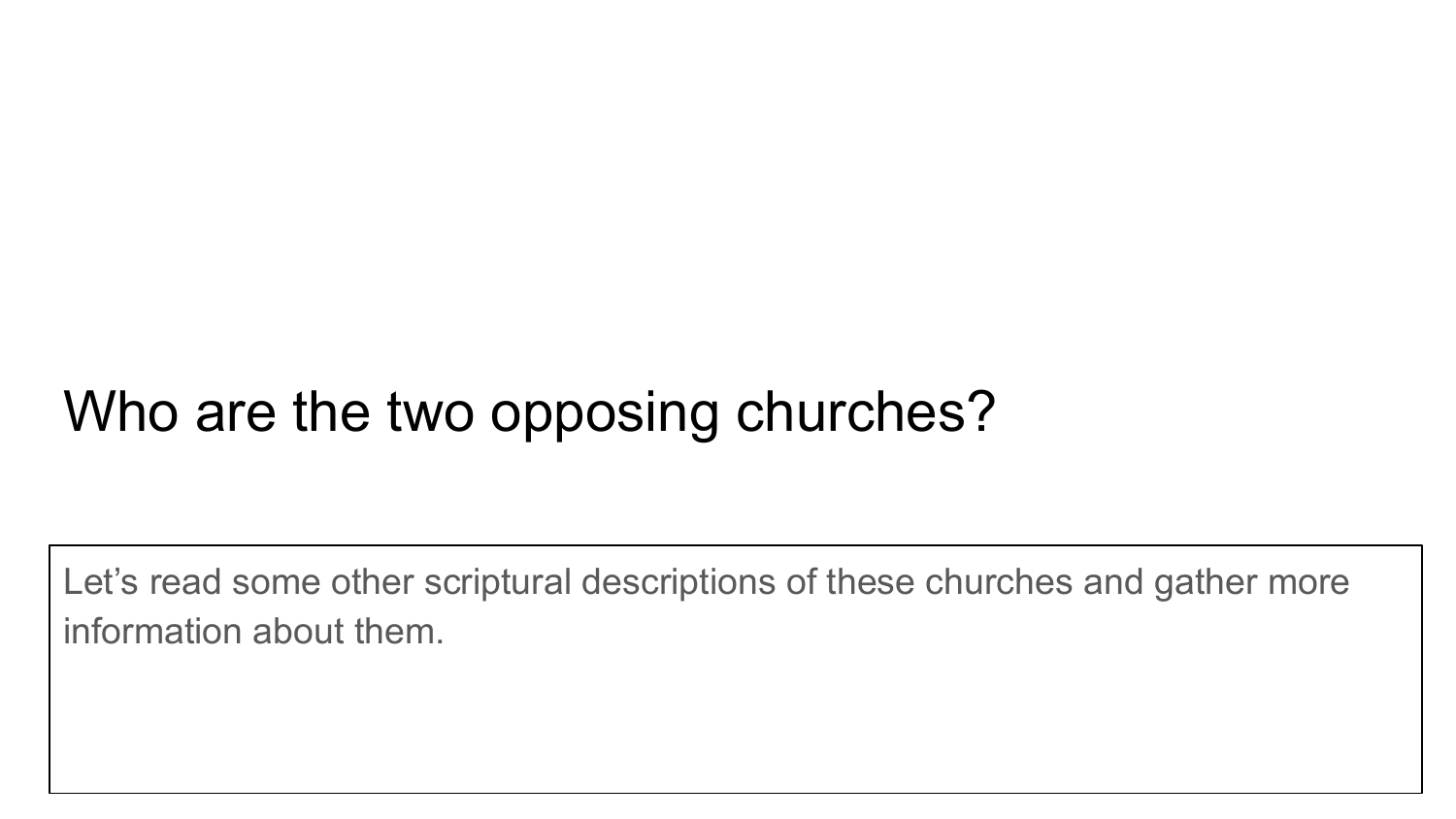# Who are the two opposing churches?

Let’s read some other scriptural descriptions of these churches and gather more information about them.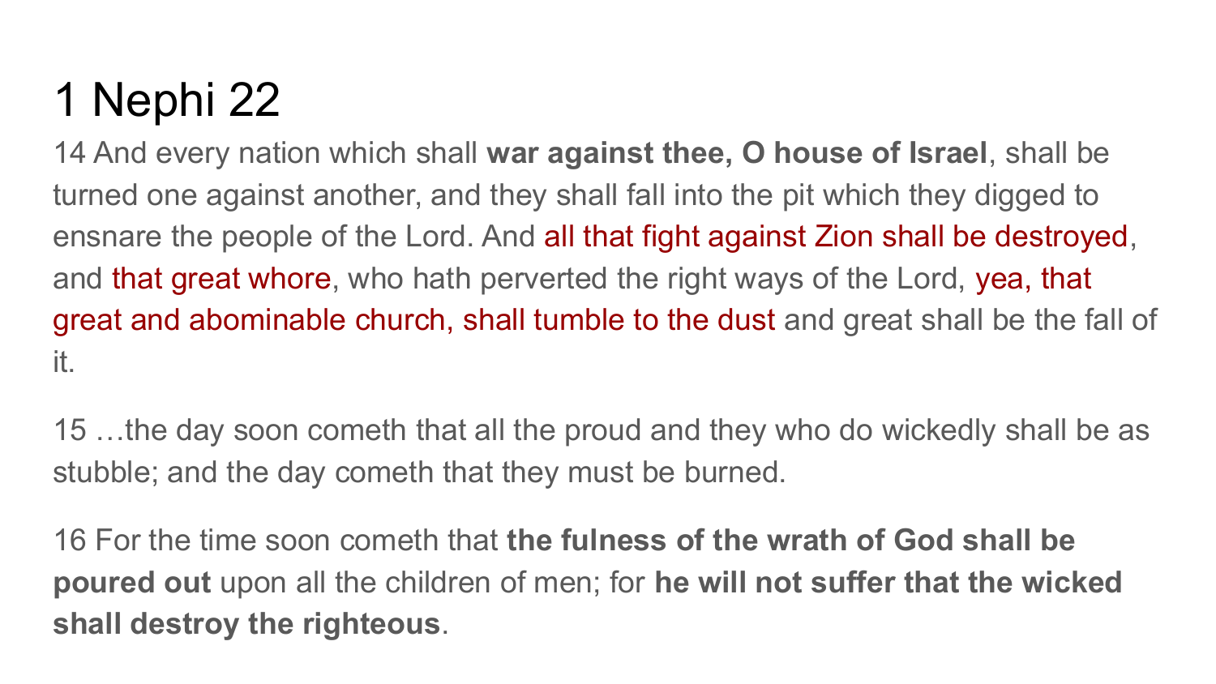# 1 Nephi 22

14 And every nation which shall **war against thee, O house of Israel**, shall be turned one against another, and they shall fall into the pit which they digged to ensnare the people of the Lord. And all that fight against Zion shall be destroyed, and that great whore, who hath perverted the right ways of the Lord, yea, that great and abominable church, shall tumble to the dust and great shall be the fall of it.

15 …the day soon cometh that all the proud and they who do wickedly shall be as stubble; and the day cometh that they must be burned.

16 For the time soon cometh that **the fulness of the wrath of God shall be poured out** upon all the children of men; for **he will not suffer that the wicked shall destroy the righteous**.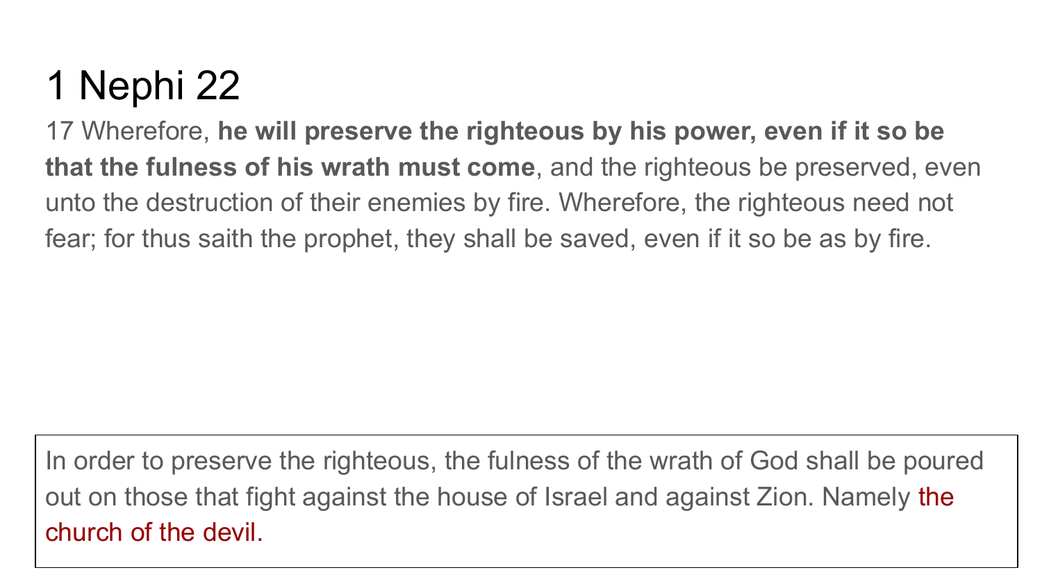# 1 Nephi 22

17 Wherefore, **he will preserve the righteous by his power, even if it so be that the fulness of his wrath must come**, and the righteous be preserved, even unto the destruction of their enemies by fire. Wherefore, the righteous need not fear; for thus saith the prophet, they shall be saved, even if it so be as by fire.

In order to preserve the righteous, the fulness of the wrath of God shall be poured out on those that fight against the house of Israel and against Zion. Namely the church of the devil.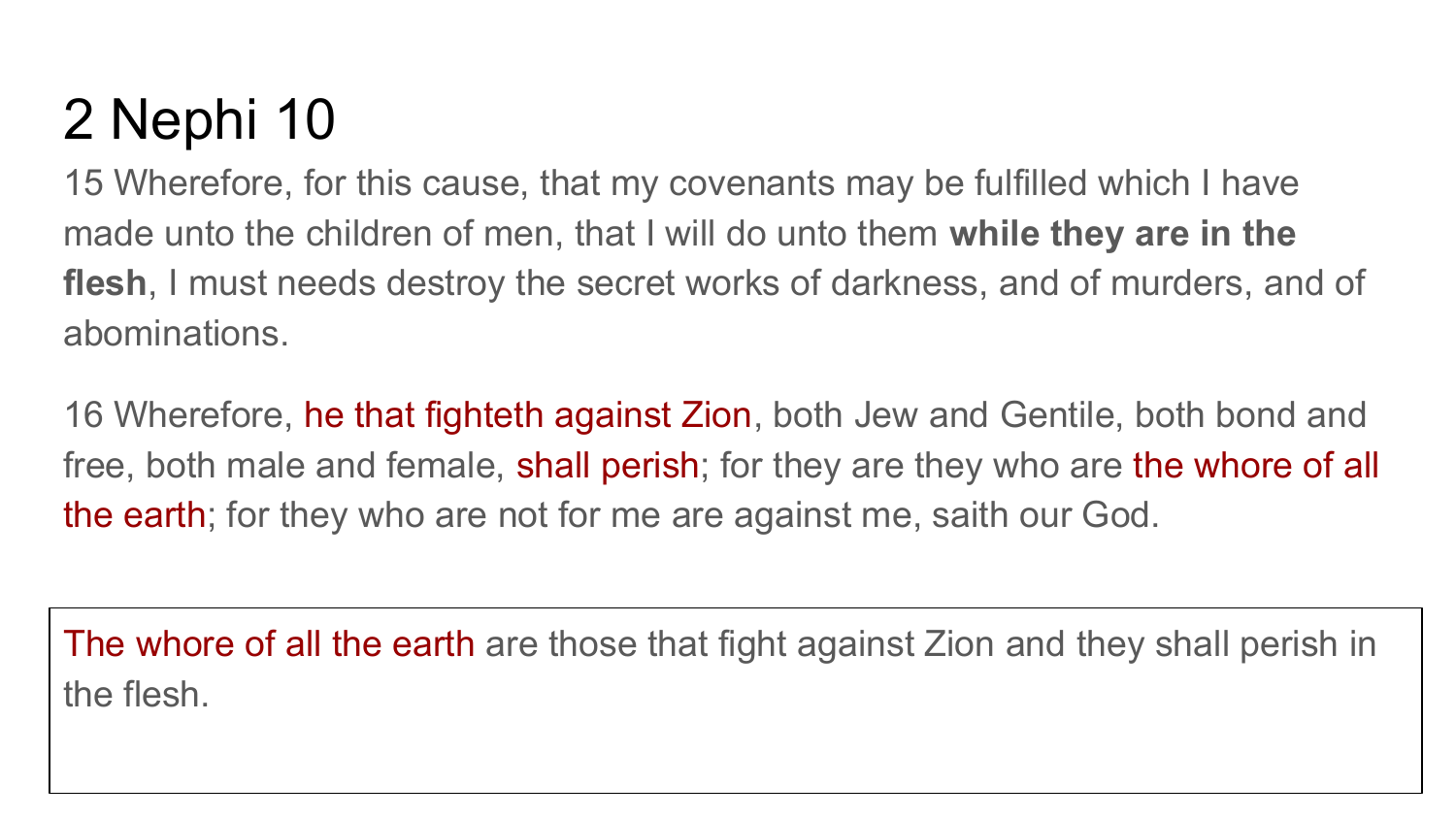# 2 Nephi 10

15 Wherefore, for this cause, that my covenants may be fulfilled which I have made unto the children of men, that I will do unto them **while they are in the flesh**, I must needs destroy the secret works of darkness, and of murders, and of abominations.

16 Wherefore, he that fighteth against Zion, both Jew and Gentile, both bond and free, both male and female, shall perish; for they are they who are the whore of all the earth; for they who are not for me are against me, saith our God.

The whore of all the earth are those that fight against Zion and they shall perish in the flesh.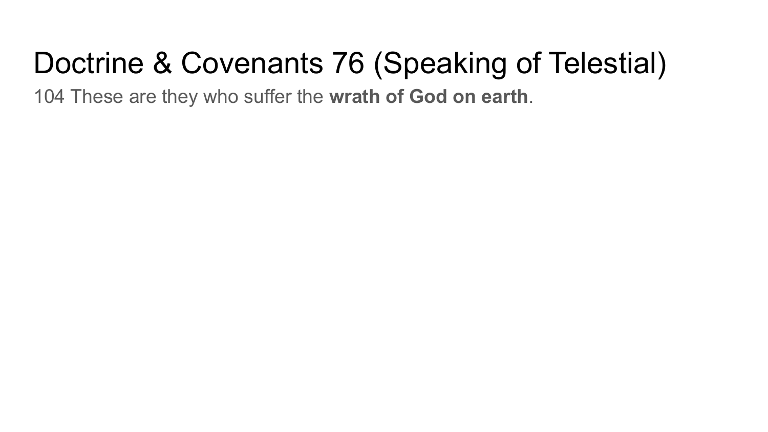# Doctrine & Covenants 76 (Speaking of Telestial)

104 These are they who suffer the **wrath of God on earth**.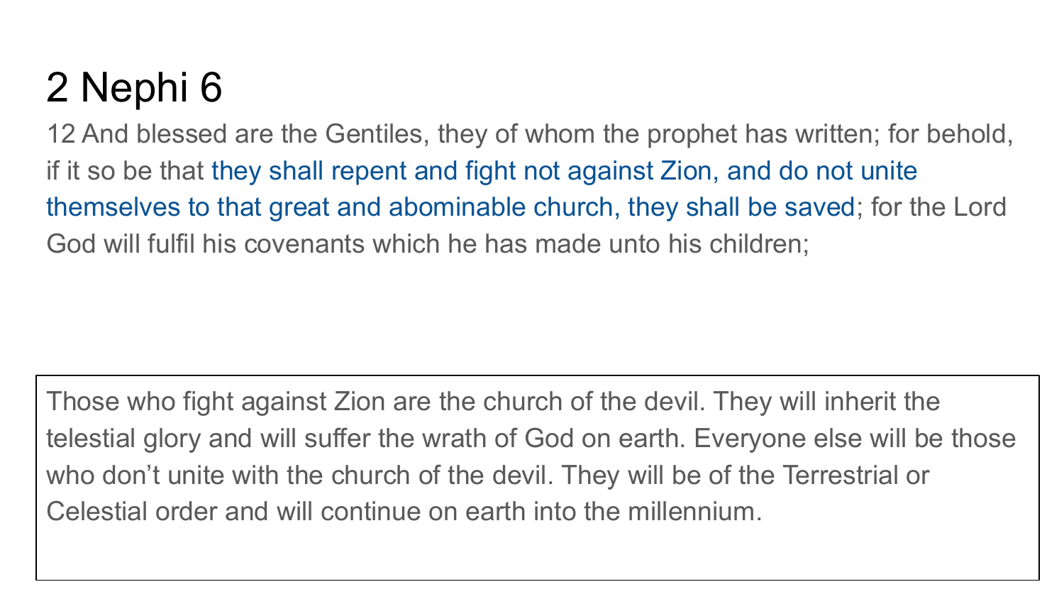# 2 Nephi 6

12 And blessed are the Gentiles, they of whom the prophet has written; for behold, if it so be that they shall repent and fight not against Zion, and do not unite themselves to that great and abominable church, they shall be saved; for the Lord God will fulfil his covenants which he has made unto his children;

Those who fight against Zion are the church of the devil. They will inherit the telestial glory and will suffer the wrath of God on earth. Everyone else will be those who don't unite with the church of the devil. They will be of the Terrestrial or Celestial order and will continue on earth into the millennium.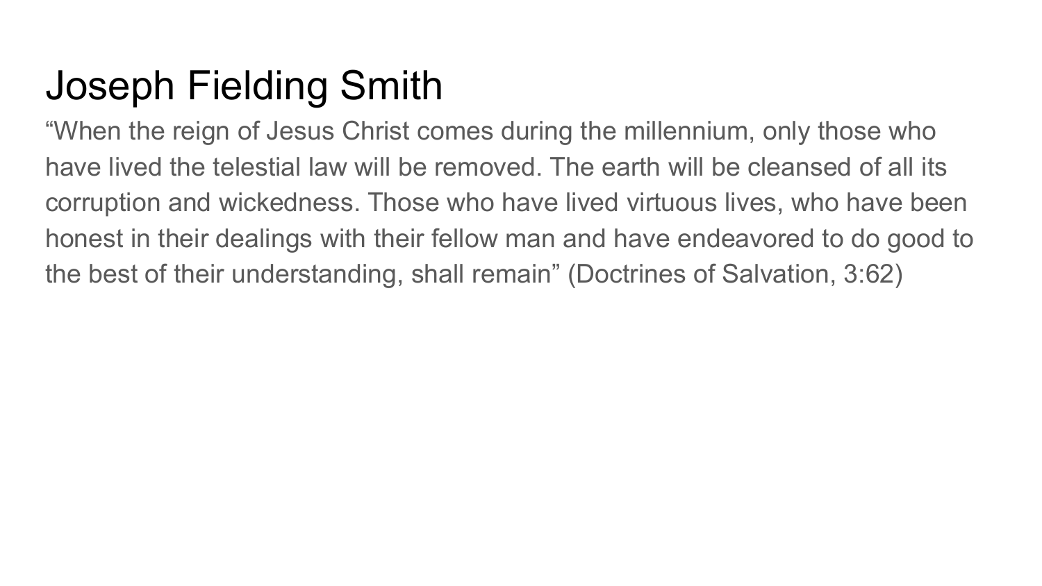# Joseph Fielding Smith

“When the reign of Jesus Christ comes during the millennium, only those who have lived the telestial law will be removed. The earth will be cleansed of all its corruption and wickedness. Those who have lived virtuous lives, who have been honest in their dealings with their fellow man and have endeavored to do good to the best of their understanding, shall remain” (Doctrines of Salvation, 3:62)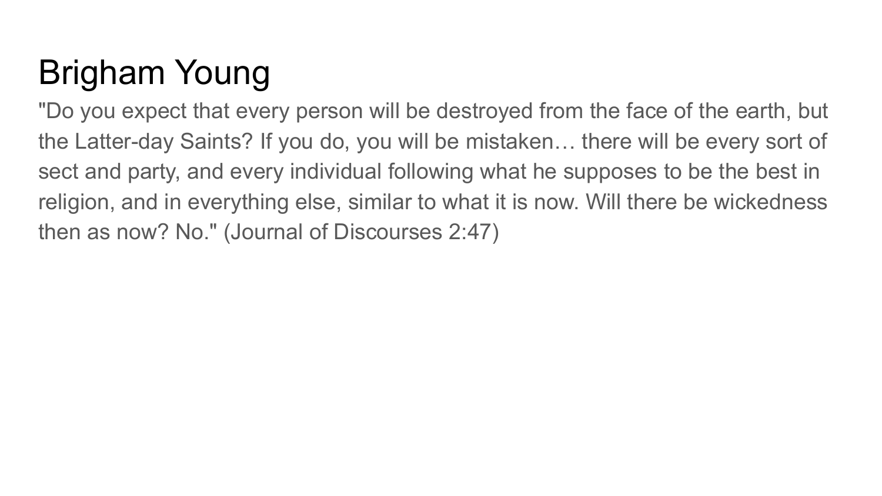# Brigham Young

"Do you expect that every person will be destroyed from the face of the earth, but the Latter-day Saints? If you do, you will be mistaken… there will be every sort of sect and party, and every individual following what he supposes to be the best in religion, and in everything else, similar to what it is now. Will there be wickedness then as now? No." (Journal of Discourses 2:47)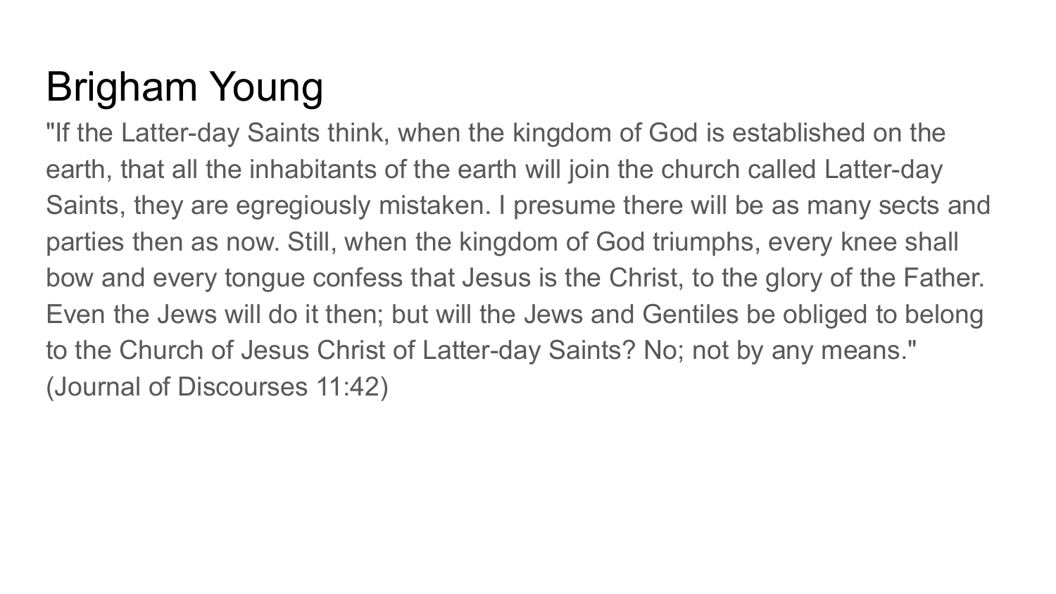# Brigham Young

"If the Latter-day Saints think, when the kingdom of God is established on the earth, that all the inhabitants of the earth will join the church called Latter-day Saints, they are egregiously mistaken. I presume there will be as many sects and parties then as now. Still, when the kingdom of God triumphs, every knee shall bow and every tongue confess that Jesus is the Christ, to the glory of the Father. Even the Jews will do it then; but will the Jews and Gentiles be obliged to belong to the Church of Jesus Christ of Latter-day Saints? No; not by any means." (Journal of Discourses 11:42)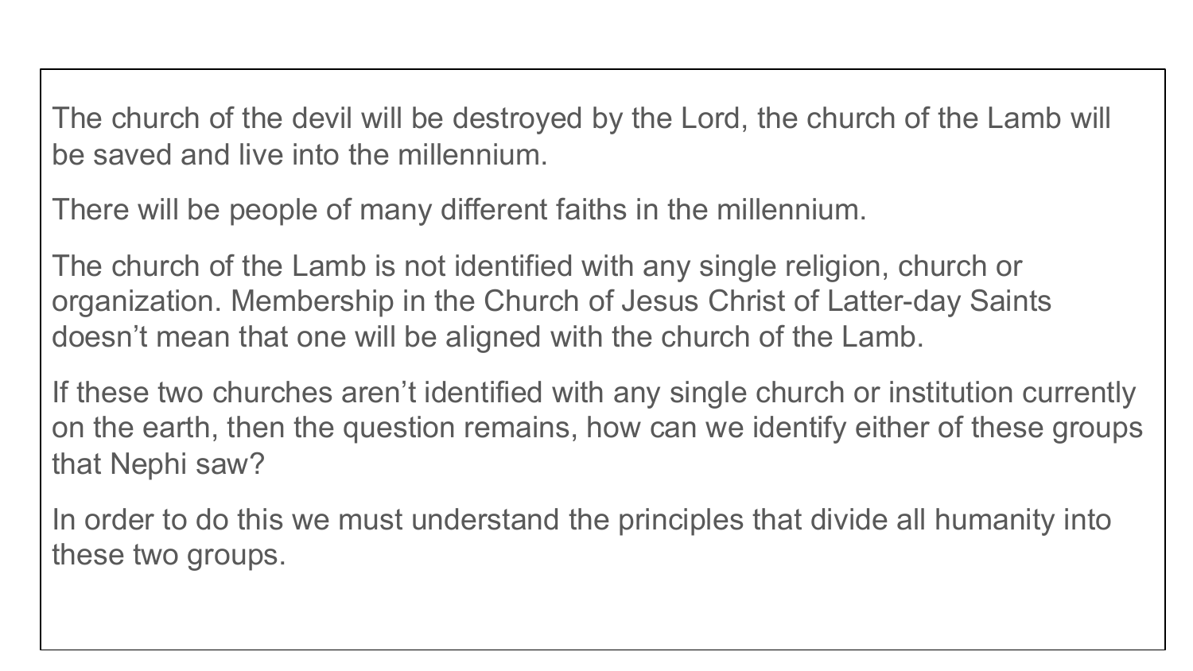The church of the devil will be destroyed by the Lord, the church of the Lamb will be saved and live into the millennium.

There will be people of many different faiths in the millennium.

The church of the Lamb is not identified with any single religion, church or organization. Membership in the Church of Jesus Christ of Latter-day Saints doesn't mean that one will be aligned with the church of the Lamb.

If these two churches aren't identified with any single church or institution currently on the earth, then the question remains, how can we identify either of these groups that Nephi saw?

In order to do this we must understand the principles that divide all humanity into these two groups.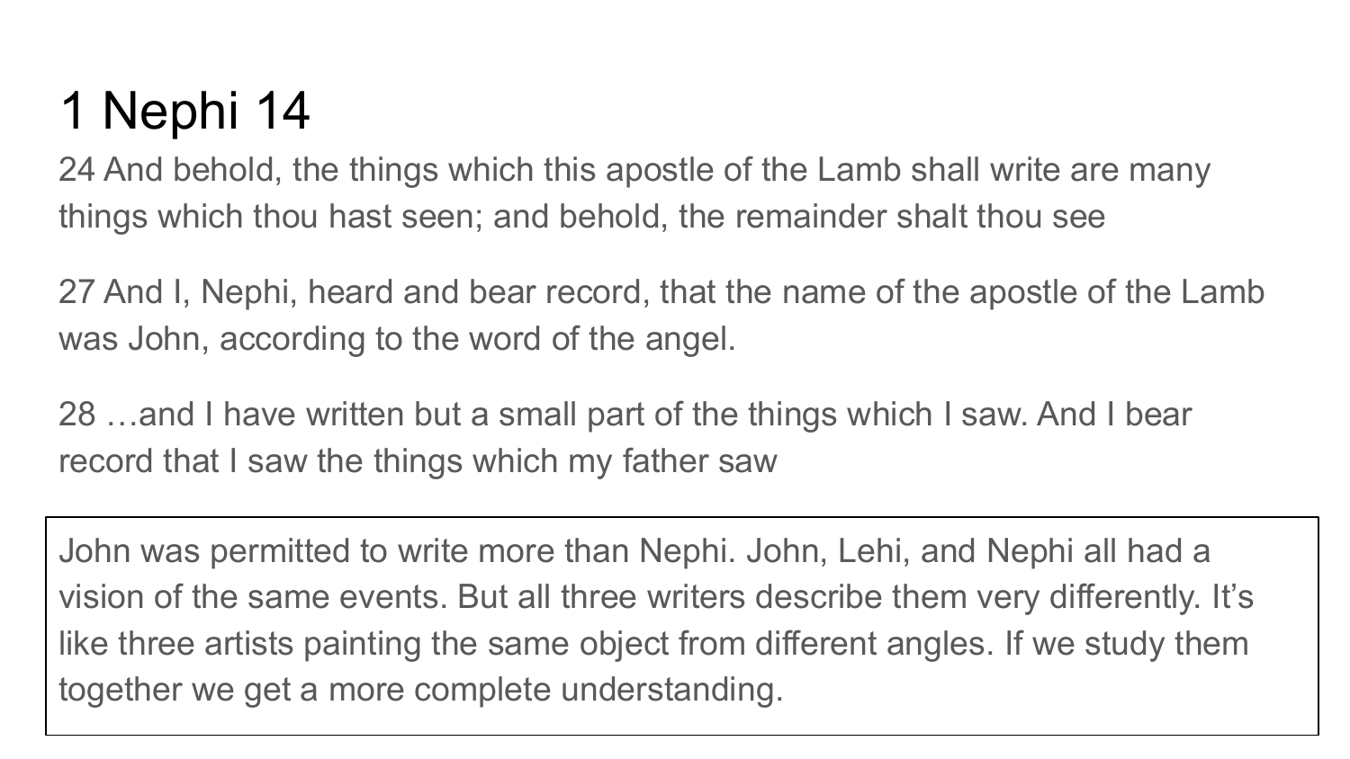# 1 Nephi 14

24 And behold, the things which this apostle of the Lamb shall write are many things which thou hast seen; and behold, the remainder shalt thou see

27 And I, Nephi, heard and bear record, that the name of the apostle of the Lamb was John, according to the word of the angel.

28 …and I have written but a small part of the things which I saw. And I bear record that I saw the things which my father saw

John was permitted to write more than Nephi. John, Lehi, and Nephi all had a vision of the same events. But all three writers describe them very differently. It's like three artists painting the same object from different angles. If we study them together we get a more complete understanding.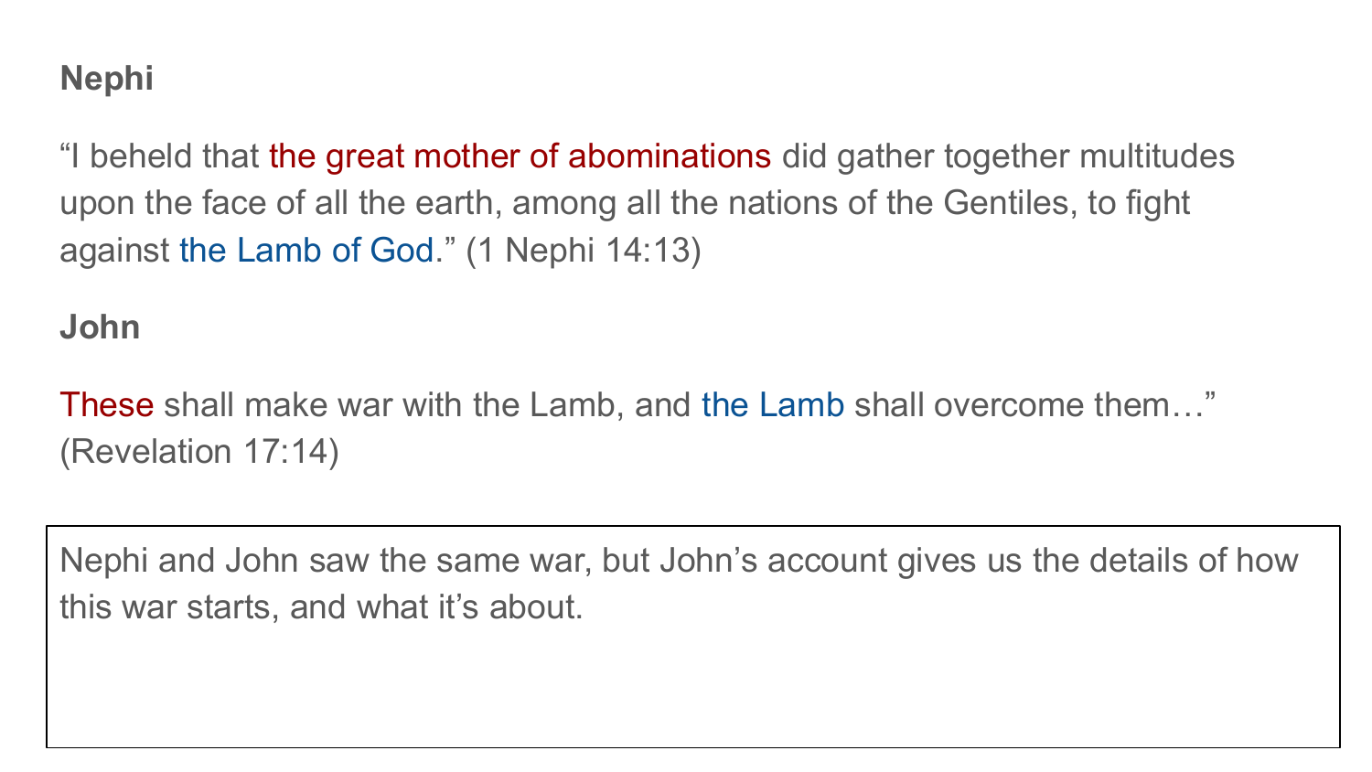**Nephi**

“I beheld that the great mother of abominations did gather together multitudes upon the face of all the earth, among all the nations of the Gentiles, to fight against the Lamb of God.” (1 Nephi 14:13)

**John**

These shall make war with the Lamb, and the Lamb shall overcome them…” (Revelation 17:14)

Nephi and John saw the same war, but John’s account gives us the details of how this war starts, and what it’s about.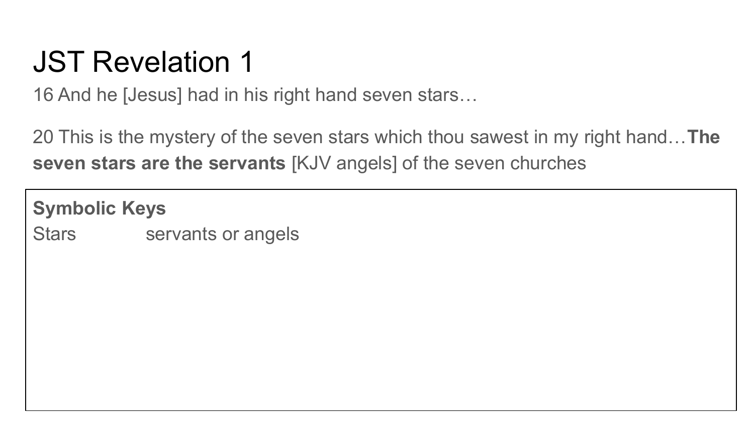# JST Revelation 1

16 And he [Jesus] had in his right hand seven stars…

20 This is the mystery of the seven stars which thou sawest in my right hand…**The seven stars are the servants** [KJV angels] of the seven churches

**Symbolic Keys**

| | |
|---|---|
| Stars | servants or angels |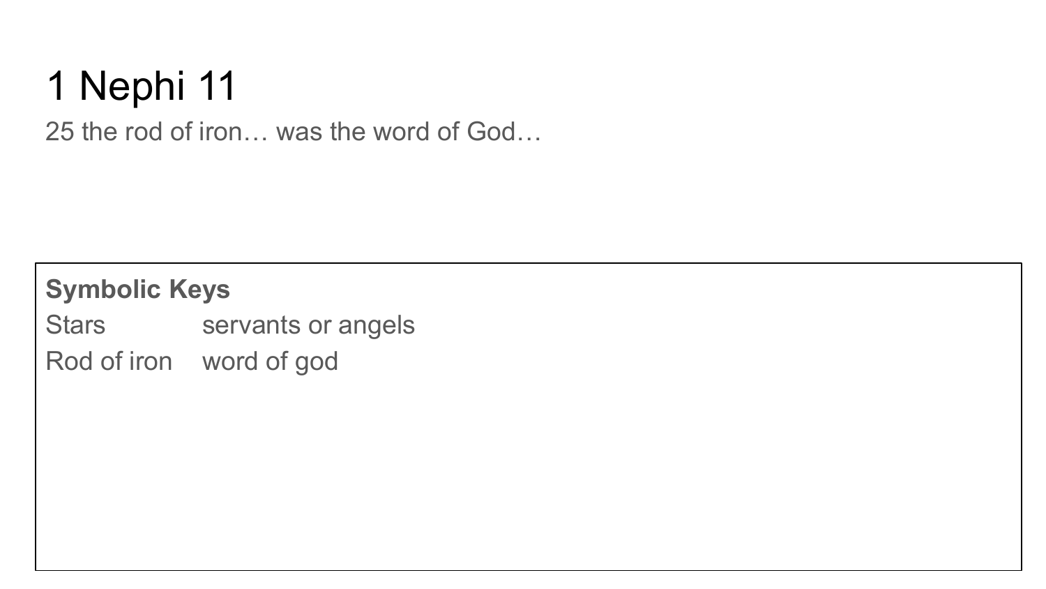# 1 Nephi 11

25 the rod of iron… was the word of God…

**Symbolic Keys**

| | |
|---|---|
| Stars | servants or angels |
| Rod of iron | word of god |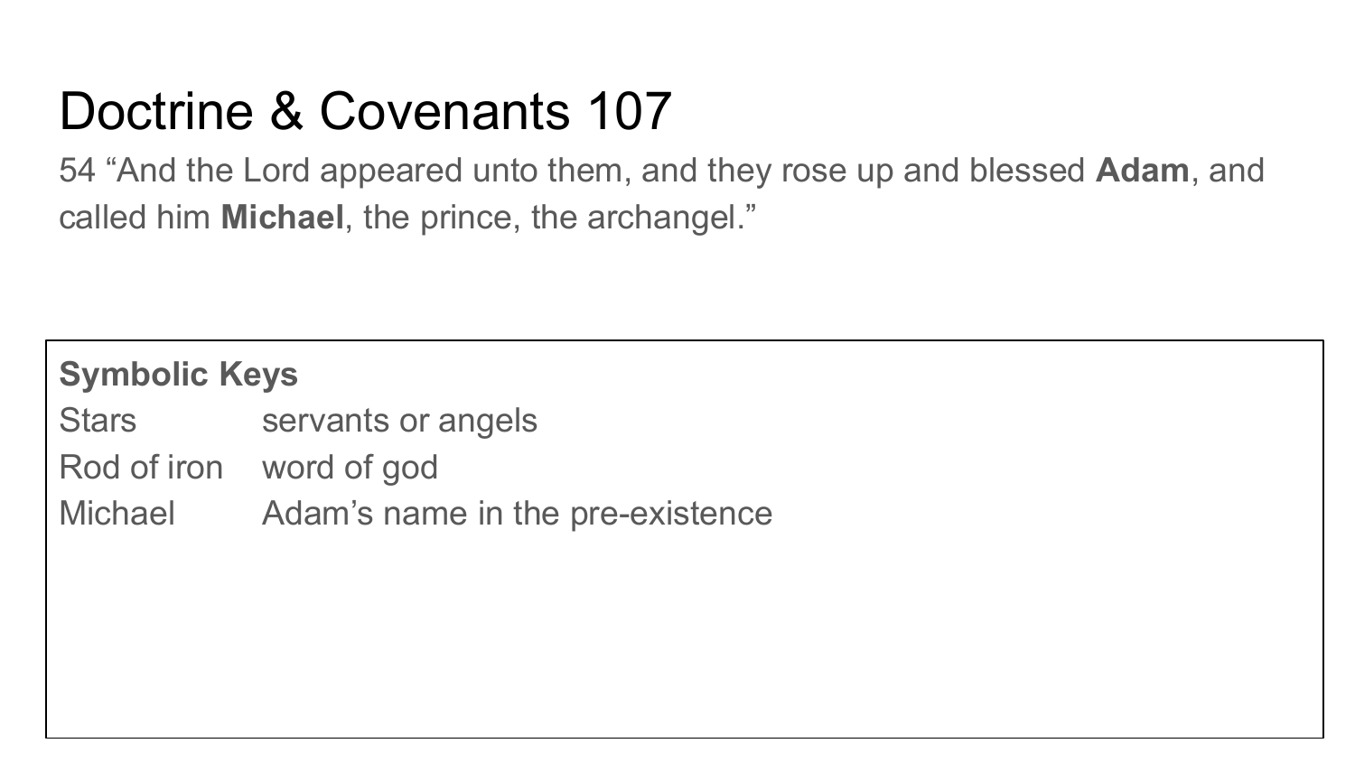# Doctrine & Covenants 107

54 “And the Lord appeared unto them, and they rose up and blessed **Adam**, and called him **Michael**, the prince, the archangel.”

**Symbolic Keys**

| | |
|---|---|
| Stars | servants or angels |
| Rod of iron | word of god |
| Michael | Adam’s name in the pre-existence |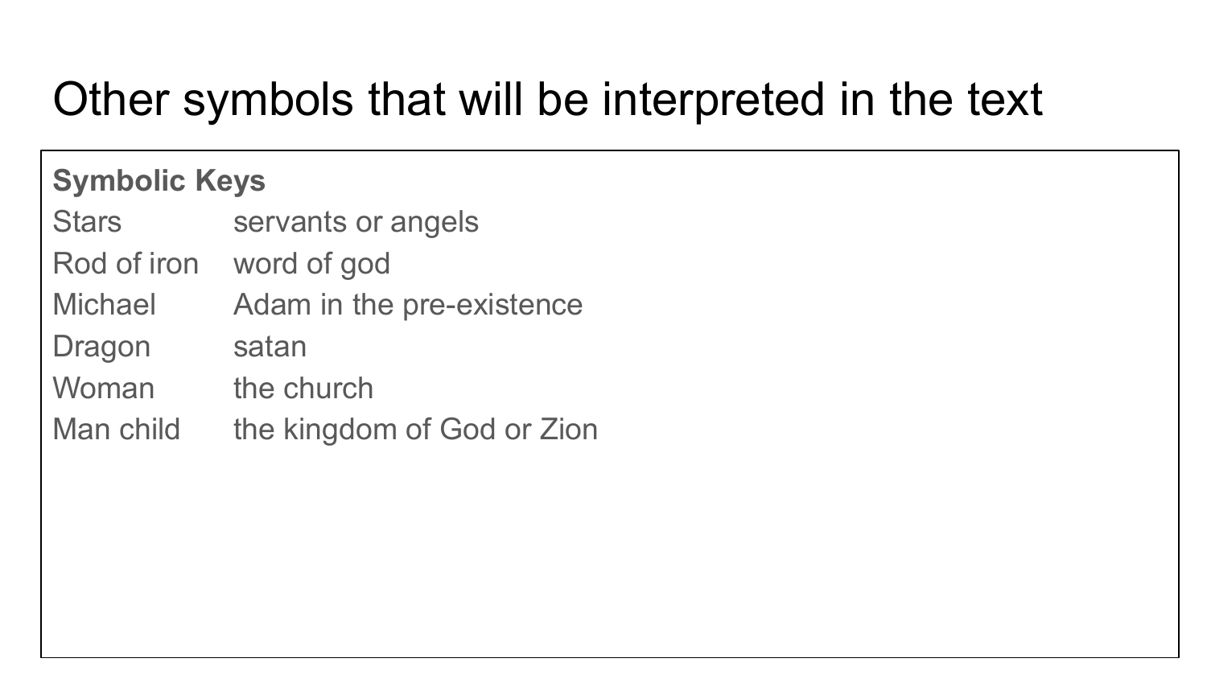# Other symbols that will be interpreted in the text

**Symbolic Keys**

| Symbol | Meaning |
| --- | --- |
| Stars | servants or angels |
| Rod of iron | word of god |
| Michael | Adam in the pre-existence |
| Dragon | satan |
| Woman | the church |
| Man child | the kingdom of God or Zion |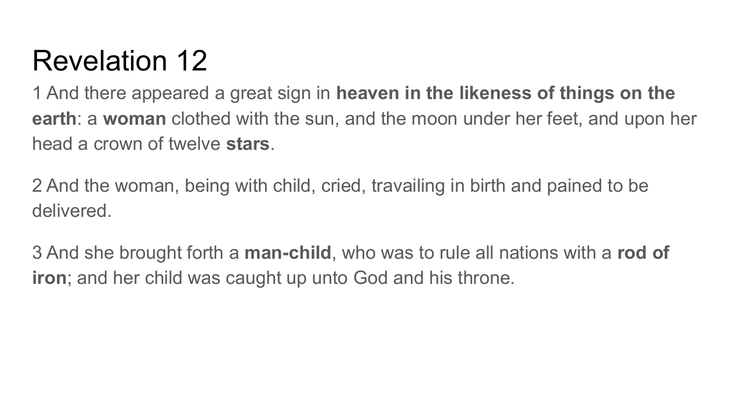# Revelation 12

1 And there appeared a great sign in **heaven in the likeness of things on the earth**: a **woman** clothed with the sun, and the moon under her feet, and upon her head a crown of twelve **stars**.

2 And the woman, being with child, cried, travailing in birth and pained to be delivered.

3 And she brought forth a **man-child**, who was to rule all nations with a **rod of iron**; and her child was caught up unto God and his throne.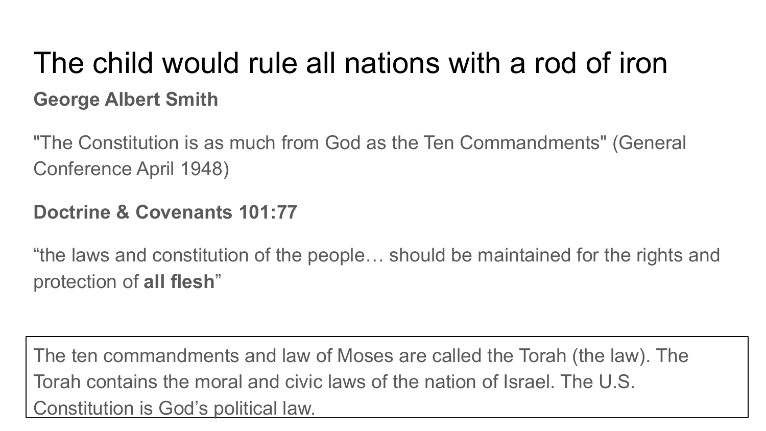# The child would rule all nations with a rod of iron

**George Albert Smith**

"The Constitution is as much from God as the Ten Commandments" (General Conference April 1948)

**Doctrine & Covenants 101:77**

“the laws and constitution of the people… should be maintained for the rights and protection of **all flesh**”

The ten commandments and law of Moses are called the Torah (the law). The Torah contains the moral and civic laws of the nation of Israel. The U.S. Constitution is God’s political law.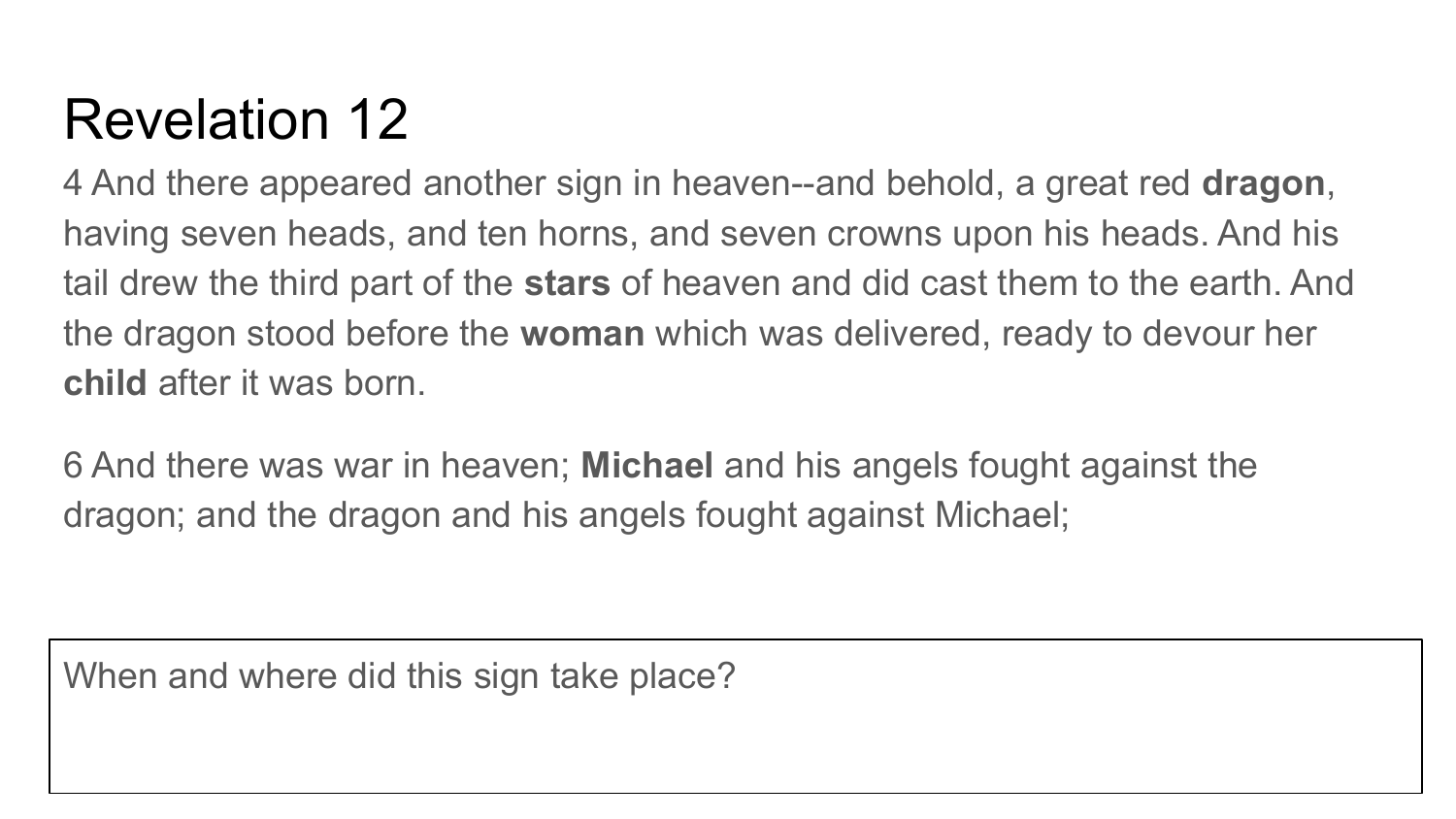# Revelation 12

4 And there appeared another sign in heaven--and behold, a great red **dragon**, having seven heads, and ten horns, and seven crowns upon his heads. And his tail drew the third part of the **stars** of heaven and did cast them to the earth. And the dragon stood before the **woman** which was delivered, ready to devour her **child** after it was born.

6 And there was war in heaven; **Michael** and his angels fought against the dragon; and the dragon and his angels fought against Michael;

When and where did this sign take place?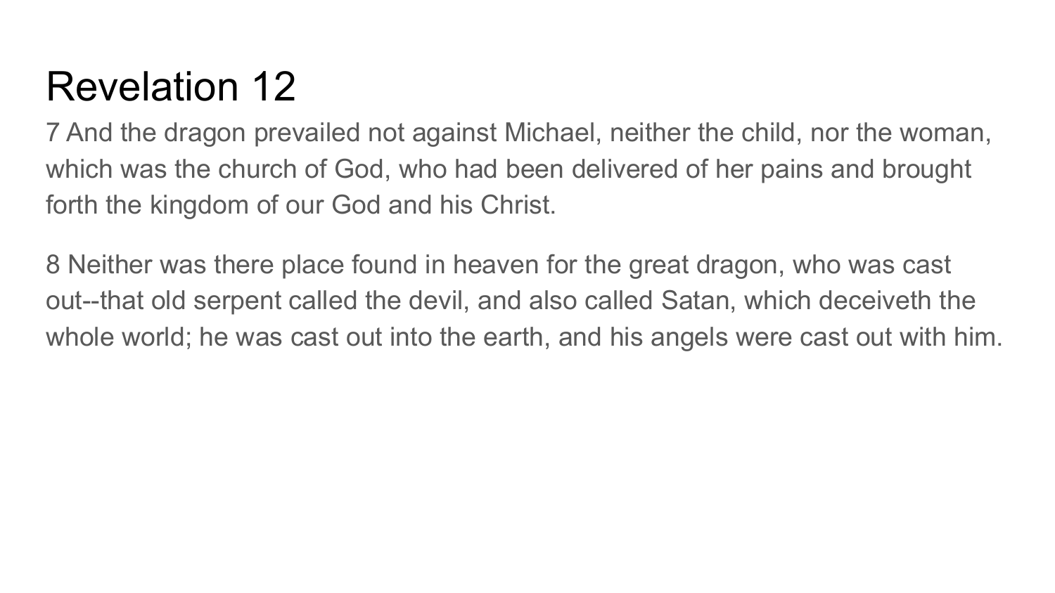# Revelation 12

7 And the dragon prevailed not against Michael, neither the child, nor the woman, which was the church of God, who had been delivered of her pains and brought forth the kingdom of our God and his Christ.

8 Neither was there place found in heaven for the great dragon, who was cast out--that old serpent called the devil, and also called Satan, which deceiveth the whole world; he was cast out into the earth, and his angels were cast out with him.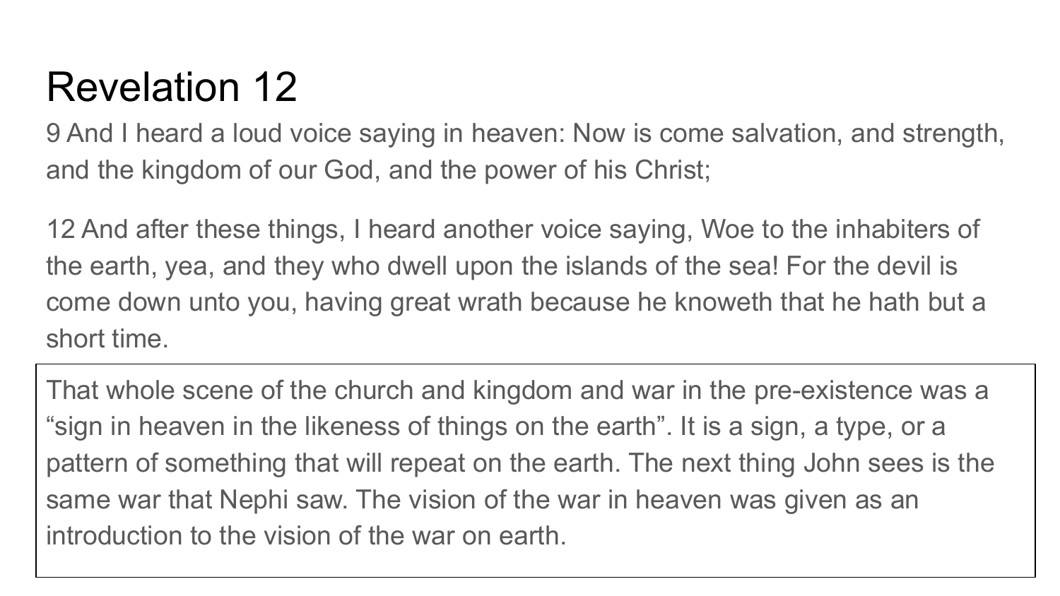# Revelation 12

9 And I heard a loud voice saying in heaven: Now is come salvation, and strength, and the kingdom of our God, and the power of his Christ;

12 And after these things, I heard another voice saying, Woe to the inhabiters of the earth, yea, and they who dwell upon the islands of the sea! For the devil is come down unto you, having great wrath because he knoweth that he hath but a short time.

That whole scene of the church and kingdom and war in the pre-existence was a “sign in heaven in the likeness of things on the earth”. It is a sign, a type, or a pattern of something that will repeat on the earth. The next thing John sees is the same war that Nephi saw. The vision of the war in heaven was given as an introduction to the vision of the war on earth.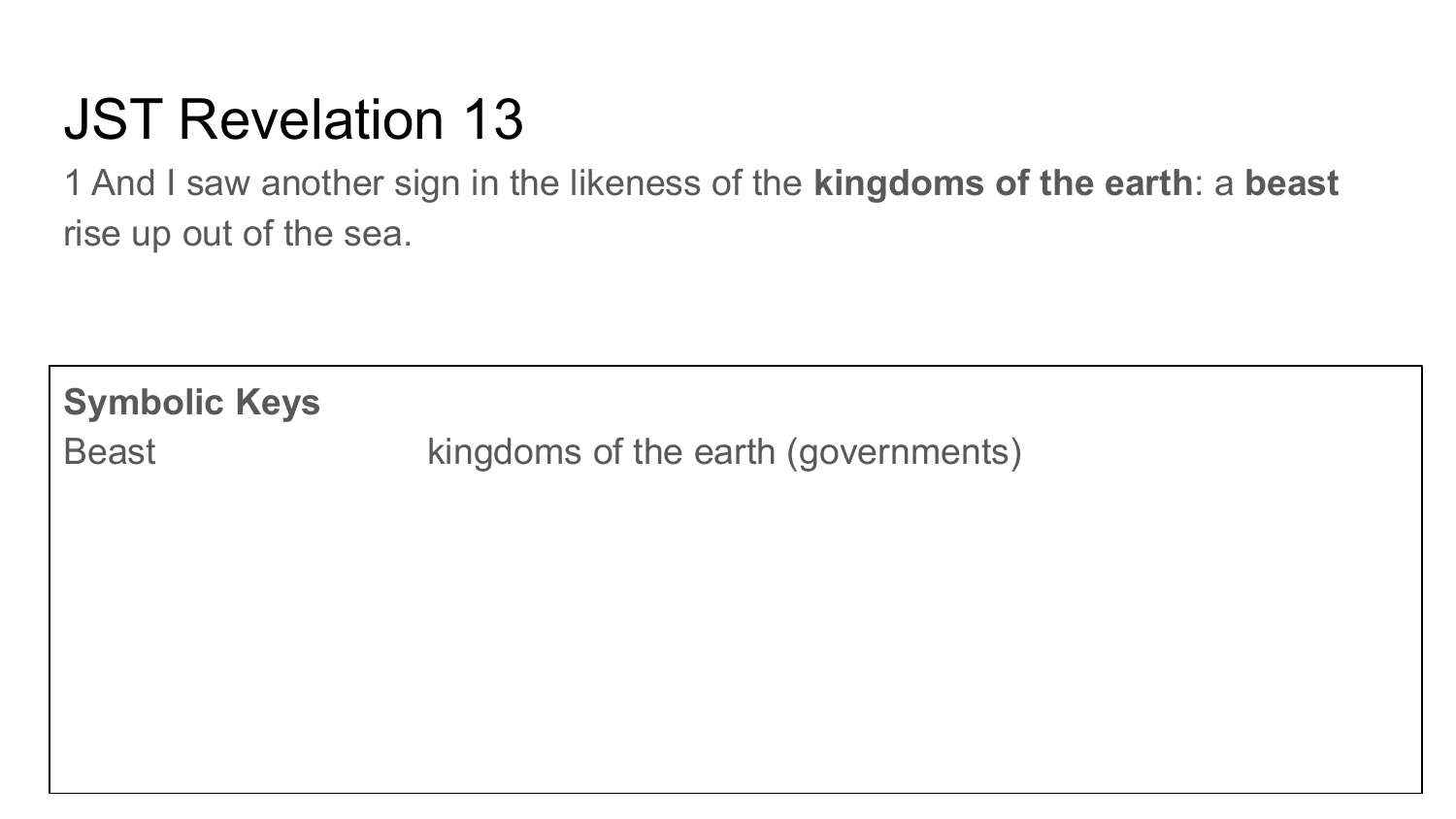# JST Revelation 13

1 And I saw another sign in the likeness of the **kingdoms of the earth**: a **beast** rise up out of the sea.

**Symbolic Keys**

| | |
|---|---|
| Beast | kingdoms of the earth (governments) |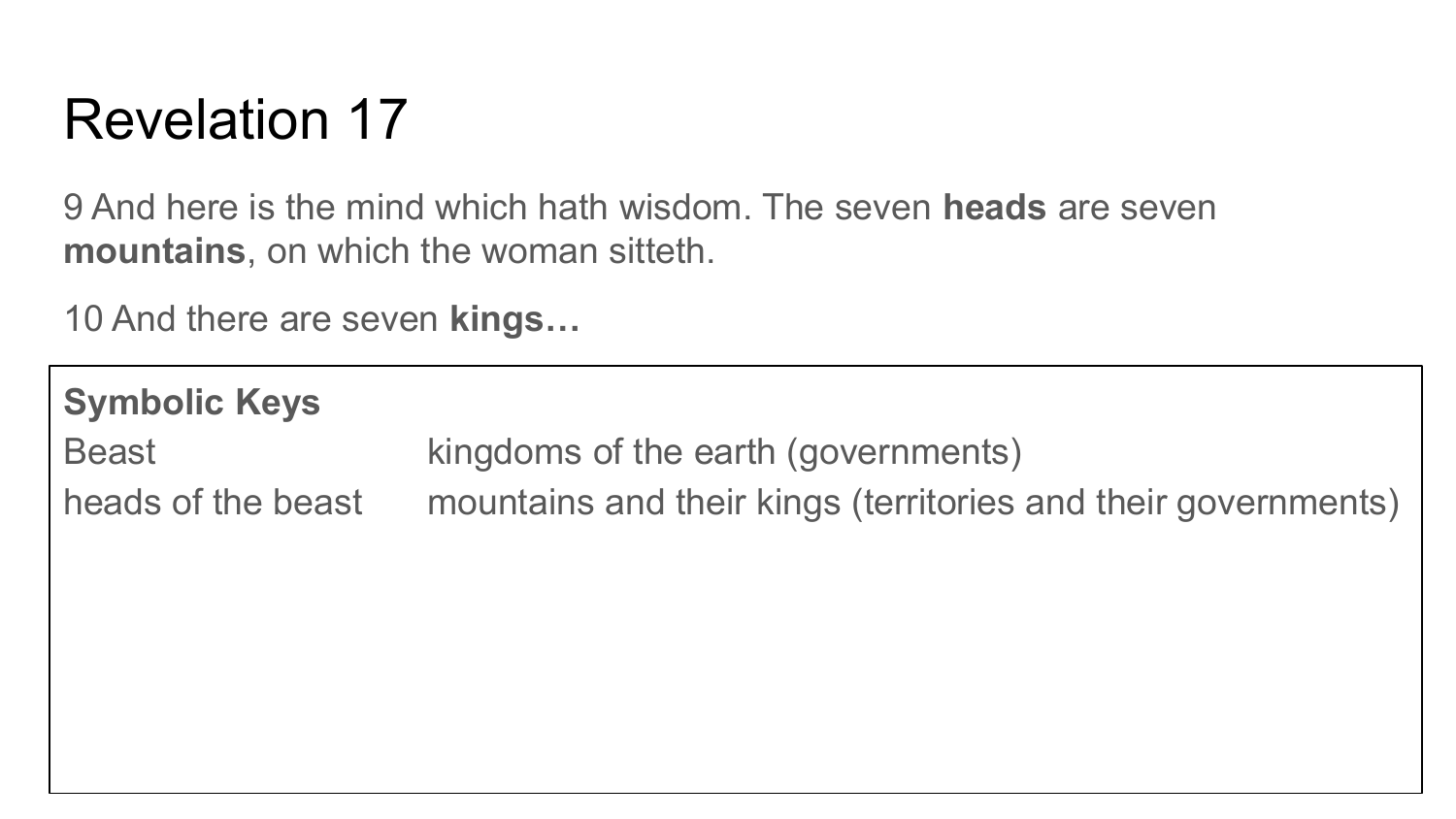# Revelation 17

9 And here is the mind which hath wisdom. The seven **heads** are seven **mountains**, on which the woman sitteth.

10 And there are seven **kings…**

| **Symbolic Keys** | |
| --- | --- |
| Beast | kingdoms of the earth (governments) |
| heads of the beast | mountains and their kings (territories and their governments) |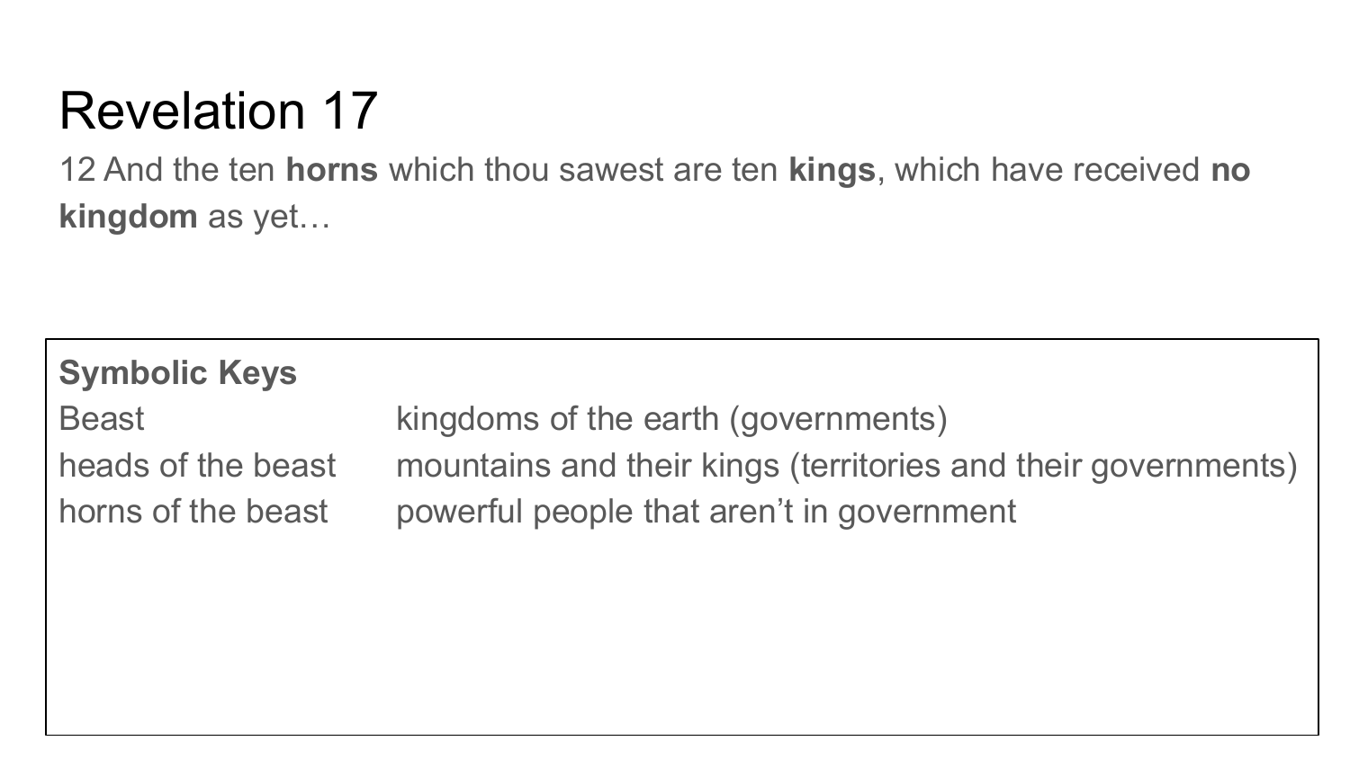# Revelation 17

12 And the ten **horns** which thou sawest are ten **kings**, which have received **no kingdom** as yet…

**Symbolic Keys**

| | |
|---|---|
| Beast | kingdoms of the earth (governments) |
| heads of the beast | mountains and their kings (territories and their governments) |
| horns of the beast | powerful people that aren't in government |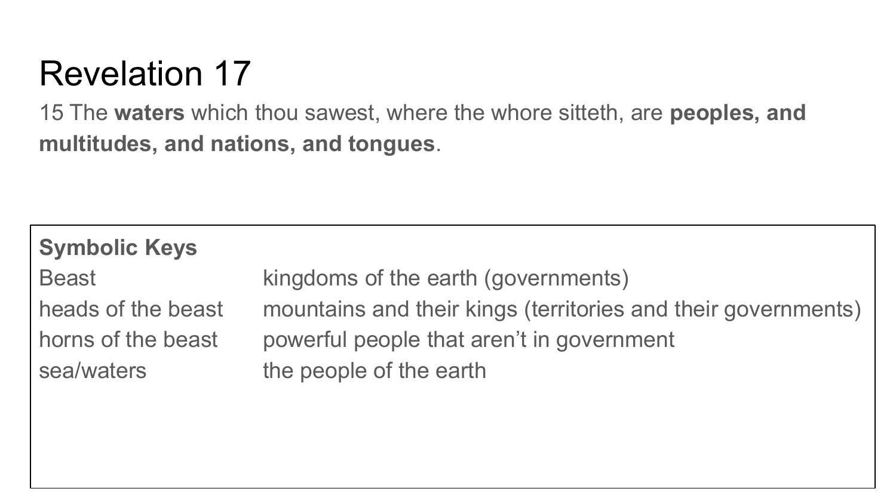# Revelation 17

15 The **waters** which thou sawest, where the whore sitteth, are **peoples, and multitudes, and nations, and tongues**.

**Symbolic Keys**

| | |
|---|---|
| Beast | kingdoms of the earth (governments) |
| heads of the beast | mountains and their kings (territories and their governments) |
| horns of the beast | powerful people that aren’t in government |
| sea/waters | the people of the earth |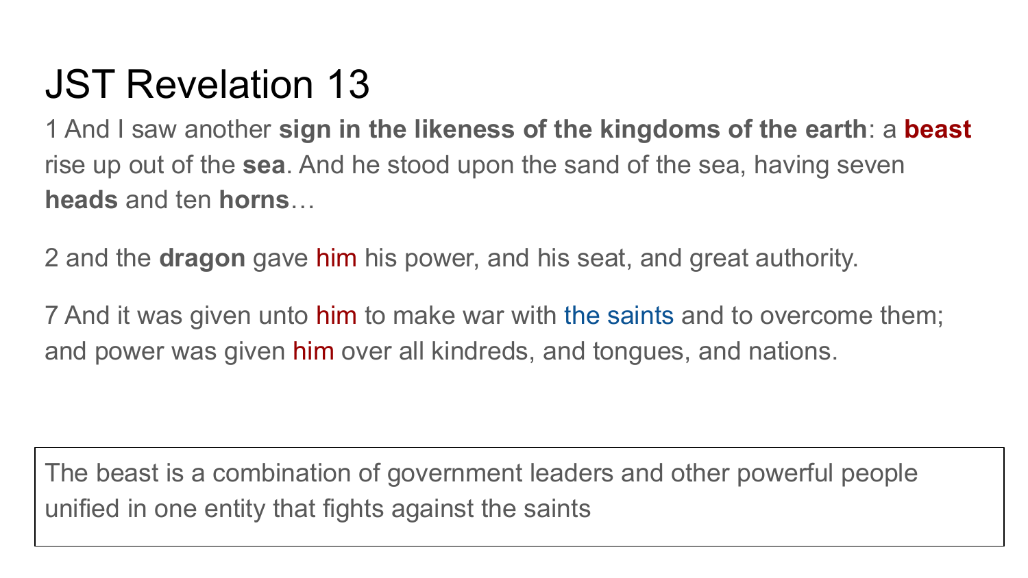# JST Revelation 13

1 And I saw another **sign in the likeness of the kingdoms of the earth**: a **beast** rise up out of the **sea**. And he stood upon the sand of the sea, having seven **heads** and ten **horns**…

2 and the **dragon** gave him his power, and his seat, and great authority.

7 And it was given unto him to make war with the saints and to overcome them; and power was given him over all kindreds, and tongues, and nations.

> The beast is a combination of government leaders and other powerful people unified in one entity that fights against the saints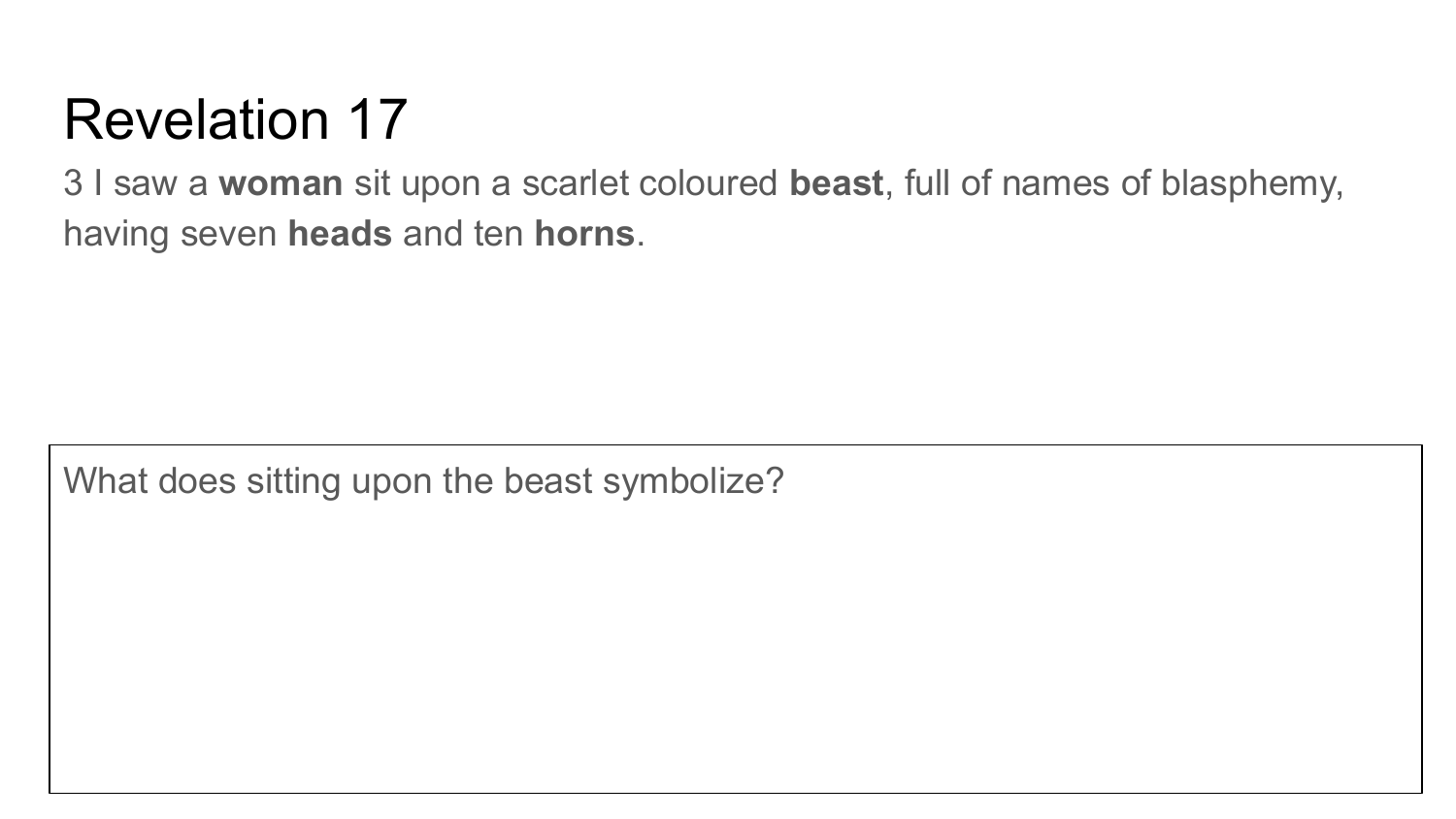# Revelation 17

3 I saw a **woman** sit upon a scarlet coloured **beast**, full of names of blasphemy, having seven **heads** and ten **horns**.

What does sitting upon the beast symbolize?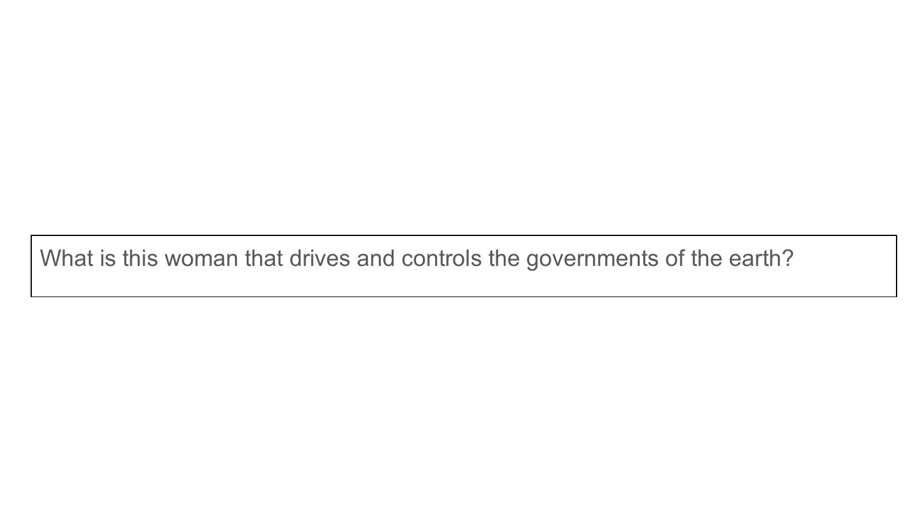What is this woman that drives and controls the governments of the earth?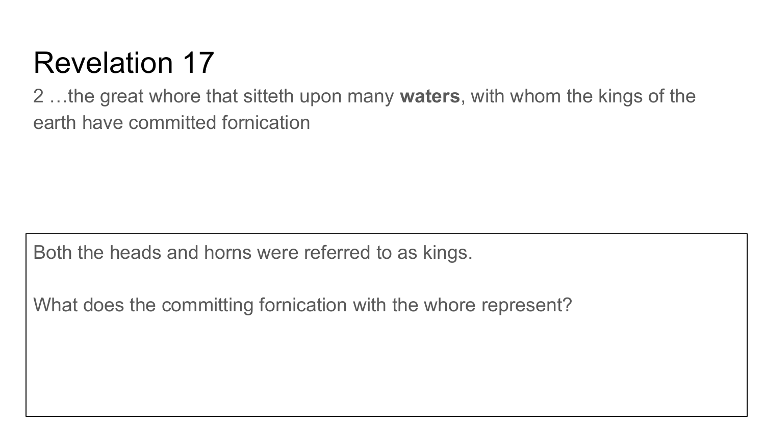# Revelation 17

2 …the great whore that sitteth upon many **waters**, with whom the kings of the earth have committed fornication

Both the heads and horns were referred to as kings.

What does the committing fornication with the whore represent?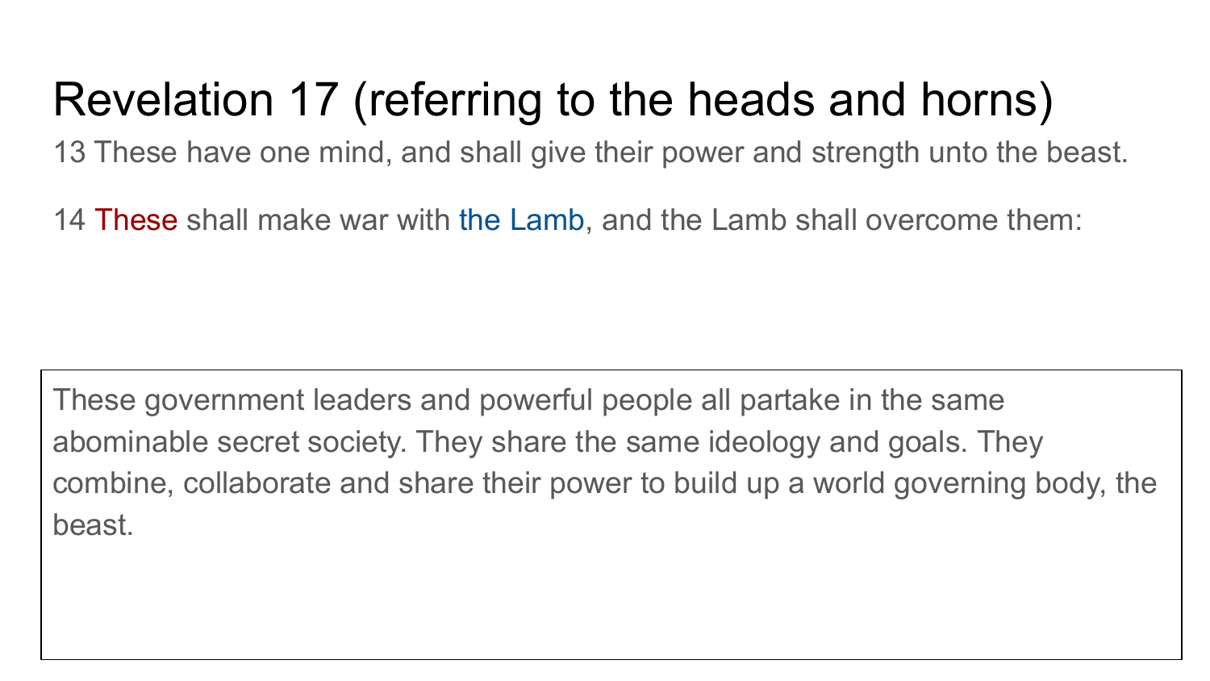# Revelation 17 (referring to the heads and horns)

13 These have one mind, and shall give their power and strength unto the beast.

14 These shall make war with the Lamb, and the Lamb shall overcome them:

These government leaders and powerful people all partake in the same abominable secret society. They share the same ideology and goals. They combine, collaborate and share their power to build up a world governing body, the beast.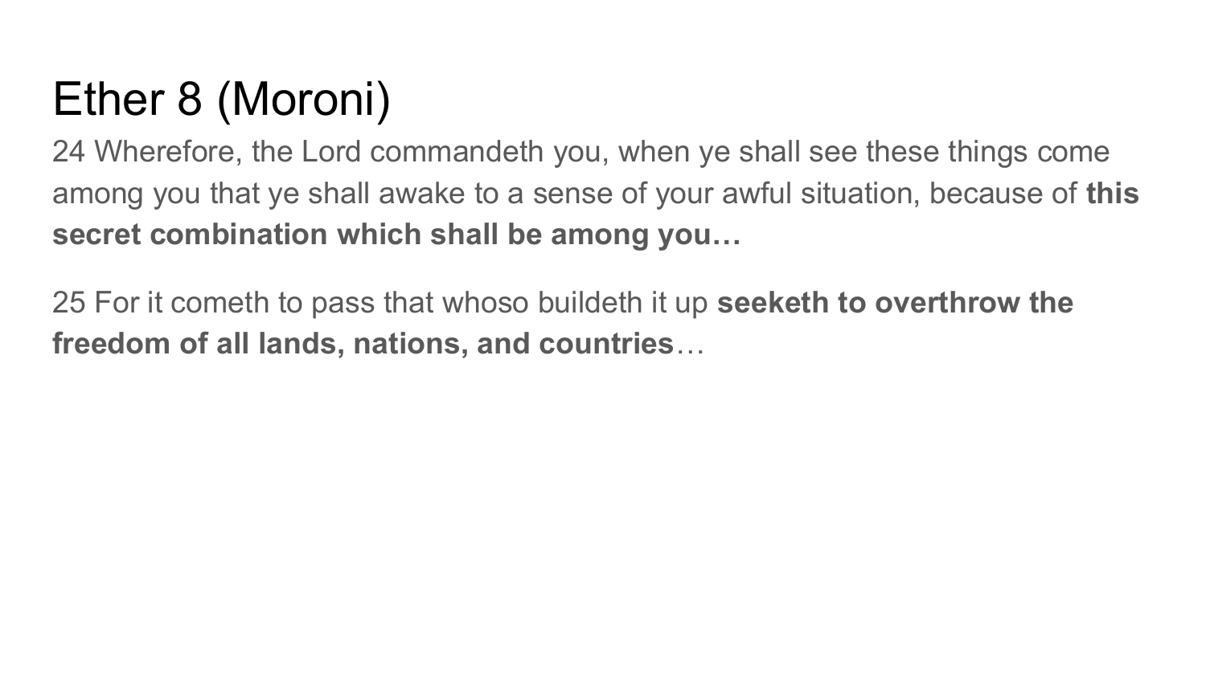# Ether 8 (Moroni)

24 Wherefore, the Lord commandeth you, when ye shall see these things come among you that ye shall awake to a sense of your awful situation, because of **this secret combination which shall be among you…**

25 For it cometh to pass that whoso buildeth it up **seeketh to overthrow the freedom of all lands, nations, and countries**…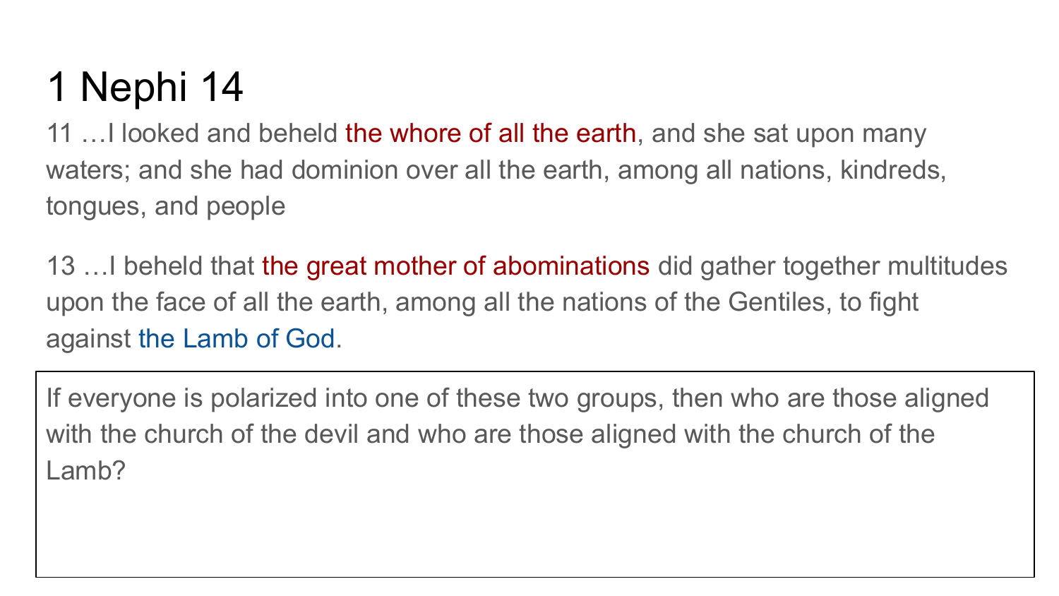# 1 Nephi 14

11 …I looked and beheld the whore of all the earth, and she sat upon many waters; and she had dominion over all the earth, among all nations, kindreds, tongues, and people

13 …I beheld that the great mother of abominations did gather together multitudes upon the face of all the earth, among all the nations of the Gentiles, to fight against the Lamb of God.

If everyone is polarized into one of these two groups, then who are those aligned with the church of the devil and who are those aligned with the church of the Lamb?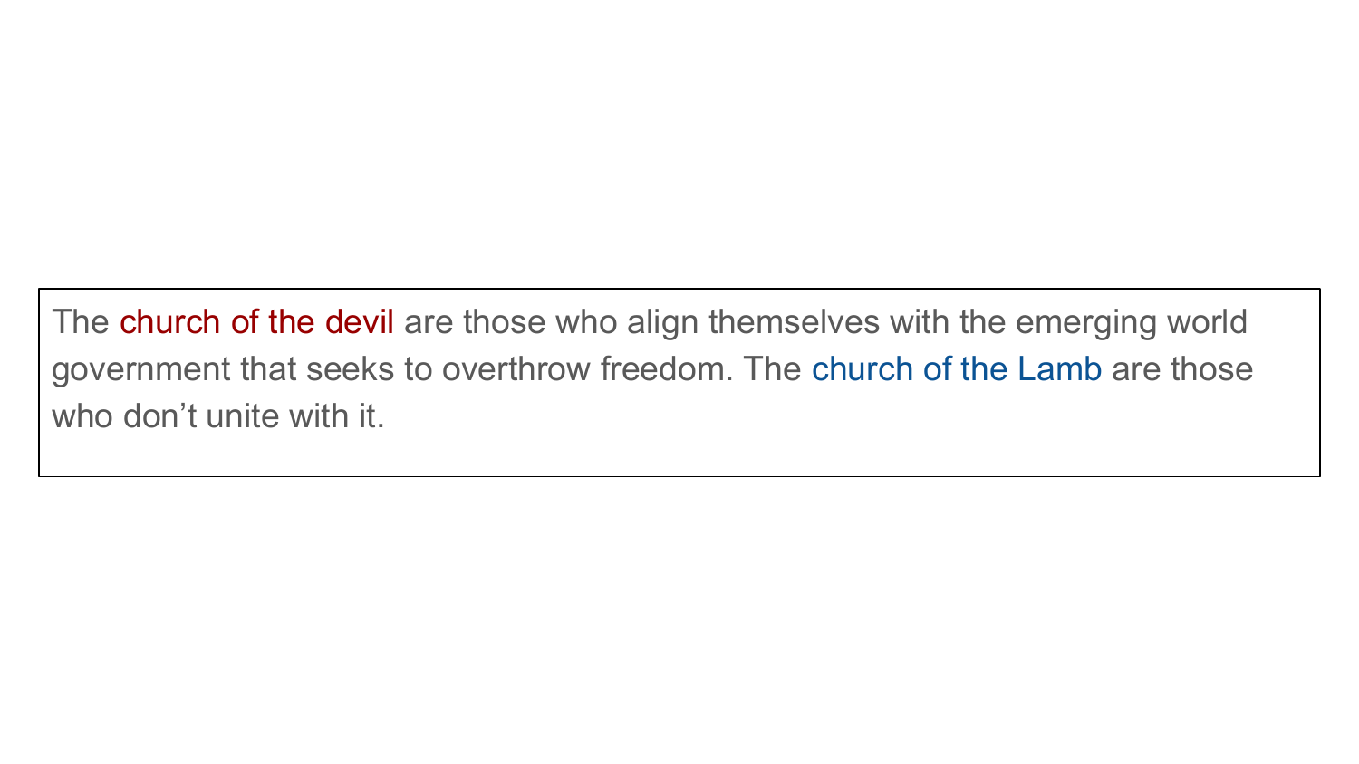The church of the devil are those who align themselves with the emerging world government that seeks to overthrow freedom. The church of the Lamb are those who don’t unite with it.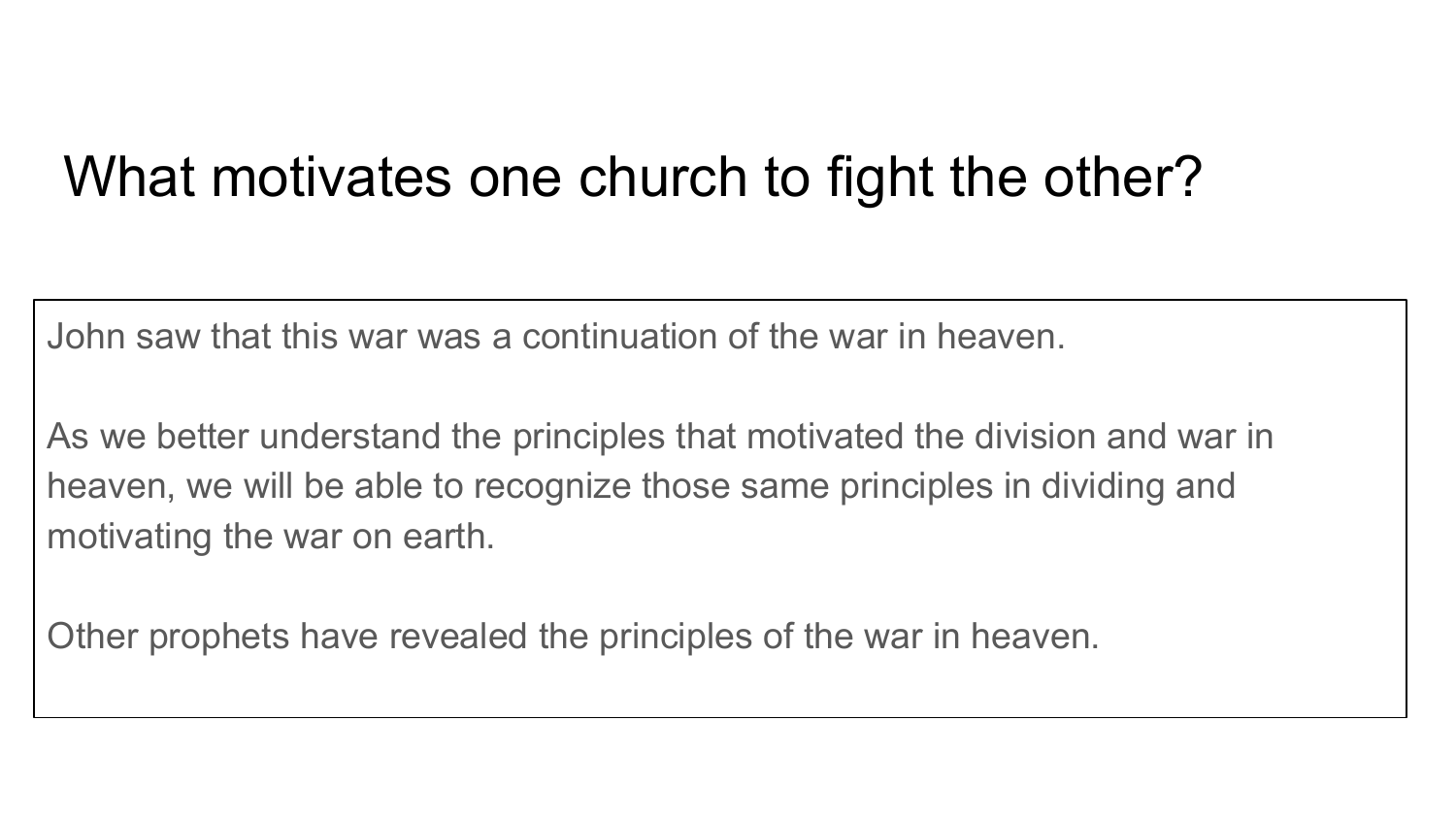# What motivates one church to fight the other?

John saw that this war was a continuation of the war in heaven.

As we better understand the principles that motivated the division and war in heaven, we will be able to recognize those same principles in dividing and motivating the war on earth.

Other prophets have revealed the principles of the war in heaven.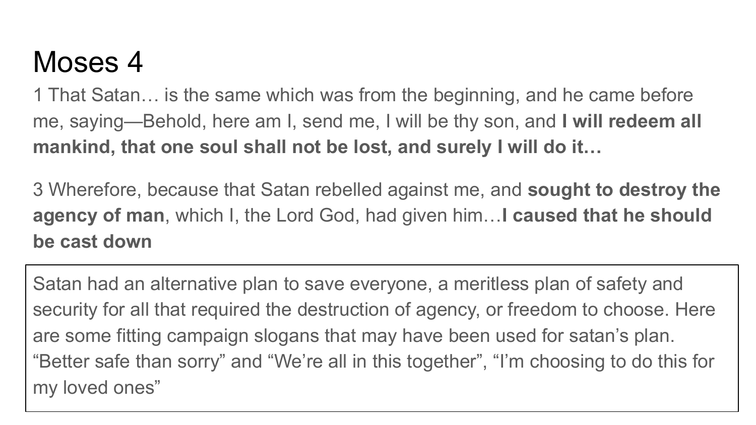# Moses 4

1 That Satan… is the same which was from the beginning, and he came before me, saying—Behold, here am I, send me, I will be thy son, and **I will redeem all mankind, that one soul shall not be lost, and surely I will do it…**

3 Wherefore, because that Satan rebelled against me, and **sought to destroy the agency of man**, which I, the Lord God, had given him…**I caused that he should be cast down**

Satan had an alternative plan to save everyone, a meritless plan of safety and security for all that required the destruction of agency, or freedom to choose. Here are some fitting campaign slogans that may have been used for satan's plan. "Better safe than sorry" and "We're all in this together", "I'm choosing to do this for my loved ones"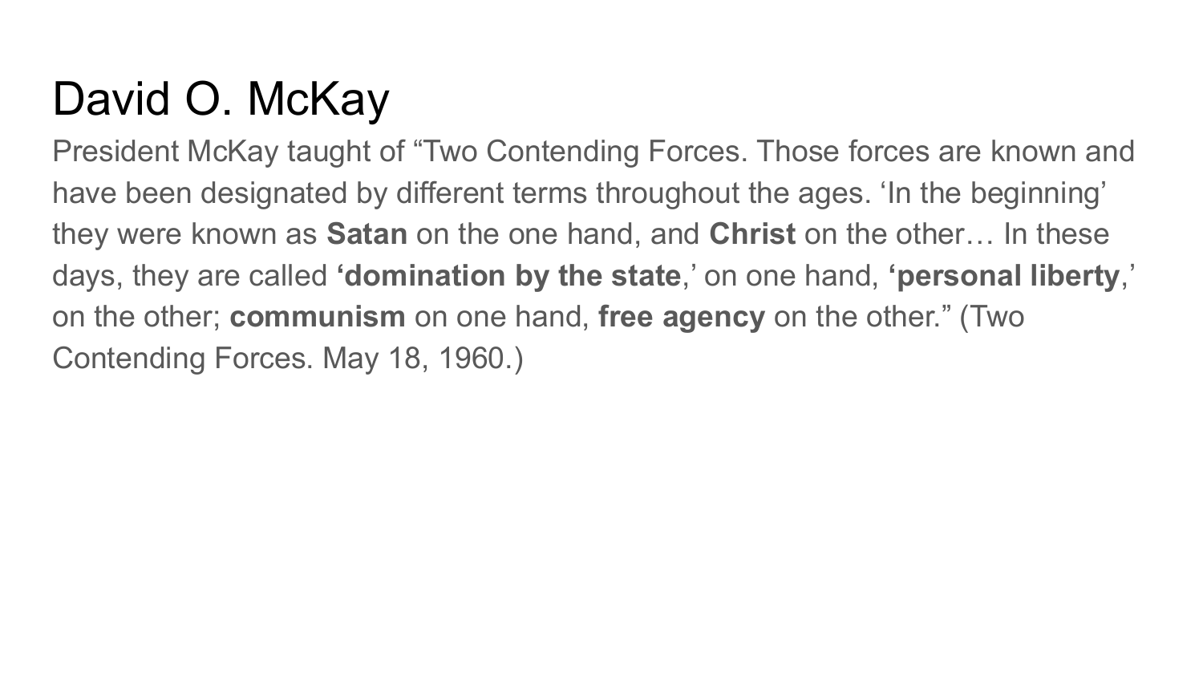# David O. McKay

President McKay taught of “Two Contending Forces. Those forces are known and have been designated by different terms throughout the ages. ‘In the beginning’ they were known as **Satan** on the one hand, and **Christ** on the other… In these days, they are called **‘domination by the state**,’ on one hand, **‘personal liberty**,’ on the other; **communism** on one hand, **free agency** on the other.” (Two Contending Forces. May 18, 1960.)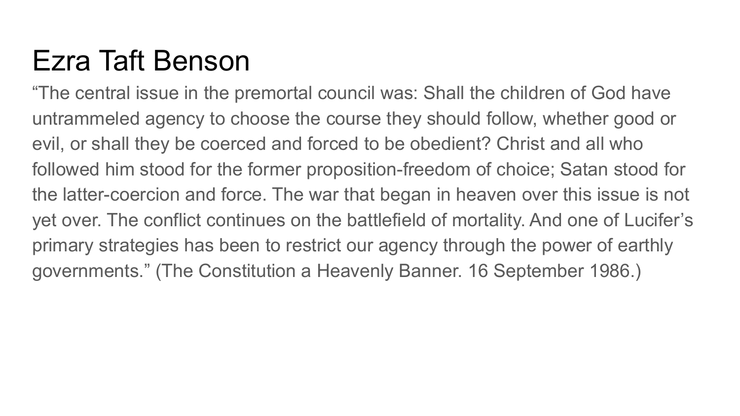# Ezra Taft Benson

“The central issue in the premortal council was: Shall the children of God have untrammeled agency to choose the course they should follow, whether good or evil, or shall they be coerced and forced to be obedient? Christ and all who followed him stood for the former proposition-freedom of choice; Satan stood for the latter-coercion and force. The war that began in heaven over this issue is not yet over. The conflict continues on the battlefield of mortality. And one of Lucifer’s primary strategies has been to restrict our agency through the power of earthly governments.” (The Constitution a Heavenly Banner. 16 September 1986.)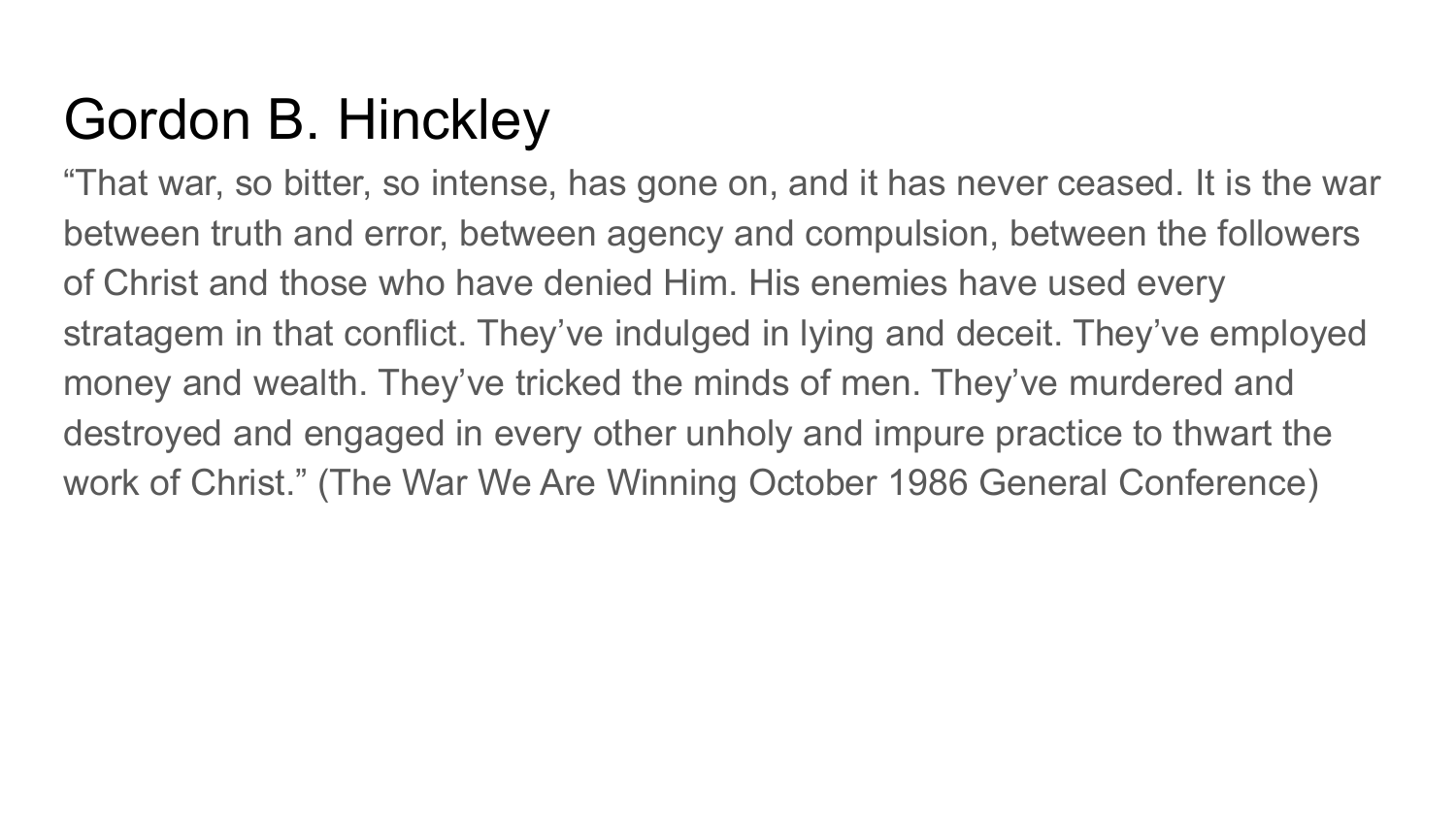# Gordon B. Hinckley

“That war, so bitter, so intense, has gone on, and it has never ceased. It is the war between truth and error, between agency and compulsion, between the followers of Christ and those who have denied Him. His enemies have used every stratagem in that conflict. They’ve indulged in lying and deceit. They’ve employed money and wealth. They’ve tricked the minds of men. They’ve murdered and destroyed and engaged in every other unholy and impure practice to thwart the work of Christ.” (The War We Are Winning October 1986 General Conference)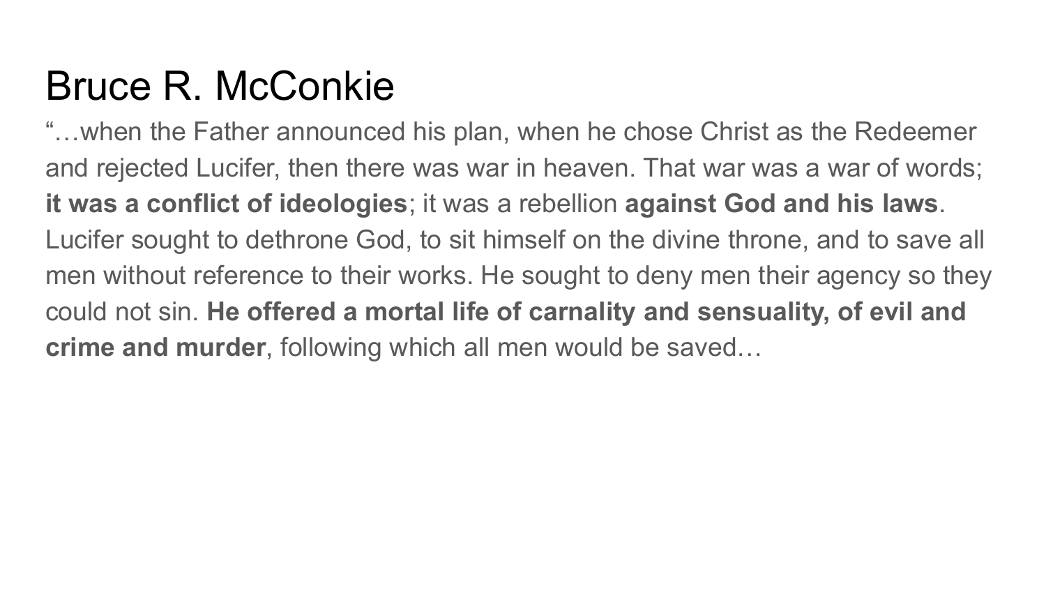# Bruce R. McConkie

"…when the Father announced his plan, when he chose Christ as the Redeemer and rejected Lucifer, then there was war in heaven. That war was a war of words; **it was a conflict of ideologies**; it was a rebellion **against God and his laws**. Lucifer sought to dethrone God, to sit himself on the divine throne, and to save all men without reference to their works. He sought to deny men their agency so they could not sin. **He offered a mortal life of carnality and sensuality, of evil and crime and murder**, following which all men would be saved…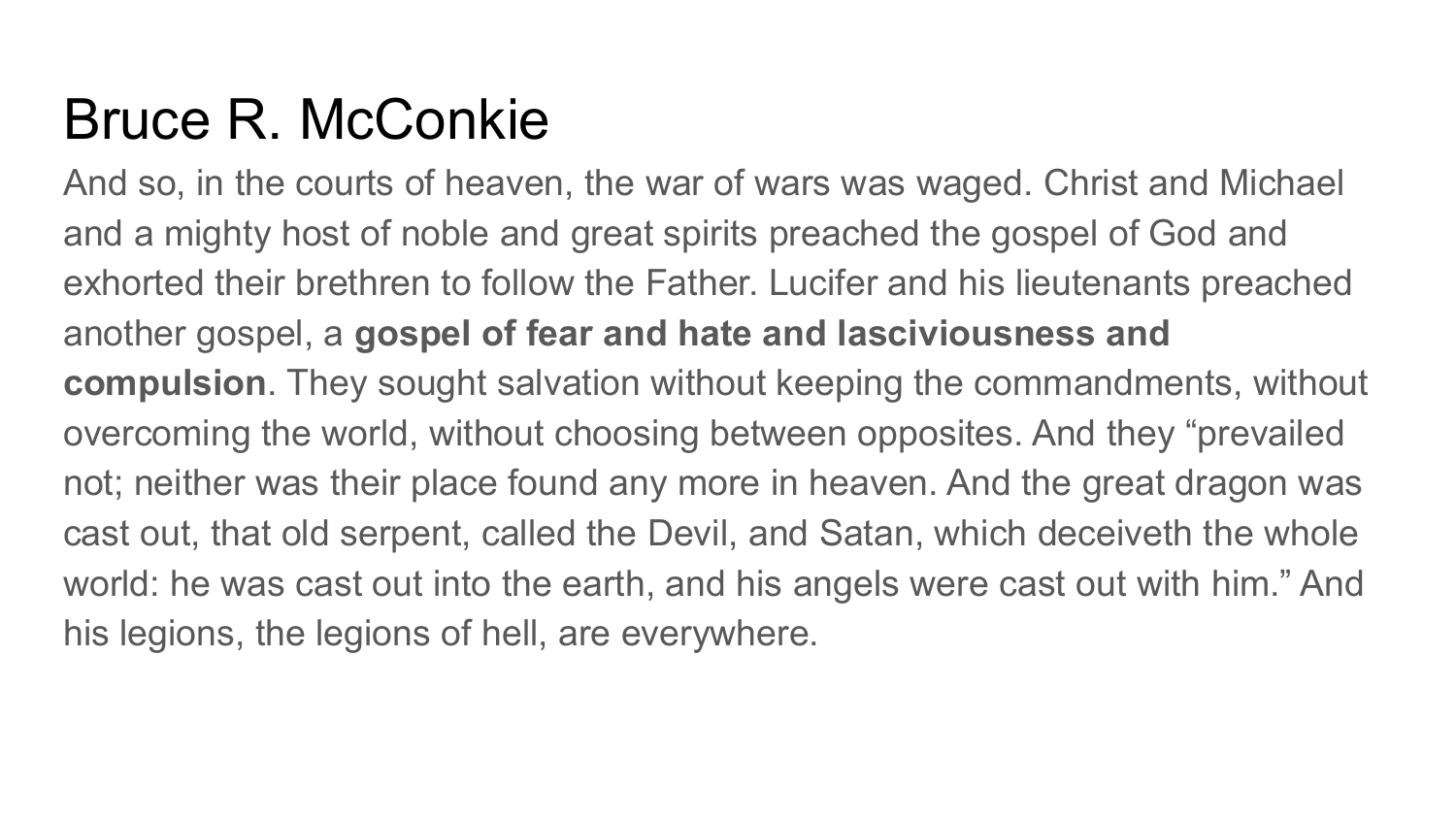# Bruce R. McConkie

And so, in the courts of heaven, the war of wars was waged. Christ and Michael and a mighty host of noble and great spirits preached the gospel of God and exhorted their brethren to follow the Father. Lucifer and his lieutenants preached another gospel, a **gospel of fear and hate and lasciviousness and compulsion**. They sought salvation without keeping the commandments, without overcoming the world, without choosing between opposites. And they "prevailed not; neither was their place found any more in heaven. And the great dragon was cast out, that old serpent, called the Devil, and Satan, which deceiveth the whole world: he was cast out into the earth, and his angels were cast out with him." And his legions, the legions of hell, are everywhere.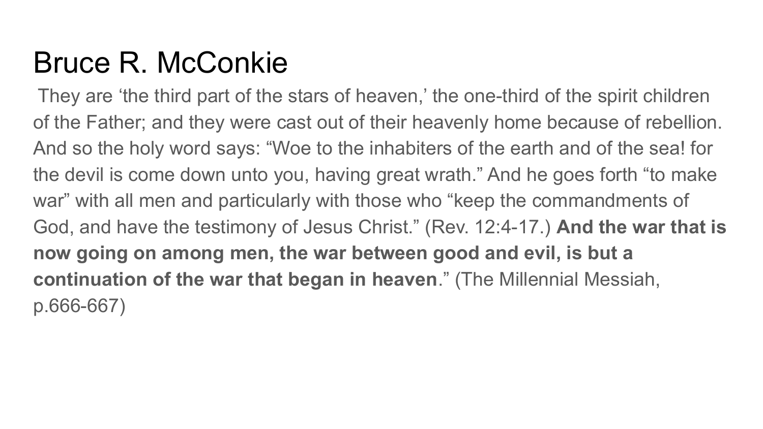# Bruce R. McConkie

They are 'the third part of the stars of heaven,' the one-third of the spirit children of the Father; and they were cast out of their heavenly home because of rebellion. And so the holy word says: "Woe to the inhabiters of the earth and of the sea! for the devil is come down unto you, having great wrath." And he goes forth "to make war" with all men and particularly with those who "keep the commandments of God, and have the testimony of Jesus Christ." (Rev. 12:4-17.) **And the war that is now going on among men, the war between good and evil, is but a continuation of the war that began in heaven**." (The Millennial Messiah, p.666-667)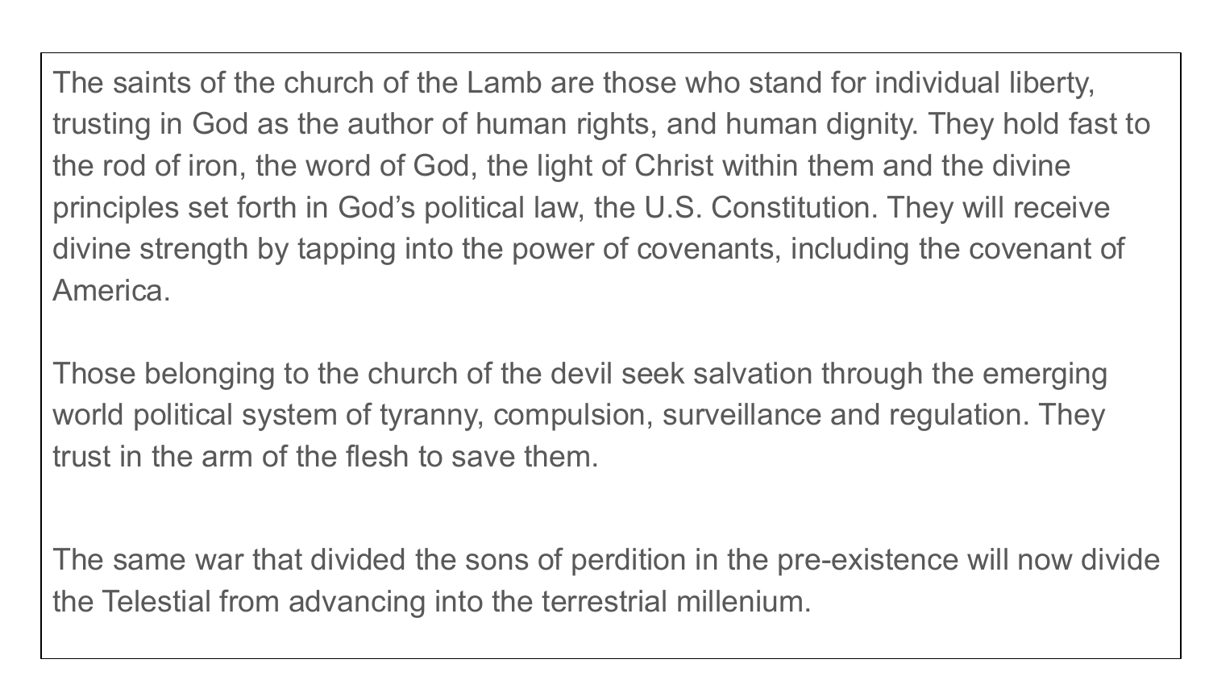The saints of the church of the Lamb are those who stand for individual liberty, trusting in God as the author of human rights, and human dignity. They hold fast to the rod of iron, the word of God, the light of Christ within them and the divine principles set forth in God's political law, the U.S. Constitution. They will receive divine strength by tapping into the power of covenants, including the covenant of America.

Those belonging to the church of the devil seek salvation through the emerging world political system of tyranny, compulsion, surveillance and regulation. They trust in the arm of the flesh to save them.

The same war that divided the sons of perdition in the pre-existence will now divide the Telestial from advancing into the terrestrial millenium.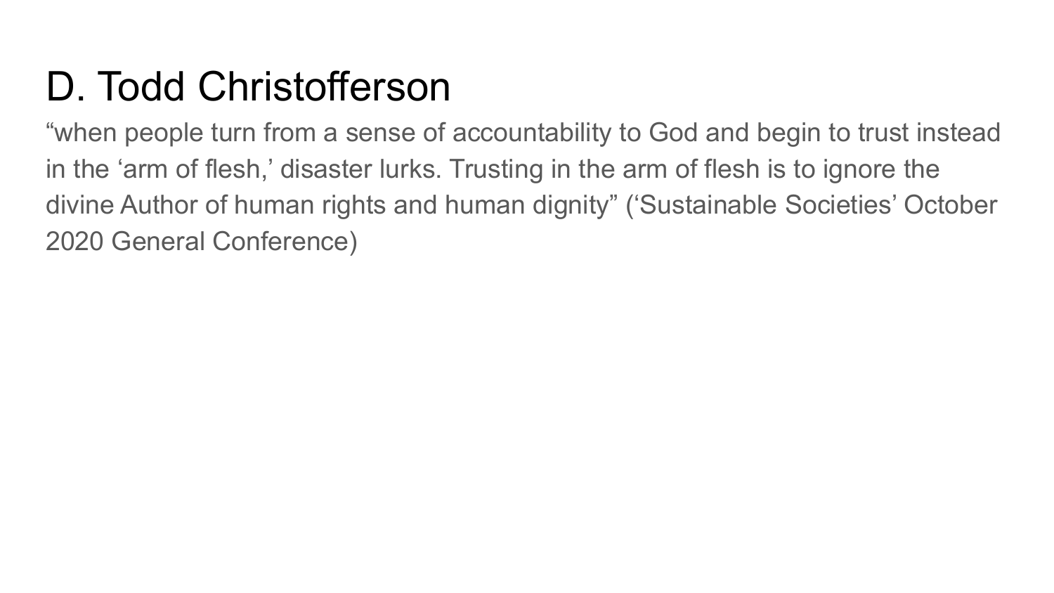# D. Todd Christofferson

“when people turn from a sense of accountability to God and begin to trust instead in the ‘arm of flesh,’ disaster lurks. Trusting in the arm of flesh is to ignore the divine Author of human rights and human dignity” (‘Sustainable Societies’ October 2020 General Conference)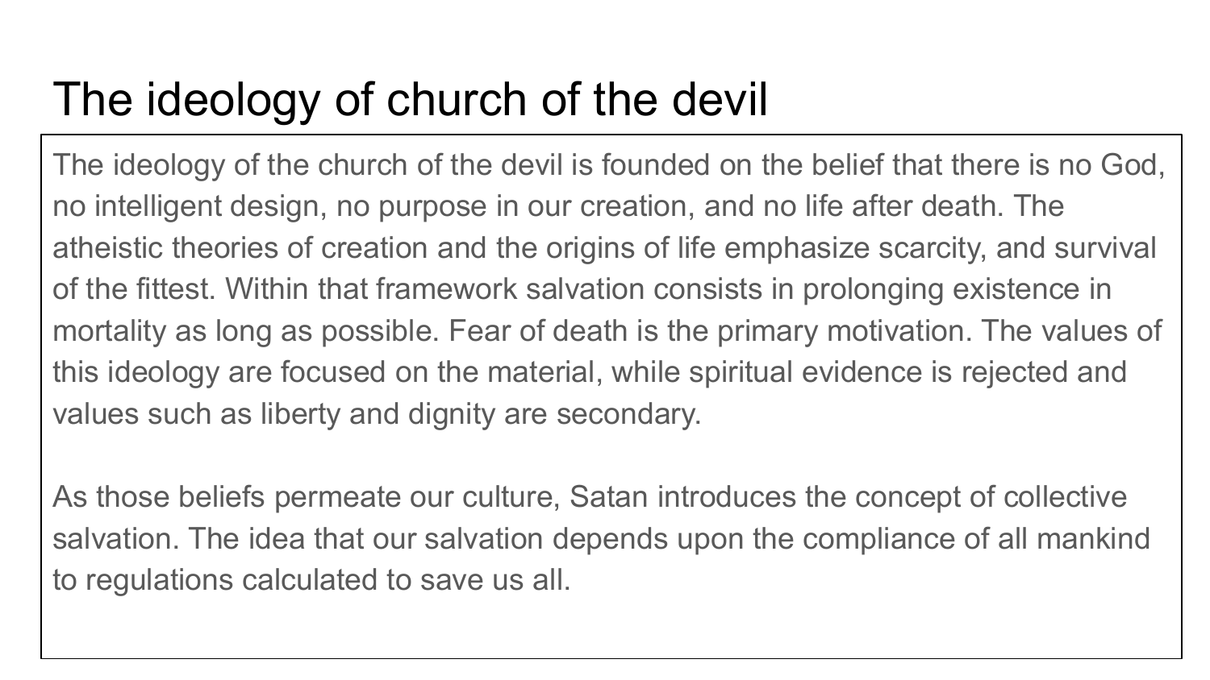# The ideology of church of the devil

The ideology of the church of the devil is founded on the belief that there is no God, no intelligent design, no purpose in our creation, and no life after death. The atheistic theories of creation and the origins of life emphasize scarcity, and survival of the fittest. Within that framework salvation consists in prolonging existence in mortality as long as possible. Fear of death is the primary motivation. The values of this ideology are focused on the material, while spiritual evidence is rejected and values such as liberty and dignity are secondary.

As those beliefs permeate our culture, Satan introduces the concept of collective salvation. The idea that our salvation depends upon the compliance of all mankind to regulations calculated to save us all.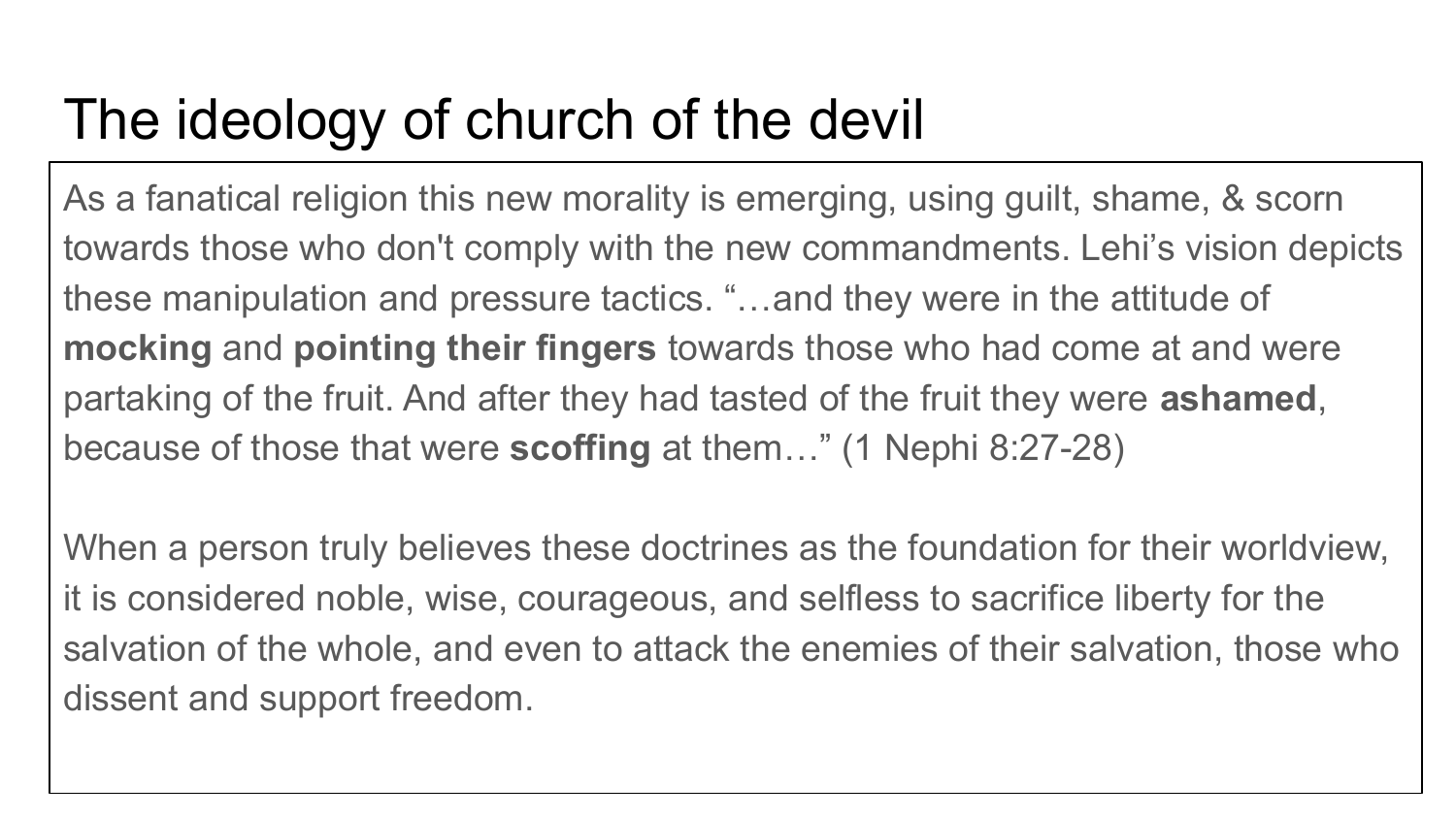# The ideology of church of the devil

As a fanatical religion this new morality is emerging, using guilt, shame, & scorn towards those who don't comply with the new commandments. Lehi's vision depicts these manipulation and pressure tactics. "…and they were in the attitude of **mocking** and **pointing their fingers** towards those who had come at and were partaking of the fruit. And after they had tasted of the fruit they were **ashamed**, because of those that were **scoffing** at them…" (1 Nephi 8:27-28)

When a person truly believes these doctrines as the foundation for their worldview, it is considered noble, wise, courageous, and selfless to sacrifice liberty for the salvation of the whole, and even to attack the enemies of their salvation, those who dissent and support freedom.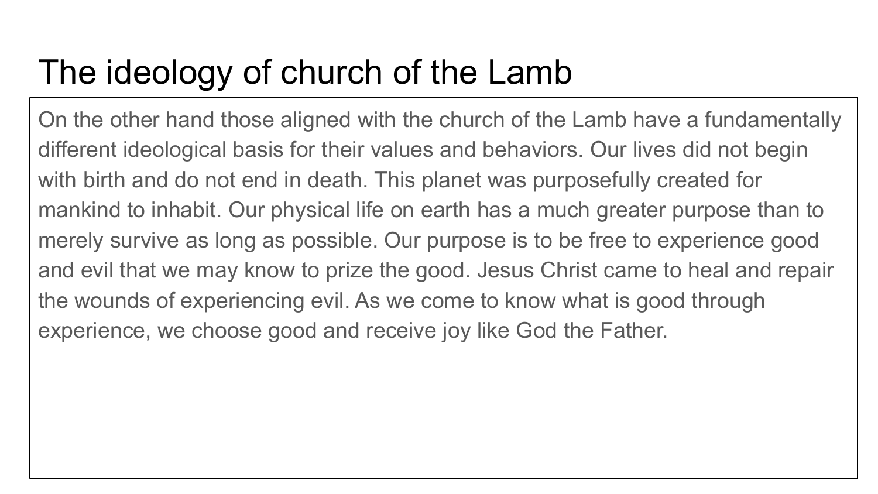# The ideology of church of the Lamb

On the other hand those aligned with the church of the Lamb have a fundamentally different ideological basis for their values and behaviors. Our lives did not begin with birth and do not end in death. This planet was purposefully created for mankind to inhabit. Our physical life on earth has a much greater purpose than to merely survive as long as possible. Our purpose is to be free to experience good and evil that we may know to prize the good. Jesus Christ came to heal and repair the wounds of experiencing evil. As we come to know what is good through experience, we choose good and receive joy like God the Father.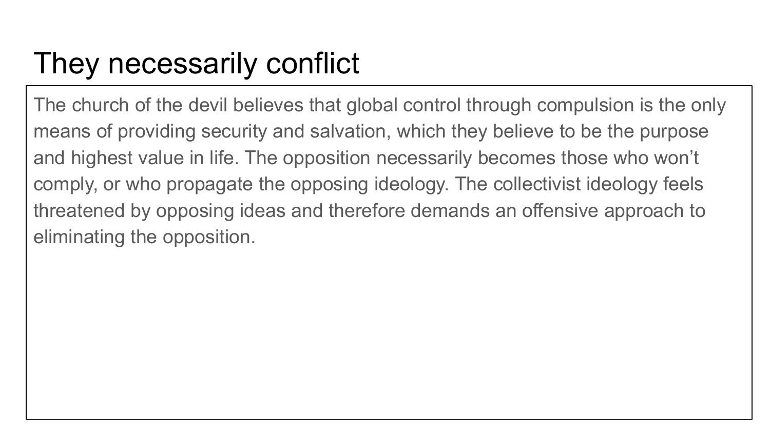# They necessarily conflict

The church of the devil believes that global control through compulsion is the only means of providing security and salvation, which they believe to be the purpose and highest value in life. The opposition necessarily becomes those who won't comply, or who propagate the opposing ideology. The collectivist ideology feels threatened by opposing ideas and therefore demands an offensive approach to eliminating the opposition.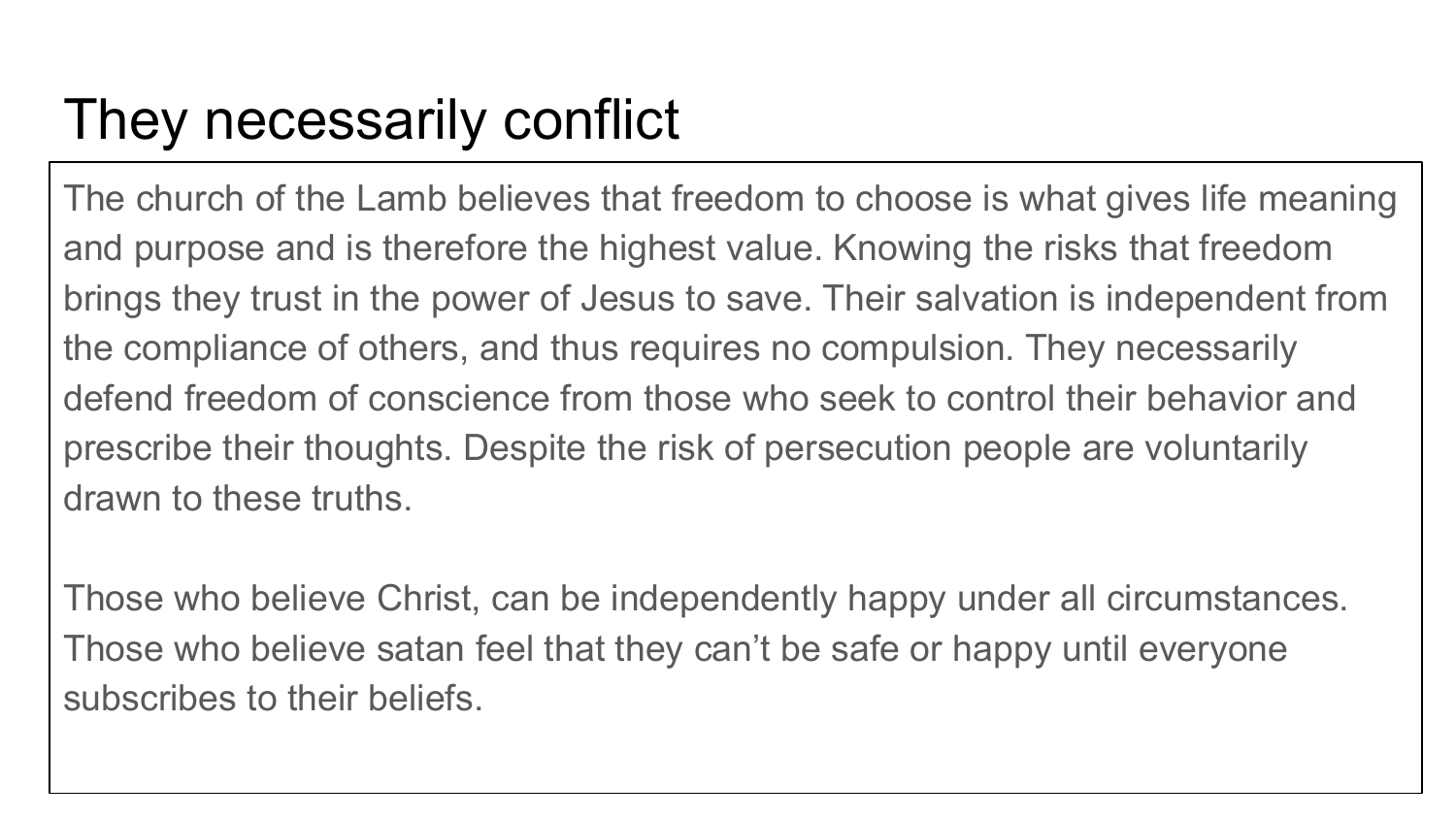# They necessarily conflict

The church of the Lamb believes that freedom to choose is what gives life meaning and purpose and is therefore the highest value. Knowing the risks that freedom brings they trust in the power of Jesus to save. Their salvation is independent from the compliance of others, and thus requires no compulsion. They necessarily defend freedom of conscience from those who seek to control their behavior and prescribe their thoughts. Despite the risk of persecution people are voluntarily drawn to these truths.

Those who believe Christ, can be independently happy under all circumstances. Those who believe satan feel that they can't be safe or happy until everyone subscribes to their beliefs.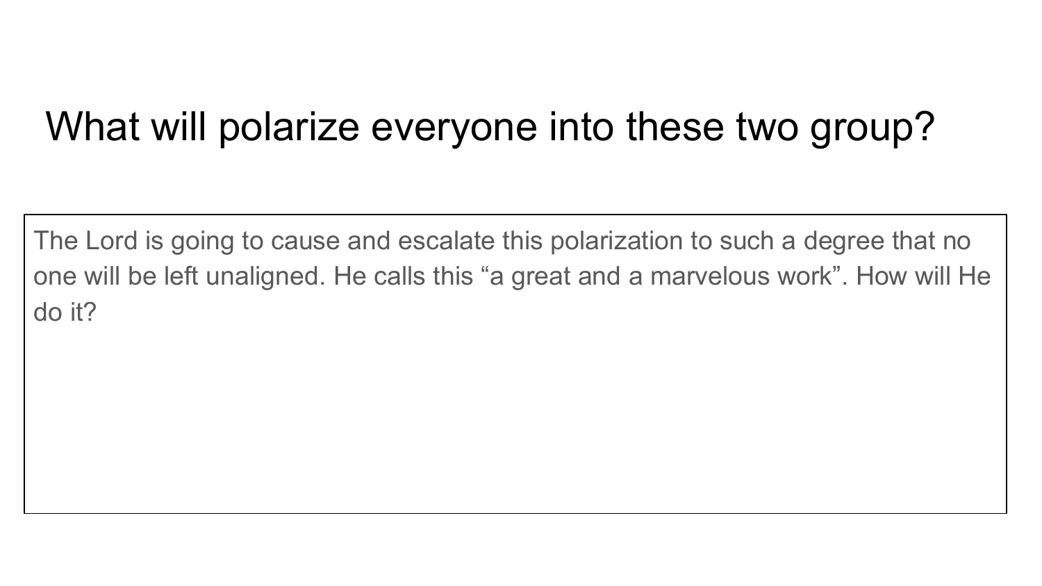# What will polarize everyone into these two group?

The Lord is going to cause and escalate this polarization to such a degree that no one will be left unaligned. He calls this “a great and a marvelous work”. How will He do it?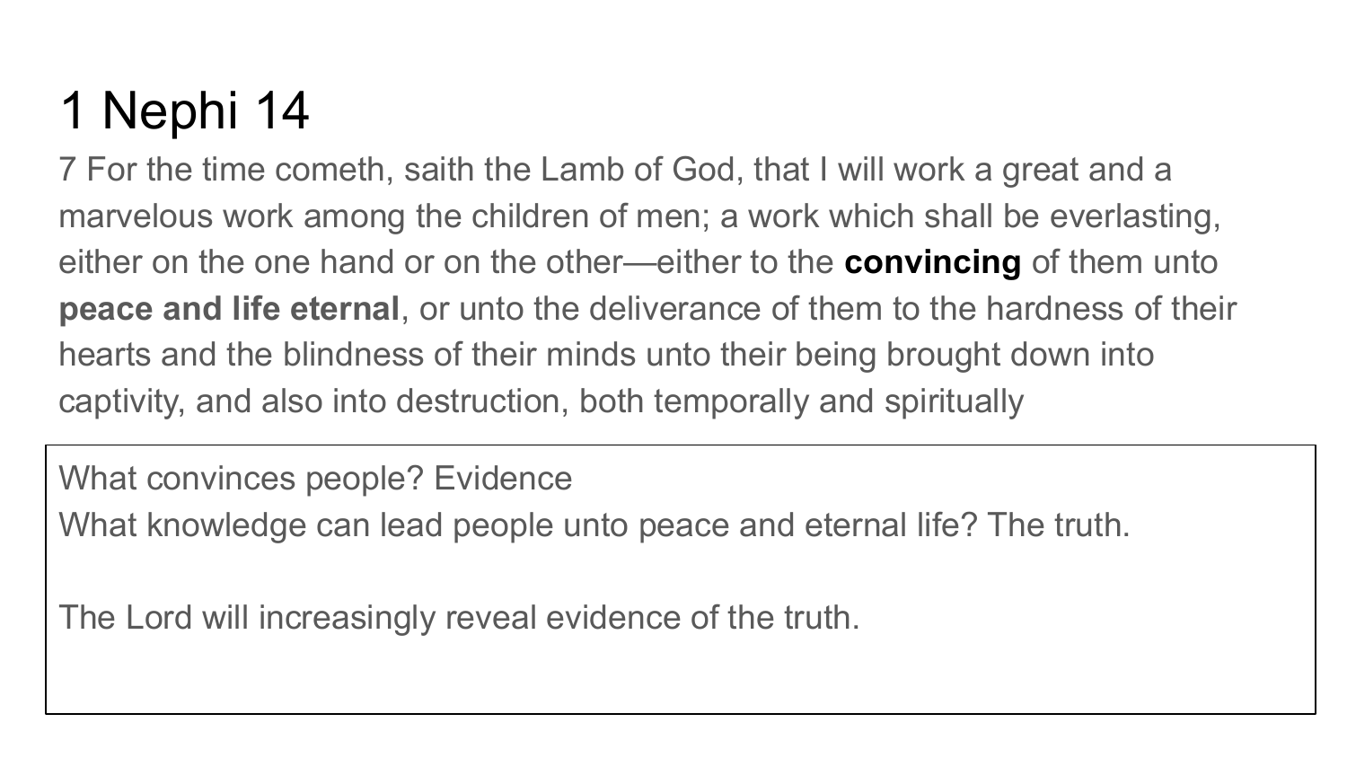# 1 Nephi 14

7 For the time cometh, saith the Lamb of God, that I will work a great and a marvelous work among the children of men; a work which shall be everlasting, either on the one hand or on the other—either to the **convincing** of them unto **peace and life eternal**, or unto the deliverance of them to the hardness of their hearts and the blindness of their minds unto their being brought down into captivity, and also into destruction, both temporally and spiritually

What convinces people? Evidence
What knowledge can lead people unto peace and eternal life? The truth.

The Lord will increasingly reveal evidence of the truth.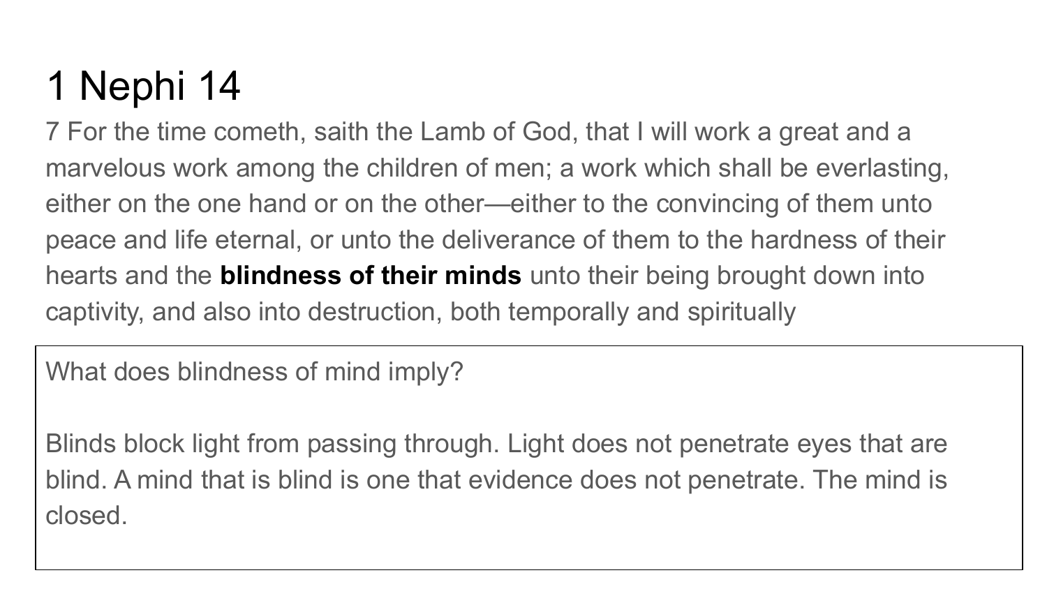# 1 Nephi 14

7 For the time cometh, saith the Lamb of God, that I will work a great and a marvelous work among the children of men; a work which shall be everlasting, either on the one hand or on the other—either to the convincing of them unto peace and life eternal, or unto the deliverance of them to the hardness of their hearts and the **blindness of their minds** unto their being brought down into captivity, and also into destruction, both temporally and spiritually

What does blindness of mind imply?

Blinds block light from passing through. Light does not penetrate eyes that are blind. A mind that is blind is one that evidence does not penetrate. The mind is closed.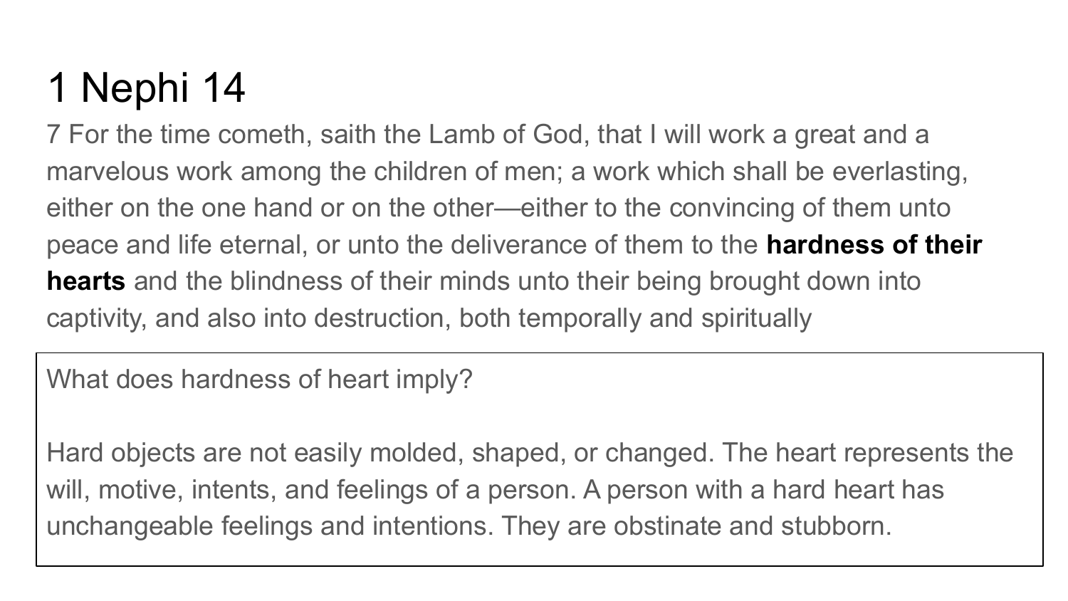# 1 Nephi 14

7 For the time cometh, saith the Lamb of God, that I will work a great and a marvelous work among the children of men; a work which shall be everlasting, either on the one hand or on the other—either to the convincing of them unto peace and life eternal, or unto the deliverance of them to the **hardness of their hearts** and the blindness of their minds unto their being brought down into captivity, and also into destruction, both temporally and spiritually

What does hardness of heart imply?

Hard objects are not easily molded, shaped, or changed. The heart represents the will, motive, intents, and feelings of a person. A person with a hard heart has unchangeable feelings and intentions. They are obstinate and stubborn.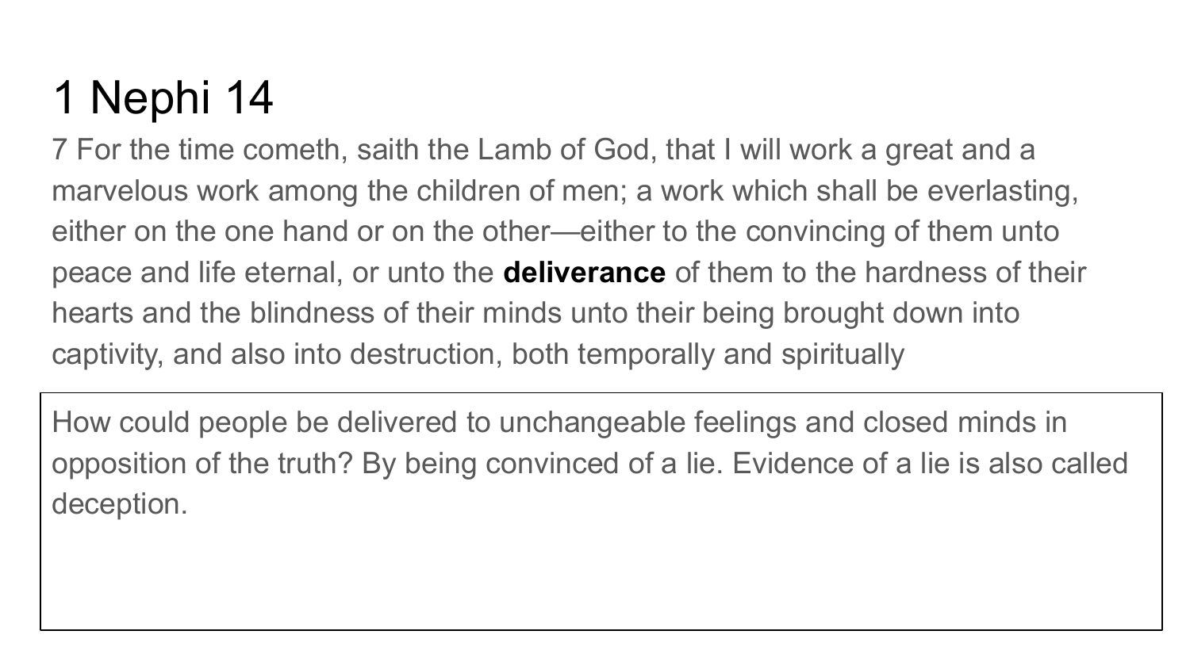# 1 Nephi 14

7 For the time cometh, saith the Lamb of God, that I will work a great and a marvelous work among the children of men; a work which shall be everlasting, either on the one hand or on the other—either to the convincing of them unto peace and life eternal, or unto the **deliverance** of them to the hardness of their hearts and the blindness of their minds unto their being brought down into captivity, and also into destruction, both temporally and spiritually

How could people be delivered to unchangeable feelings and closed minds in opposition of the truth? By being convinced of a lie. Evidence of a lie is also called deception.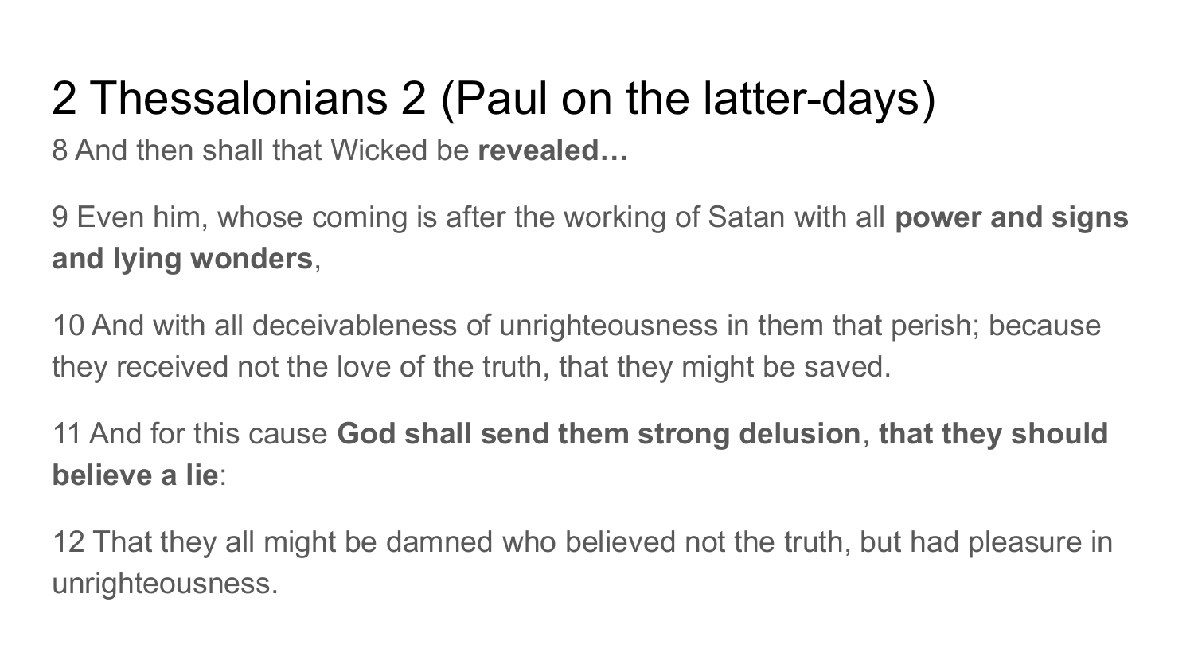# 2 Thessalonians 2 (Paul on the latter-days)

8 And then shall that Wicked be **revealed…**

9 Even him, whose coming is after the working of Satan with all **power and signs and lying wonders**,

10 And with all deceivableness of unrighteousness in them that perish; because they received not the love of the truth, that they might be saved.

11 And for this cause **God shall send them strong delusion**, **that they should believe a lie**:

12 That they all might be damned who believed not the truth, but had pleasure in unrighteousness.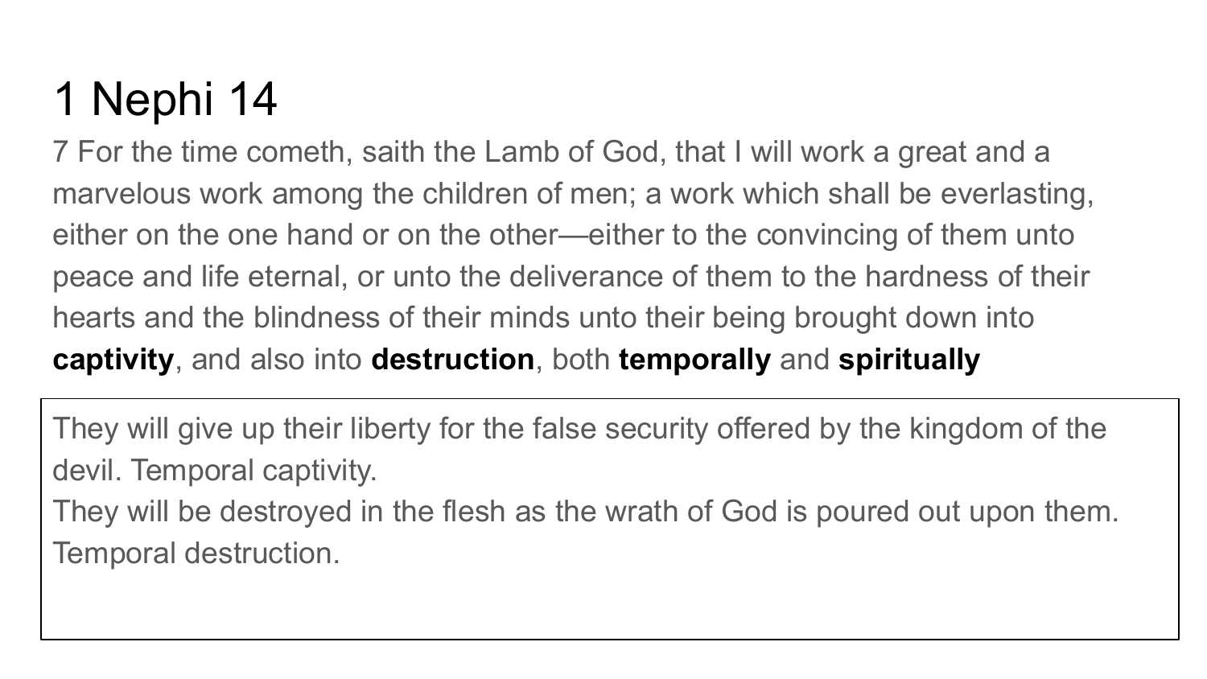# 1 Nephi 14

7 For the time cometh, saith the Lamb of God, that I will work a great and a marvelous work among the children of men; a work which shall be everlasting, either on the one hand or on the other—either to the convincing of them unto peace and life eternal, or unto the deliverance of them to the hardness of their hearts and the blindness of their minds unto their being brought down into **captivity**, and also into **destruction**, both **temporally** and **spiritually**

They will give up their liberty for the false security offered by the kingdom of the devil. Temporal captivity.

They will be destroyed in the flesh as the wrath of God is poured out upon them. Temporal destruction.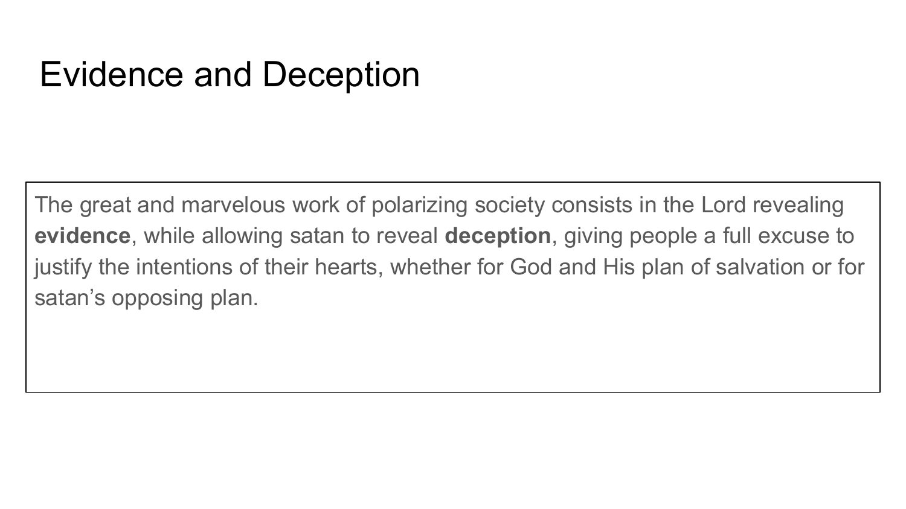# Evidence and Deception

The great and marvelous work of polarizing society consists in the Lord revealing **evidence**, while allowing satan to reveal **deception**, giving people a full excuse to justify the intentions of their hearts, whether for God and His plan of salvation or for satan's opposing plan.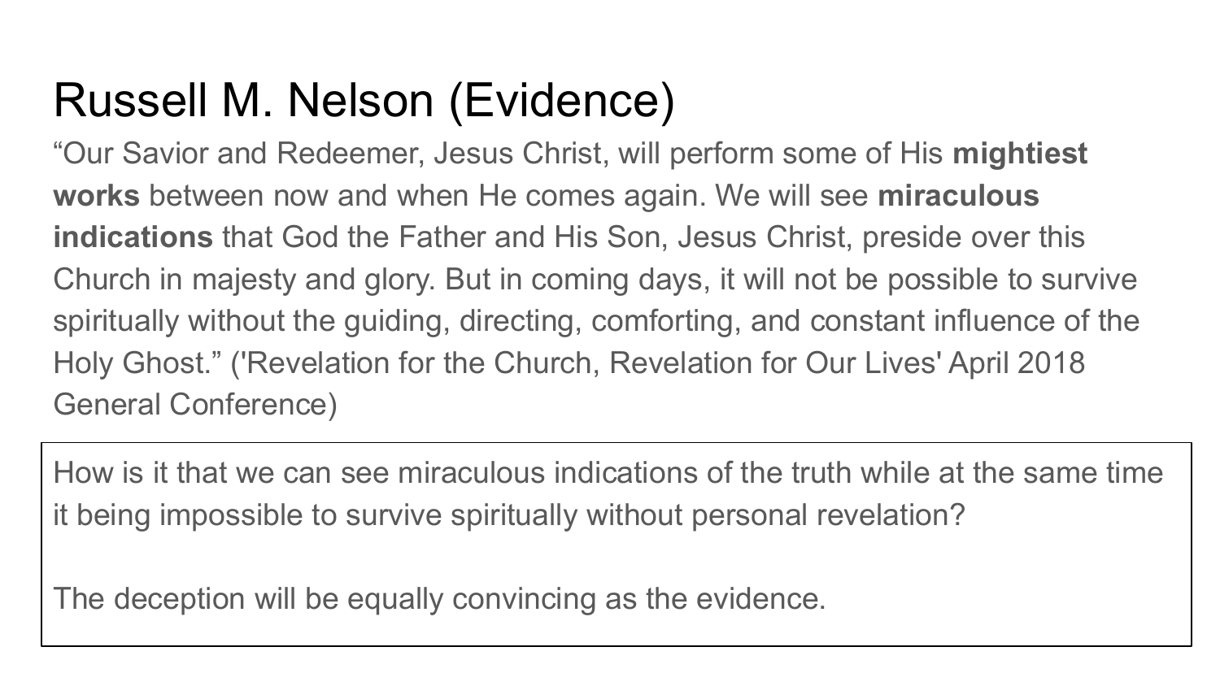# Russell M. Nelson (Evidence)

“Our Savior and Redeemer, Jesus Christ, will perform some of His **mightiest works** between now and when He comes again. We will see **miraculous indications** that God the Father and His Son, Jesus Christ, preside over this Church in majesty and glory. But in coming days, it will not be possible to survive spiritually without the guiding, directing, comforting, and constant influence of the Holy Ghost.” ('Revelation for the Church, Revelation for Our Lives' April 2018 General Conference)

How is it that we can see miraculous indications of the truth while at the same time it being impossible to survive spiritually without personal revelation?

The deception will be equally convincing as the evidence.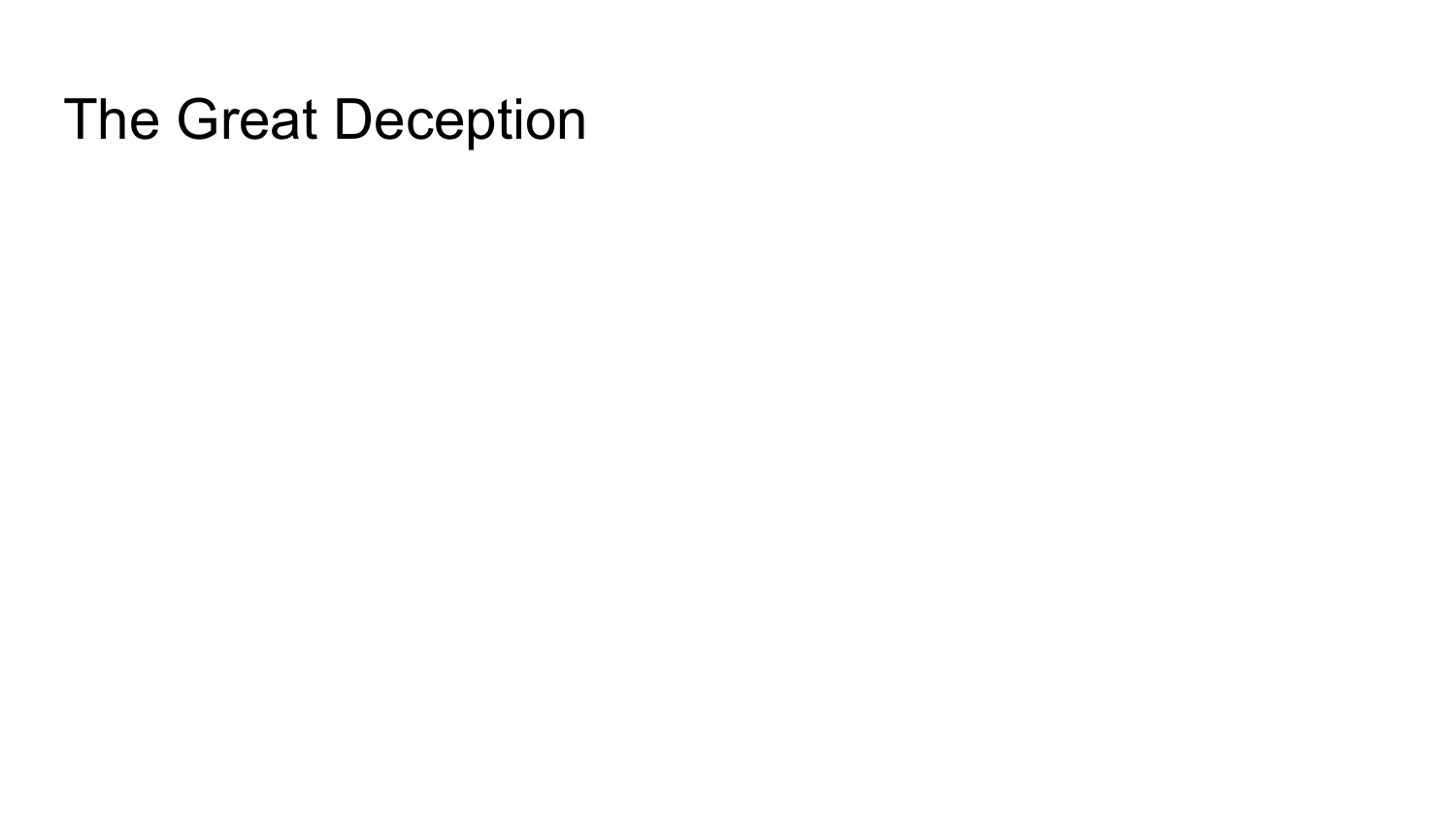# The Great Deception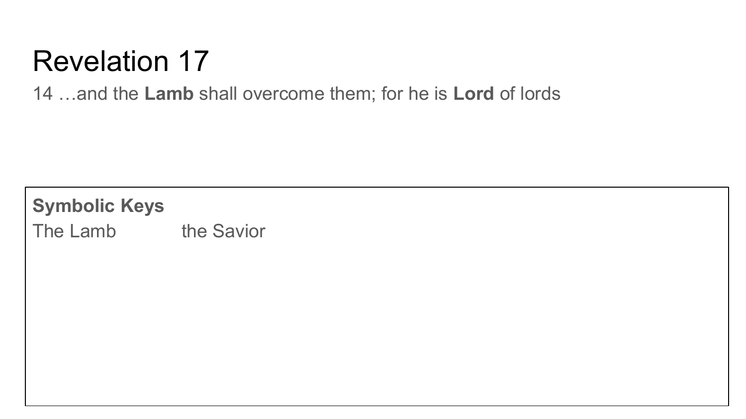# Revelation 17

14 …and the **Lamb** shall overcome them; for he is **Lord** of lords

**Symbolic Keys**

| | |
|---|---|
| The Lamb | the Savior |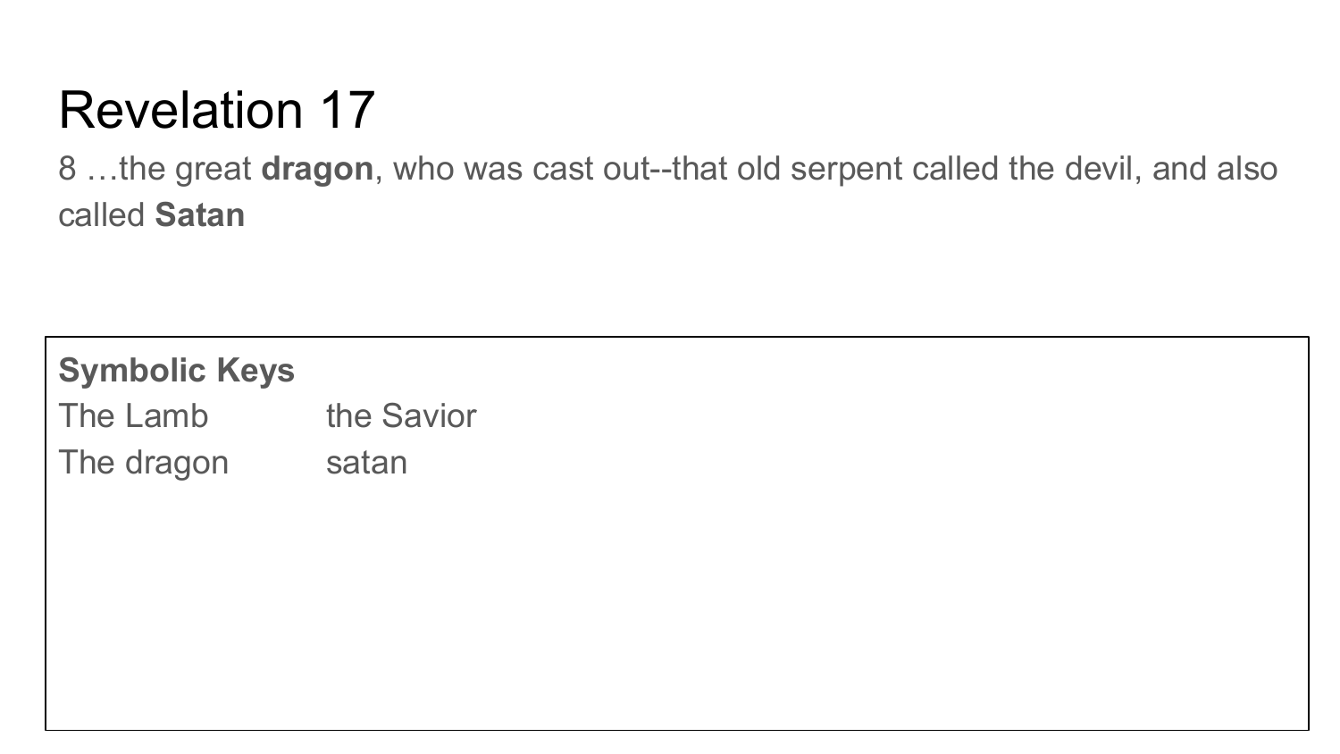# Revelation 17

8 …the great **dragon**, who was cast out--that old serpent called the devil, and also called **Satan**

**Symbolic Keys**

| | |
|---|---|
| The Lamb | the Savior |
| The dragon | satan |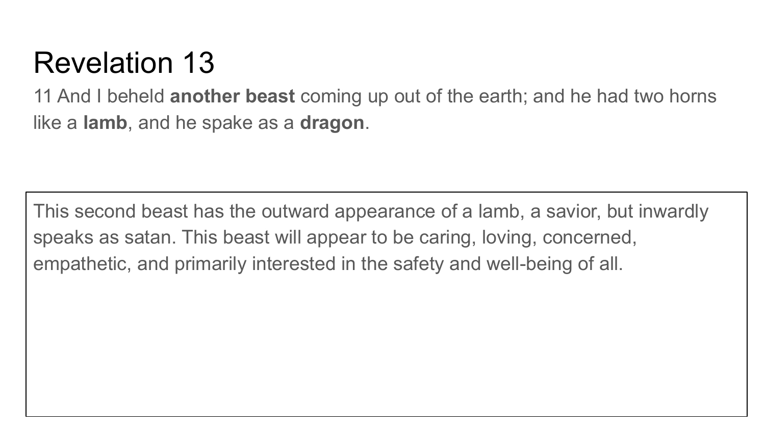# Revelation 13

11 And I beheld **another beast** coming up out of the earth; and he had two horns like a **lamb**, and he spake as a **dragon**.

This second beast has the outward appearance of a lamb, a savior, but inwardly speaks as satan. This beast will appear to be caring, loving, concerned, empathetic, and primarily interested in the safety and well-being of all.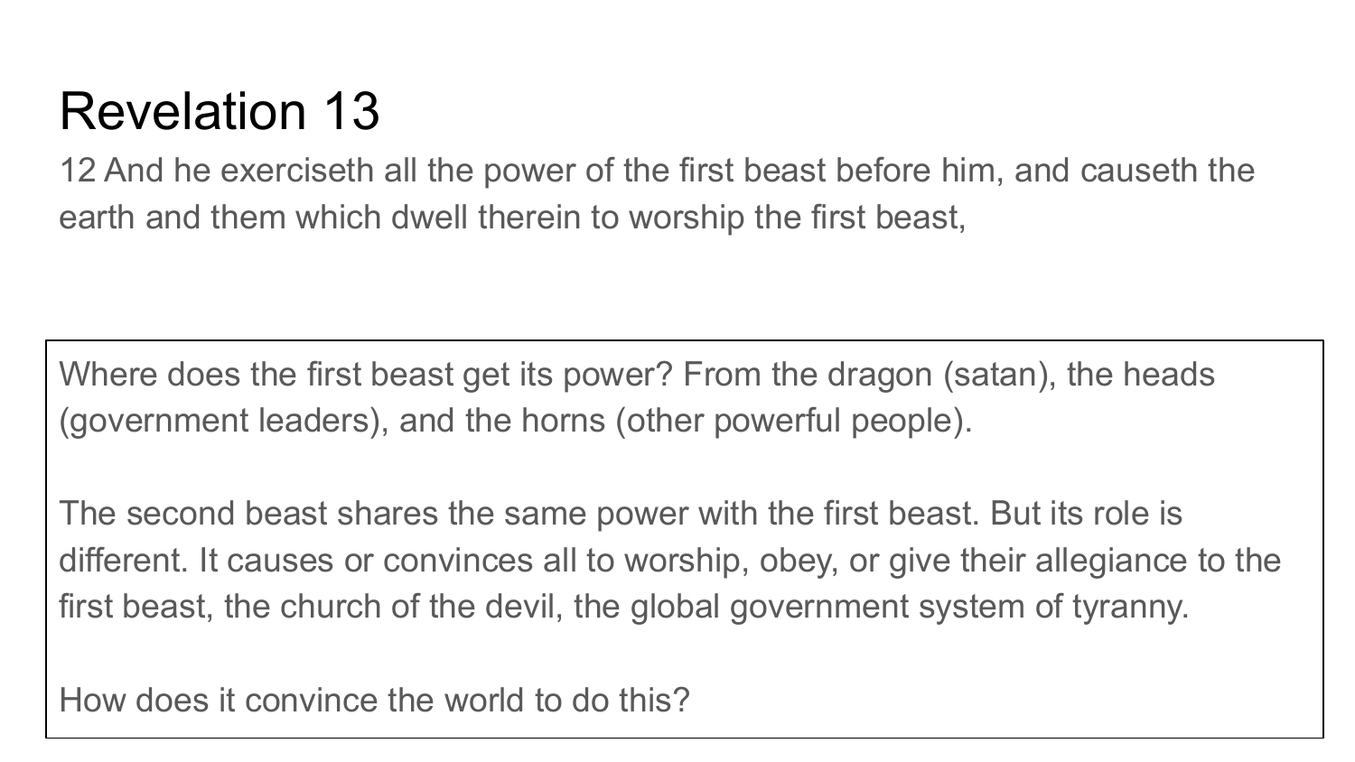# Revelation 13

12 And he exerciseth all the power of the first beast before him, and causeth the earth and them which dwell therein to worship the first beast,

Where does the first beast get its power? From the dragon (satan), the heads (government leaders), and the horns (other powerful people).

The second beast shares the same power with the first beast. But its role is different. It causes or convinces all to worship, obey, or give their allegiance to the first beast, the church of the devil, the global government system of tyranny.

How does it convince the world to do this?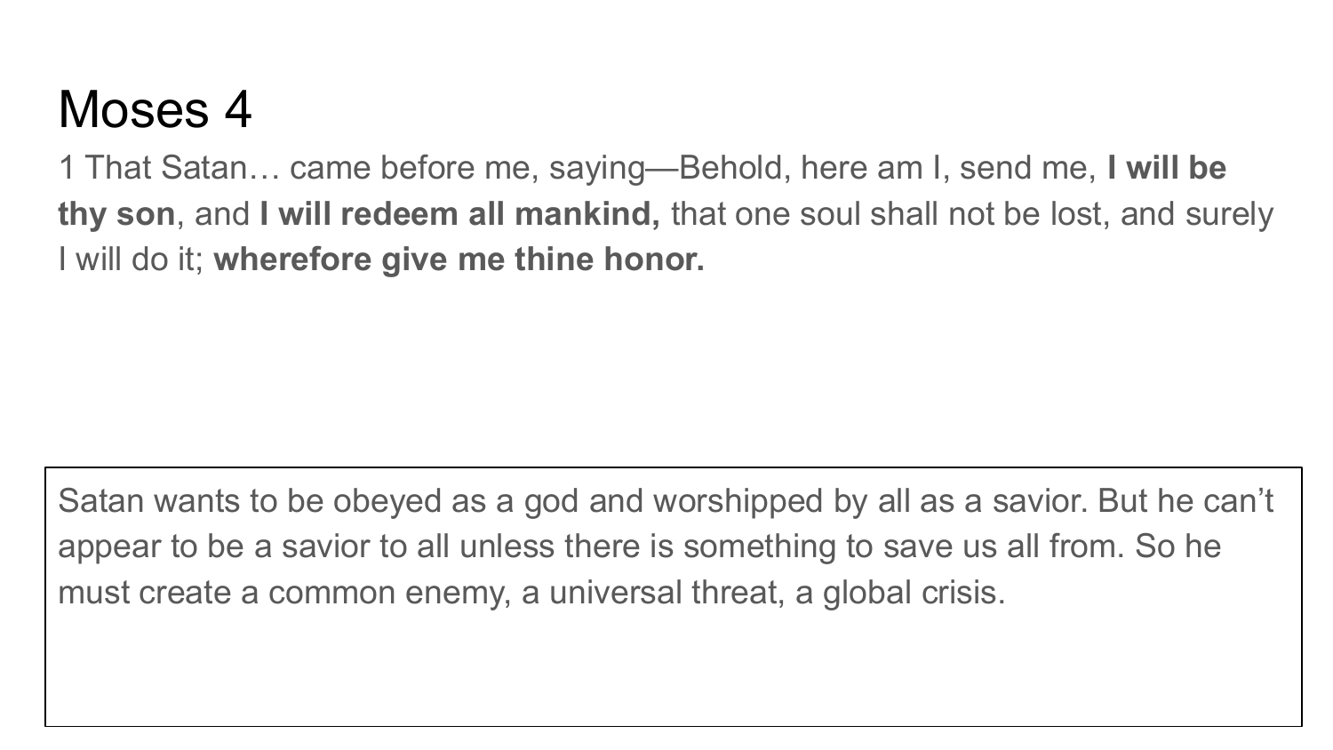# Moses 4

1 That Satan… came before me, saying—Behold, here am I, send me, **I will be thy son**, and **I will redeem all mankind,** that one soul shall not be lost, and surely I will do it; **wherefore give me thine honor.**

Satan wants to be obeyed as a god and worshipped by all as a savior. But he can’t appear to be a savior to all unless there is something to save us all from. So he must create a common enemy, a universal threat, a global crisis.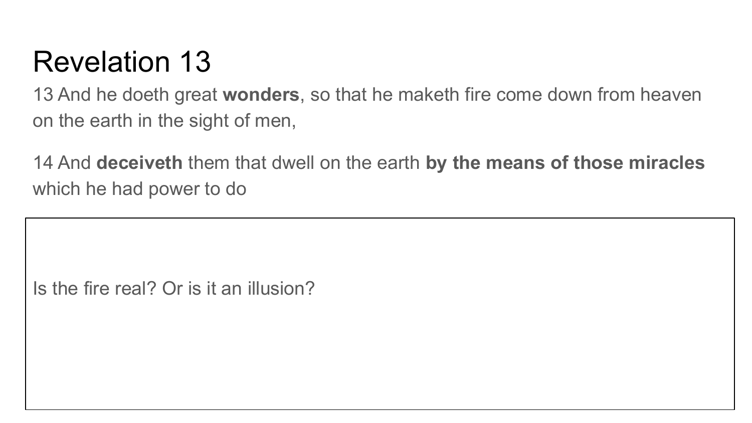# Revelation 13

13 And he doeth great **wonders**, so that he maketh fire come down from heaven on the earth in the sight of men,

14 And **deceiveth** them that dwell on the earth **by the means of those miracles** which he had power to do

Is the fire real? Or is it an illusion?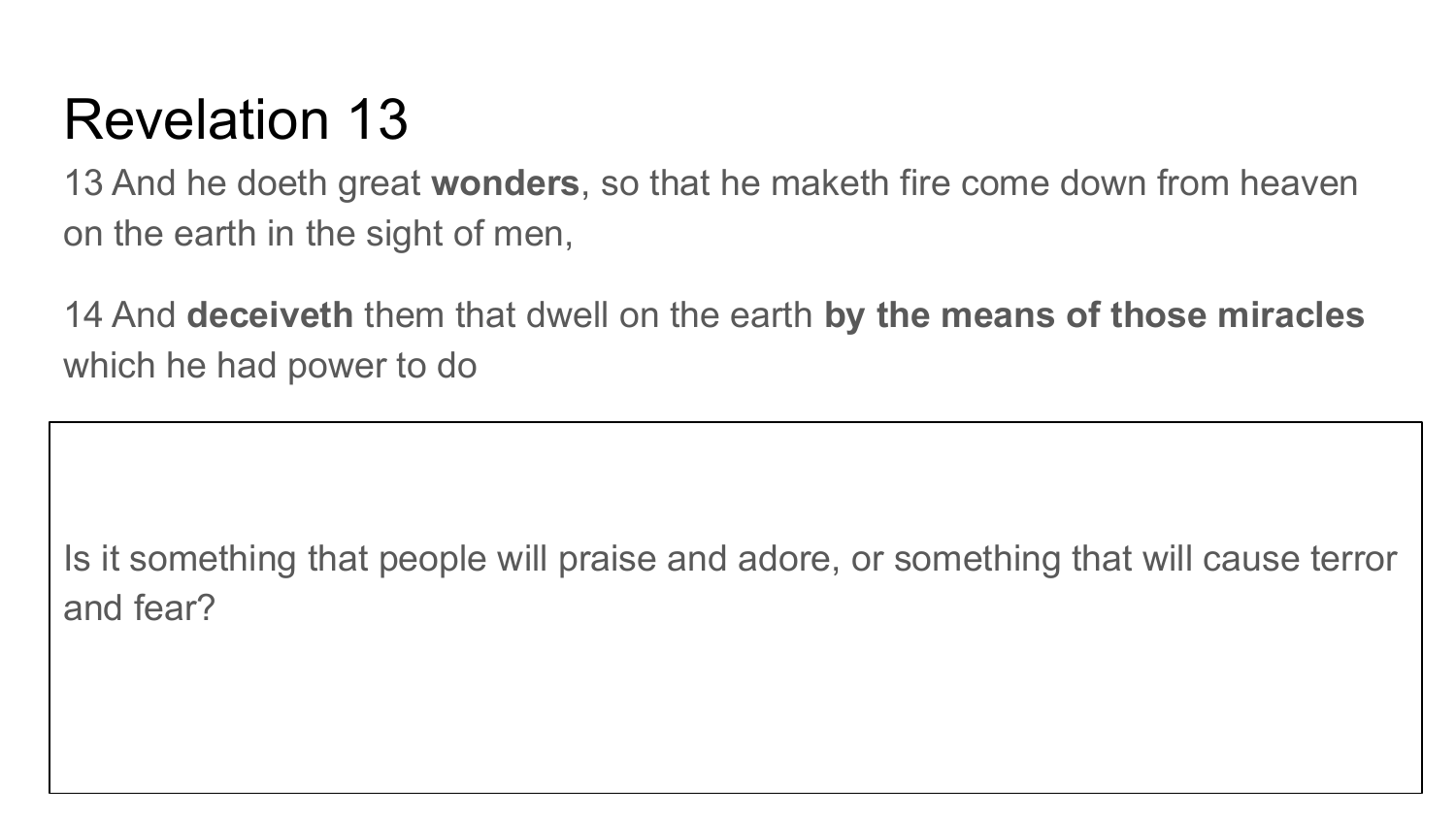# Revelation 13

13 And he doeth great **wonders**, so that he maketh fire come down from heaven on the earth in the sight of men,

14 And **deceiveth** them that dwell on the earth **by the means of those miracles** which he had power to do

Is it something that people will praise and adore, or something that will cause terror and fear?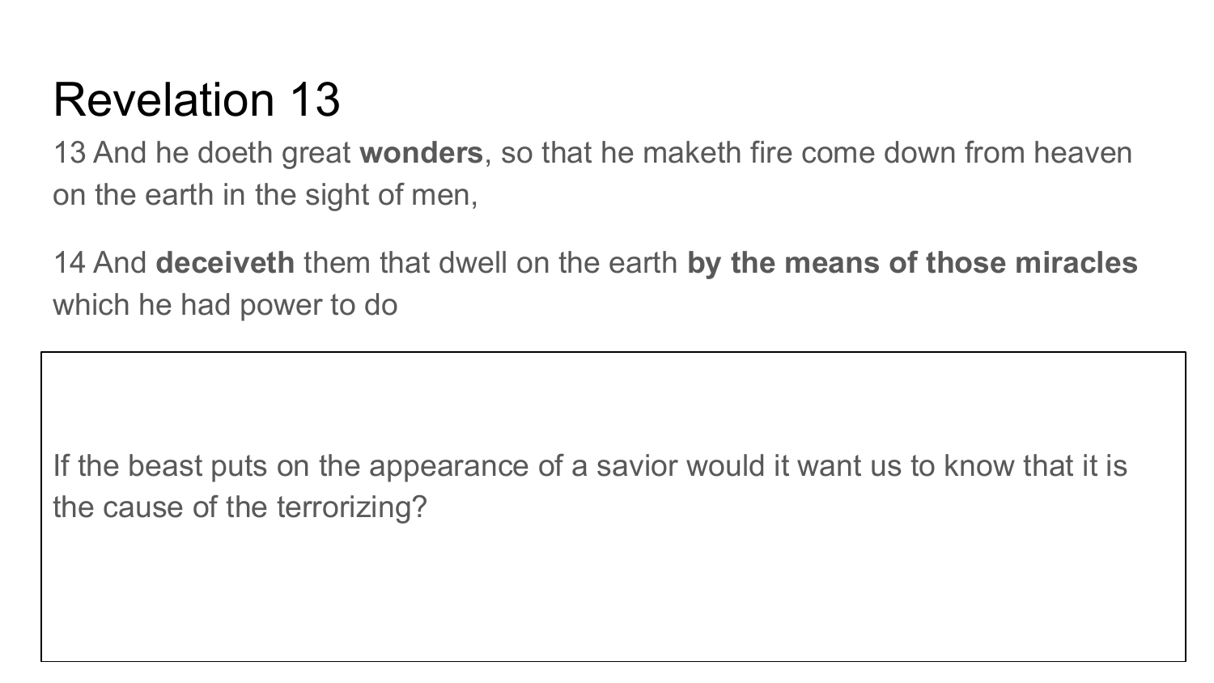# Revelation 13

13 And he doeth great **wonders**, so that he maketh fire come down from heaven on the earth in the sight of men,

14 And **deceiveth** them that dwell on the earth **by the means of those miracles** which he had power to do

If the beast puts on the appearance of a savior would it want us to know that it is the cause of the terrorizing?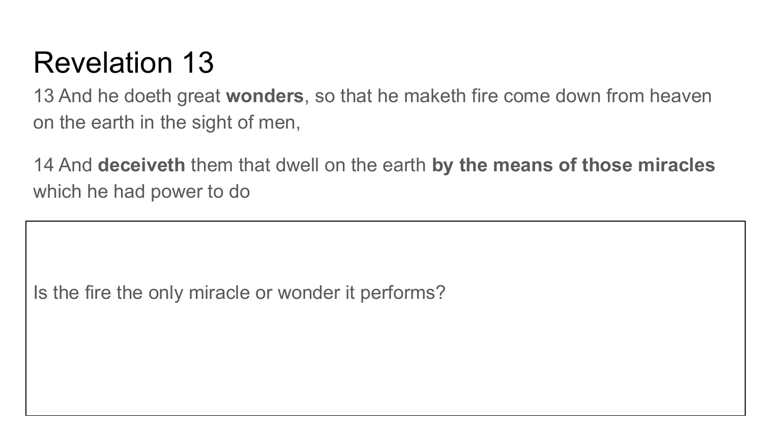# Revelation 13

13 And he doeth great **wonders**, so that he maketh fire come down from heaven on the earth in the sight of men,

14 And **deceiveth** them that dwell on the earth **by the means of those miracles** which he had power to do

Is the fire the only miracle or wonder it performs?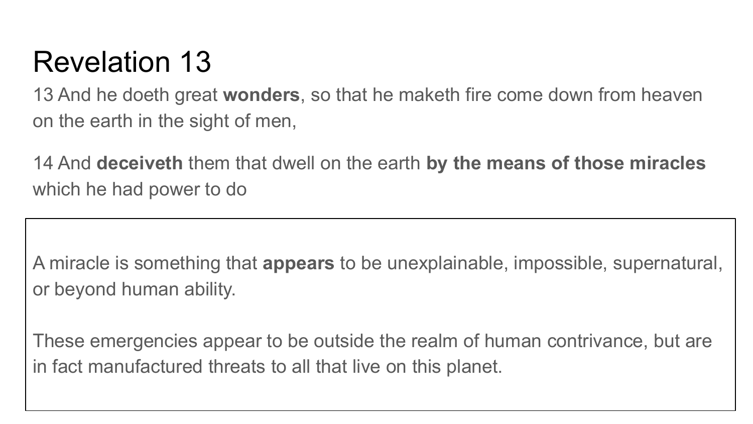# Revelation 13

13 And he doeth great **wonders**, so that he maketh fire come down from heaven on the earth in the sight of men,

14 And **deceiveth** them that dwell on the earth **by the means of those miracles** which he had power to do

A miracle is something that **appears** to be unexplainable, impossible, supernatural, or beyond human ability.

These emergencies appear to be outside the realm of human contrivance, but are in fact manufactured threats to all that live on this planet.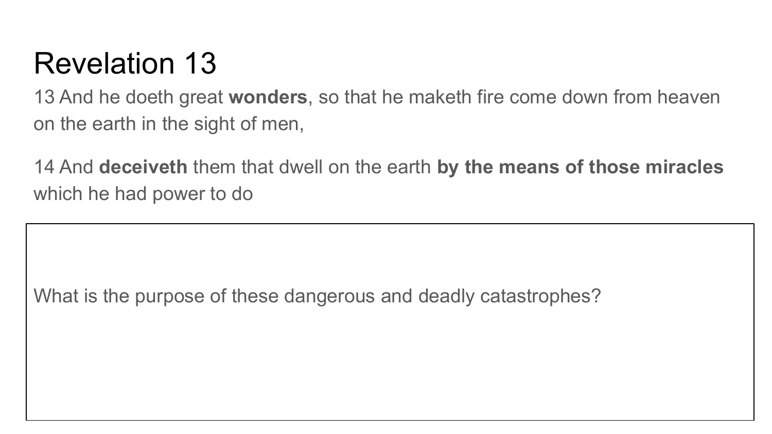# Revelation 13

13 And he doeth great **wonders**, so that he maketh fire come down from heaven on the earth in the sight of men,

14 And **deceiveth** them that dwell on the earth **by the means of those miracles** which he had power to do

What is the purpose of these dangerous and deadly catastrophes?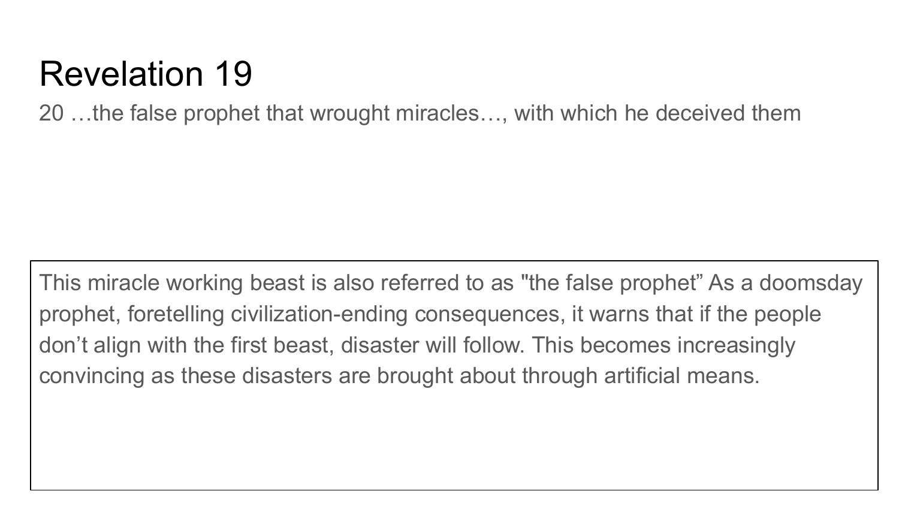# Revelation 19

20 …the false prophet that wrought miracles…, with which he deceived them

This miracle working beast is also referred to as "the false prophet” As a doomsday prophet, foretelling civilization-ending consequences, it warns that if the people don’t align with the first beast, disaster will follow. This becomes increasingly convincing as these disasters are brought about through artificial means.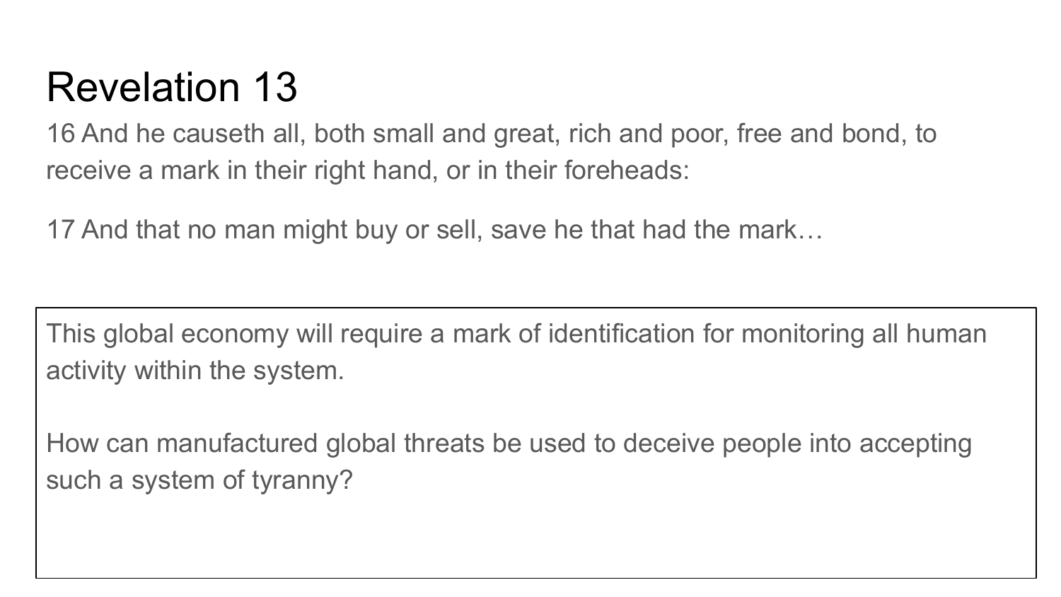# Revelation 13

16 And he causeth all, both small and great, rich and poor, free and bond, to receive a mark in their right hand, or in their foreheads:

17 And that no man might buy or sell, save he that had the mark…

This global economy will require a mark of identification for monitoring all human activity within the system.

How can manufactured global threats be used to deceive people into accepting such a system of tyranny?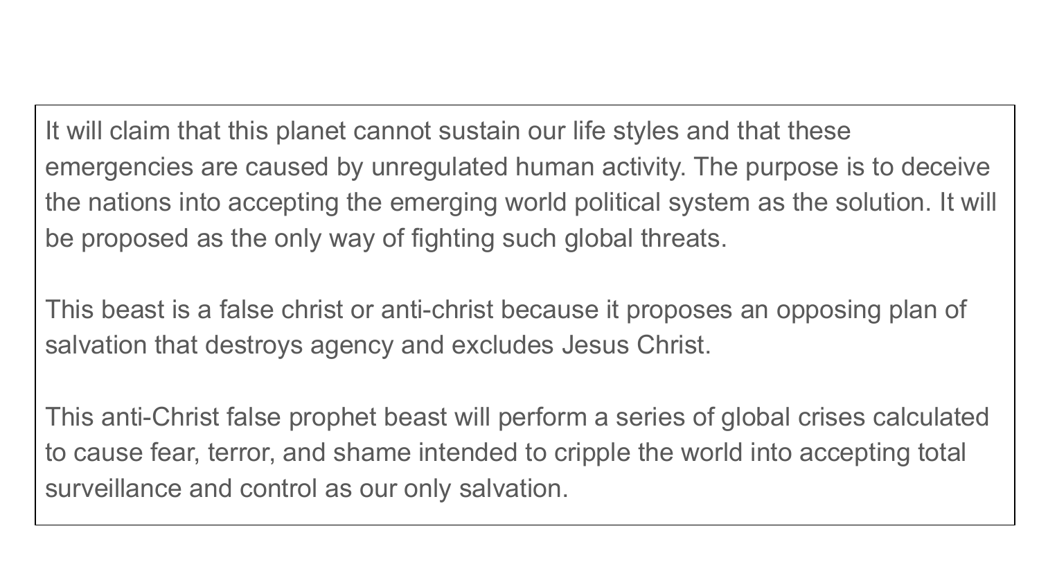It will claim that this planet cannot sustain our life styles and that these emergencies are caused by unregulated human activity. The purpose is to deceive the nations into accepting the emerging world political system as the solution. It will be proposed as the only way of fighting such global threats.

This beast is a false christ or anti-christ because it proposes an opposing plan of salvation that destroys agency and excludes Jesus Christ.

This anti-Christ false prophet beast will perform a series of global crises calculated to cause fear, terror, and shame intended to cripple the world into accepting total surveillance and control as our only salvation.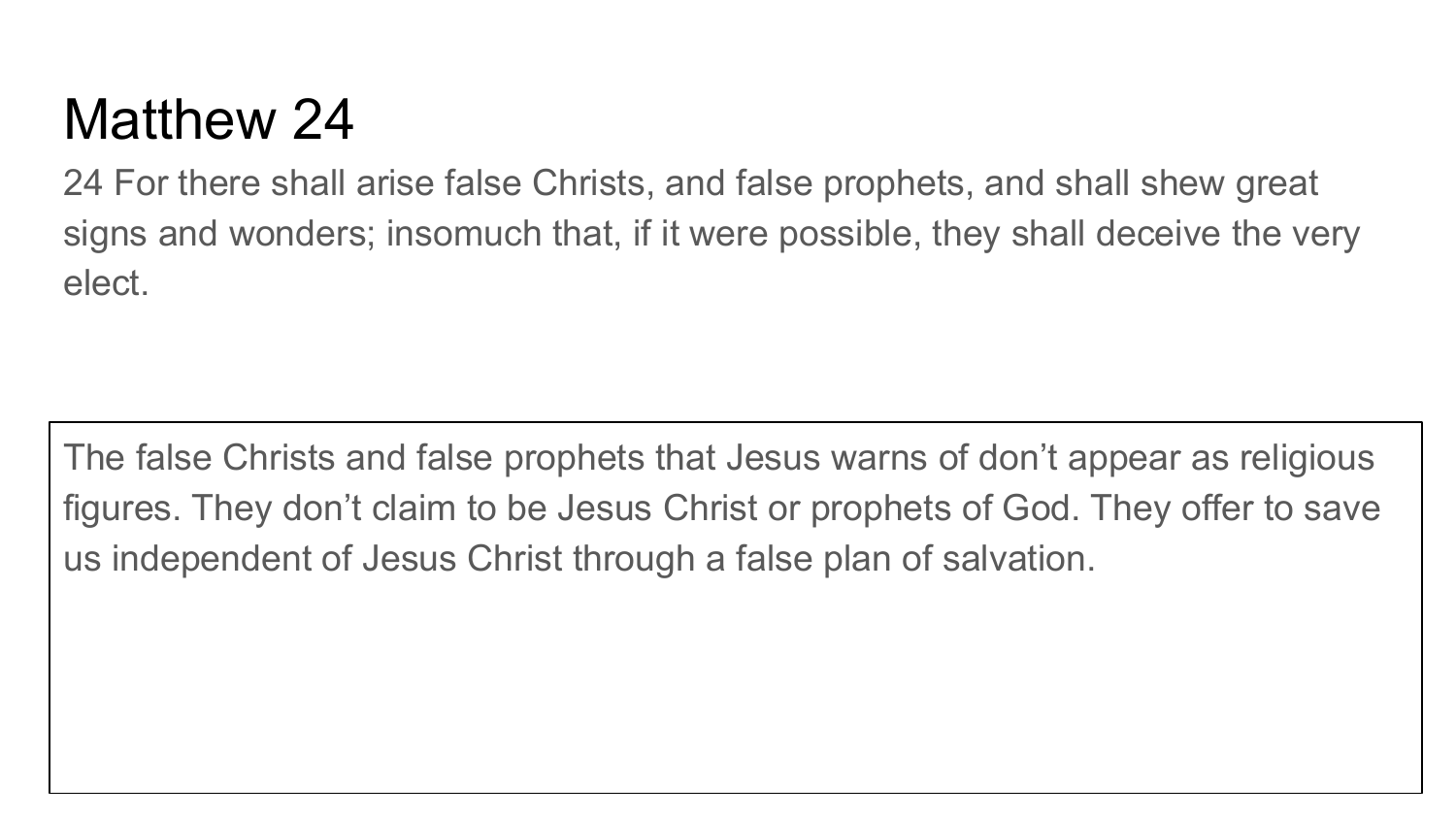# Matthew 24

24 For there shall arise false Christs, and false prophets, and shall shew great signs and wonders; insomuch that, if it were possible, they shall deceive the very elect.

The false Christs and false prophets that Jesus warns of don't appear as religious figures. They don't claim to be Jesus Christ or prophets of God. They offer to save us independent of Jesus Christ through a false plan of salvation.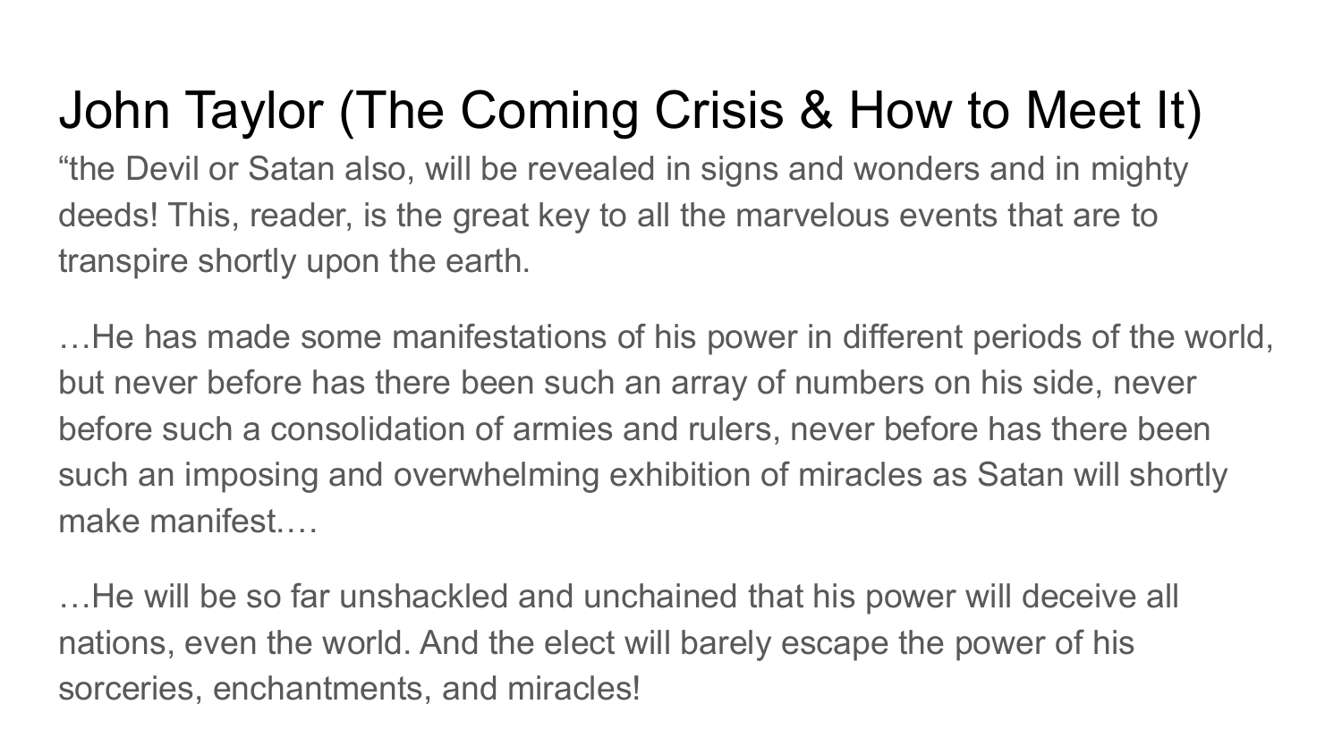# John Taylor (The Coming Crisis & How to Meet It)

“the Devil or Satan also, will be revealed in signs and wonders and in mighty deeds! This, reader, is the great key to all the marvelous events that are to transpire shortly upon the earth.

…He has made some manifestations of his power in different periods of the world, but never before has there been such an array of numbers on his side, never before such a consolidation of armies and rulers, never before has there been such an imposing and overwhelming exhibition of miracles as Satan will shortly make manifest.…

…He will be so far unshackled and unchained that his power will deceive all nations, even the world. And the elect will barely escape the power of his sorceries, enchantments, and miracles!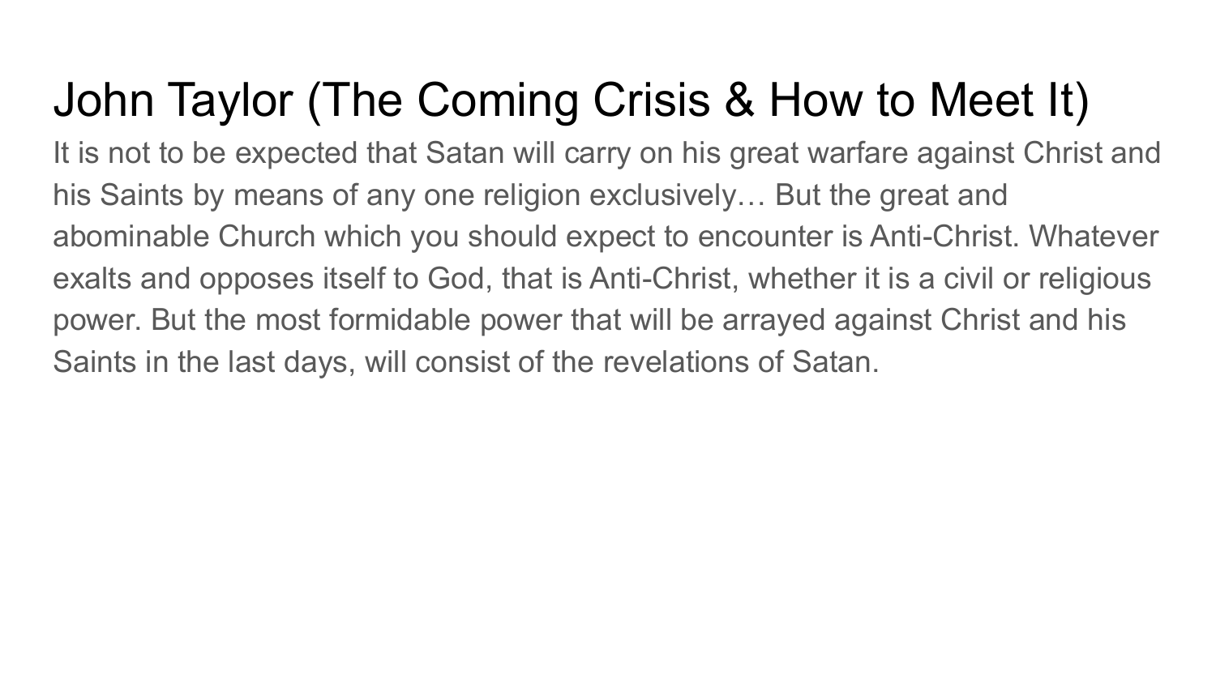# John Taylor (The Coming Crisis & How to Meet It)

It is not to be expected that Satan will carry on his great warfare against Christ and his Saints by means of any one religion exclusively… But the great and abominable Church which you should expect to encounter is Anti-Christ. Whatever exalts and opposes itself to God, that is Anti-Christ, whether it is a civil or religious power. But the most formidable power that will be arrayed against Christ and his Saints in the last days, will consist of the revelations of Satan.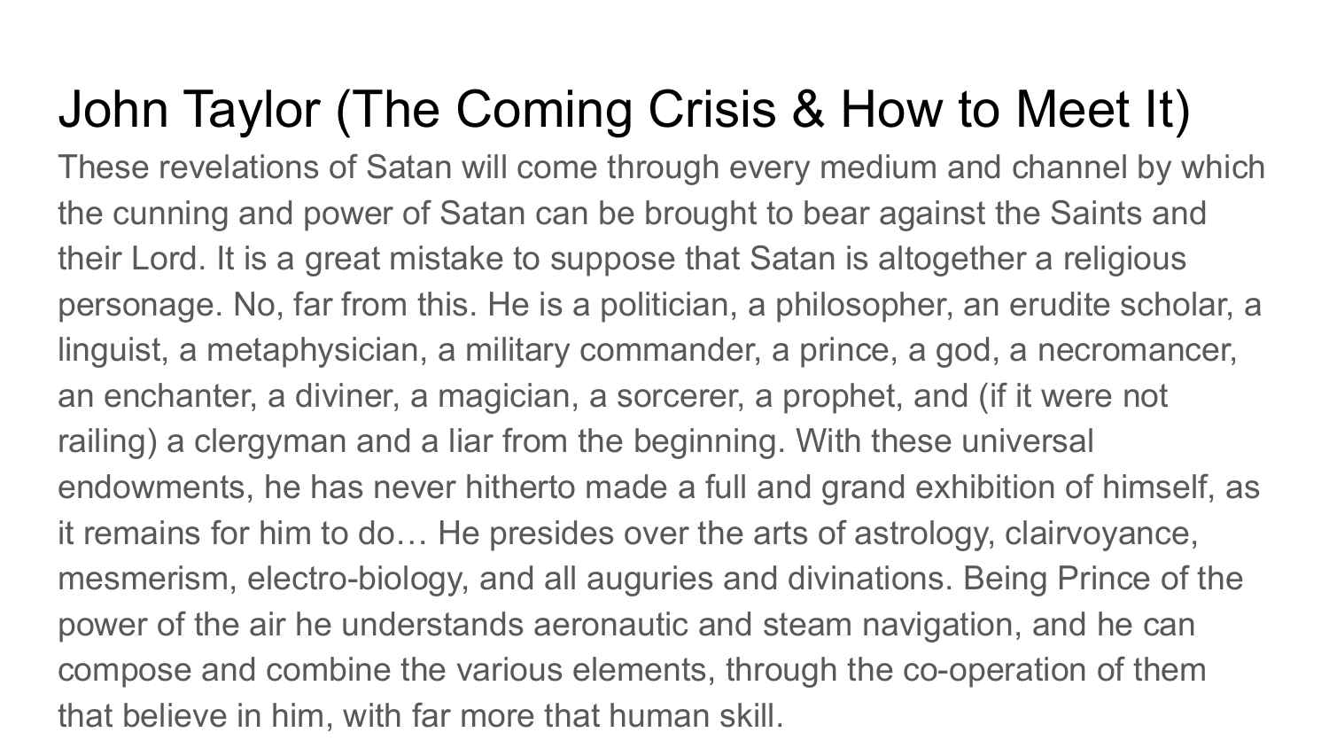# John Taylor (The Coming Crisis & How to Meet It)

These revelations of Satan will come through every medium and channel by which the cunning and power of Satan can be brought to bear against the Saints and their Lord. It is a great mistake to suppose that Satan is altogether a religious personage. No, far from this. He is a politician, a philosopher, an erudite scholar, a linguist, a metaphysician, a military commander, a prince, a god, a necromancer, an enchanter, a diviner, a magician, a sorcerer, a prophet, and (if it were not railing) a clergyman and a liar from the beginning. With these universal endowments, he has never hitherto made a full and grand exhibition of himself, as it remains for him to do… He presides over the arts of astrology, clairvoyance, mesmerism, electro-biology, and all auguries and divinations. Being Prince of the power of the air he understands aeronautic and steam navigation, and he can compose and combine the various elements, through the co-operation of them that believe in him, with far more that human skill.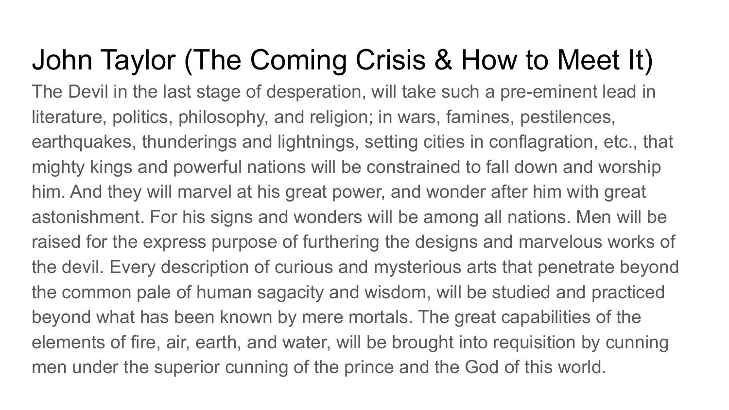# John Taylor (The Coming Crisis & How to Meet It)

The Devil in the last stage of desperation, will take such a pre-eminent lead in literature, politics, philosophy, and religion; in wars, famines, pestilences, earthquakes, thunderings and lightnings, setting cities in conflagration, etc., that mighty kings and powerful nations will be constrained to fall down and worship him. And they will marvel at his great power, and wonder after him with great astonishment. For his signs and wonders will be among all nations. Men will be raised for the express purpose of furthering the designs and marvelous works of the devil. Every description of curious and mysterious arts that penetrate beyond the common pale of human sagacity and wisdom, will be studied and practiced beyond what has been known by mere mortals. The great capabilities of the elements of fire, air, earth, and water, will be brought into requisition by cunning men under the superior cunning of the prince and the God of this world.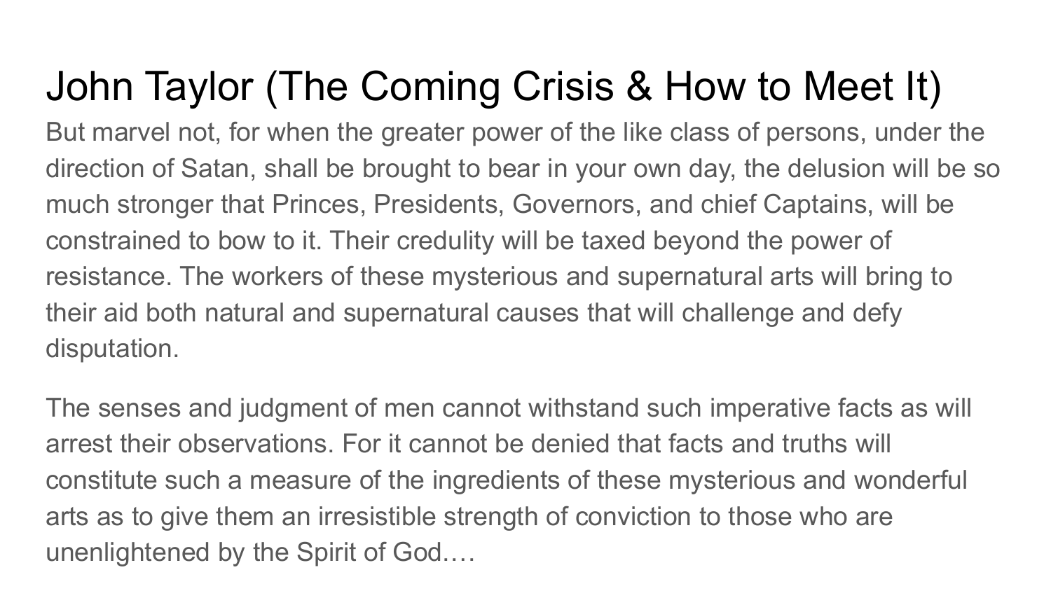# John Taylor (The Coming Crisis & How to Meet It)

But marvel not, for when the greater power of the like class of persons, under the direction of Satan, shall be brought to bear in your own day, the delusion will be so much stronger that Princes, Presidents, Governors, and chief Captains, will be constrained to bow to it. Their credulity will be taxed beyond the power of resistance. The workers of these mysterious and supernatural arts will bring to their aid both natural and supernatural causes that will challenge and defy disputation.

The senses and judgment of men cannot withstand such imperative facts as will arrest their observations. For it cannot be denied that facts and truths will constitute such a measure of the ingredients of these mysterious and wonderful arts as to give them an irresistible strength of conviction to those who are unenlightened by the Spirit of God.…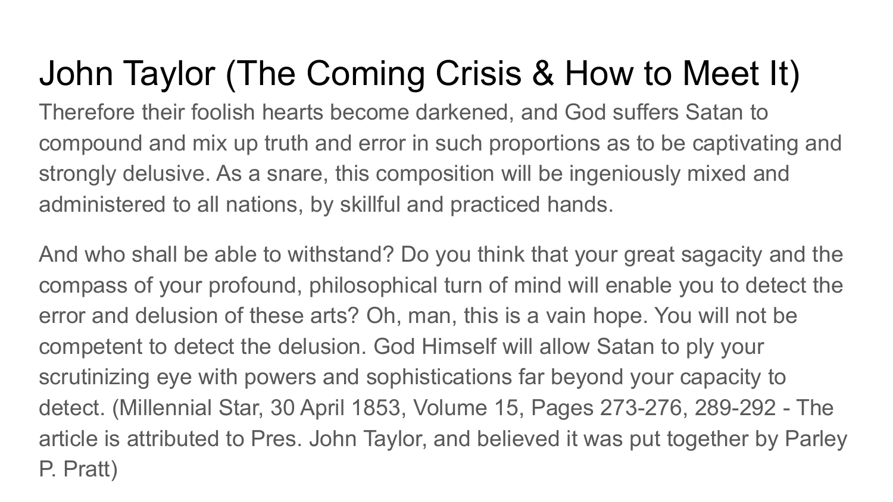# John Taylor (The Coming Crisis & How to Meet It)

Therefore their foolish hearts become darkened, and God suffers Satan to compound and mix up truth and error in such proportions as to be captivating and strongly delusive. As a snare, this composition will be ingeniously mixed and administered to all nations, by skillful and practiced hands.

And who shall be able to withstand? Do you think that your great sagacity and the compass of your profound, philosophical turn of mind will enable you to detect the error and delusion of these arts? Oh, man, this is a vain hope. You will not be competent to detect the delusion. God Himself will allow Satan to ply your scrutinizing eye with powers and sophistications far beyond your capacity to detect. (Millennial Star, 30 April 1853, Volume 15, Pages 273-276, 289-292 - The article is attributed to Pres. John Taylor, and believed it was put together by Parley P. Pratt)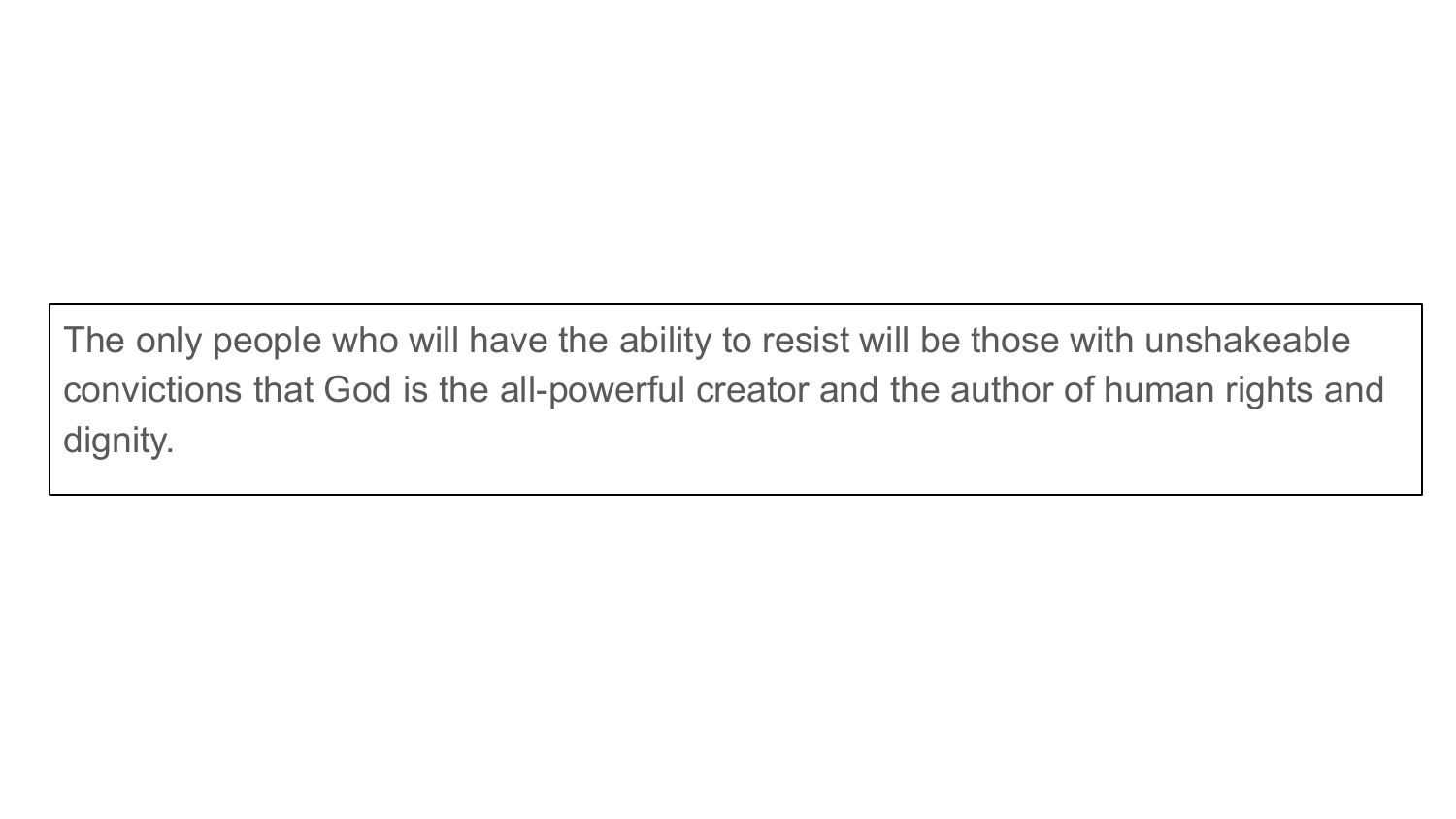The only people who will have the ability to resist will be those with unshakeable convictions that God is the all-powerful creator and the author of human rights and dignity.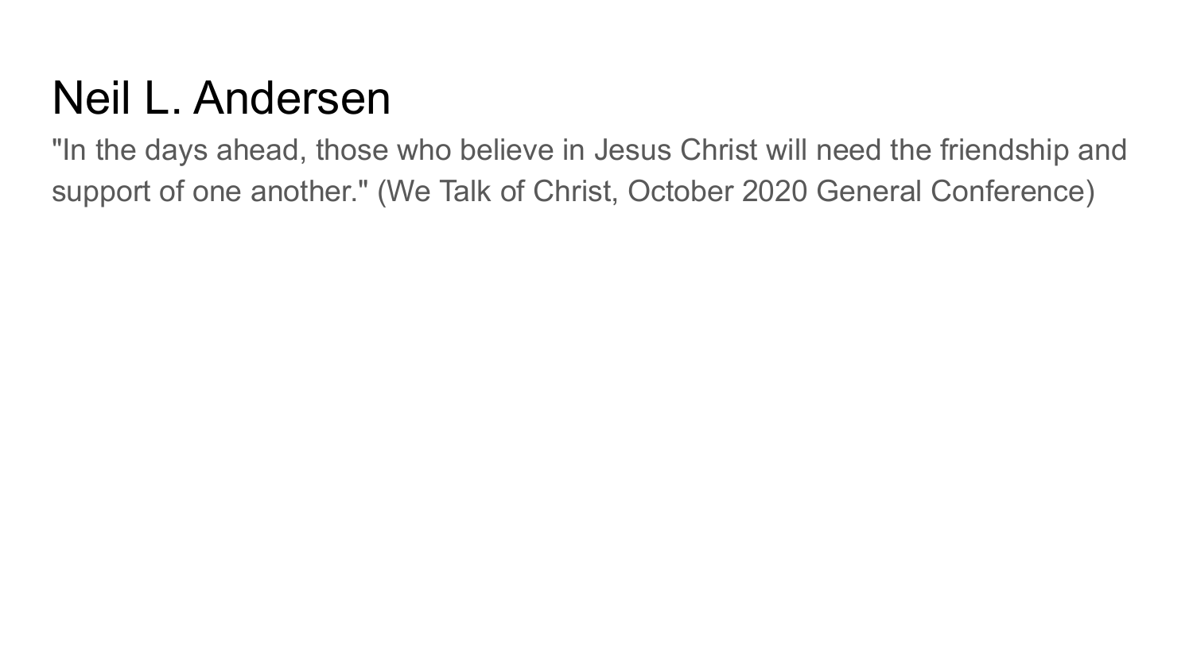# Neil L. Andersen

"In the days ahead, those who believe in Jesus Christ will need the friendship and support of one another." (We Talk of Christ, October 2020 General Conference)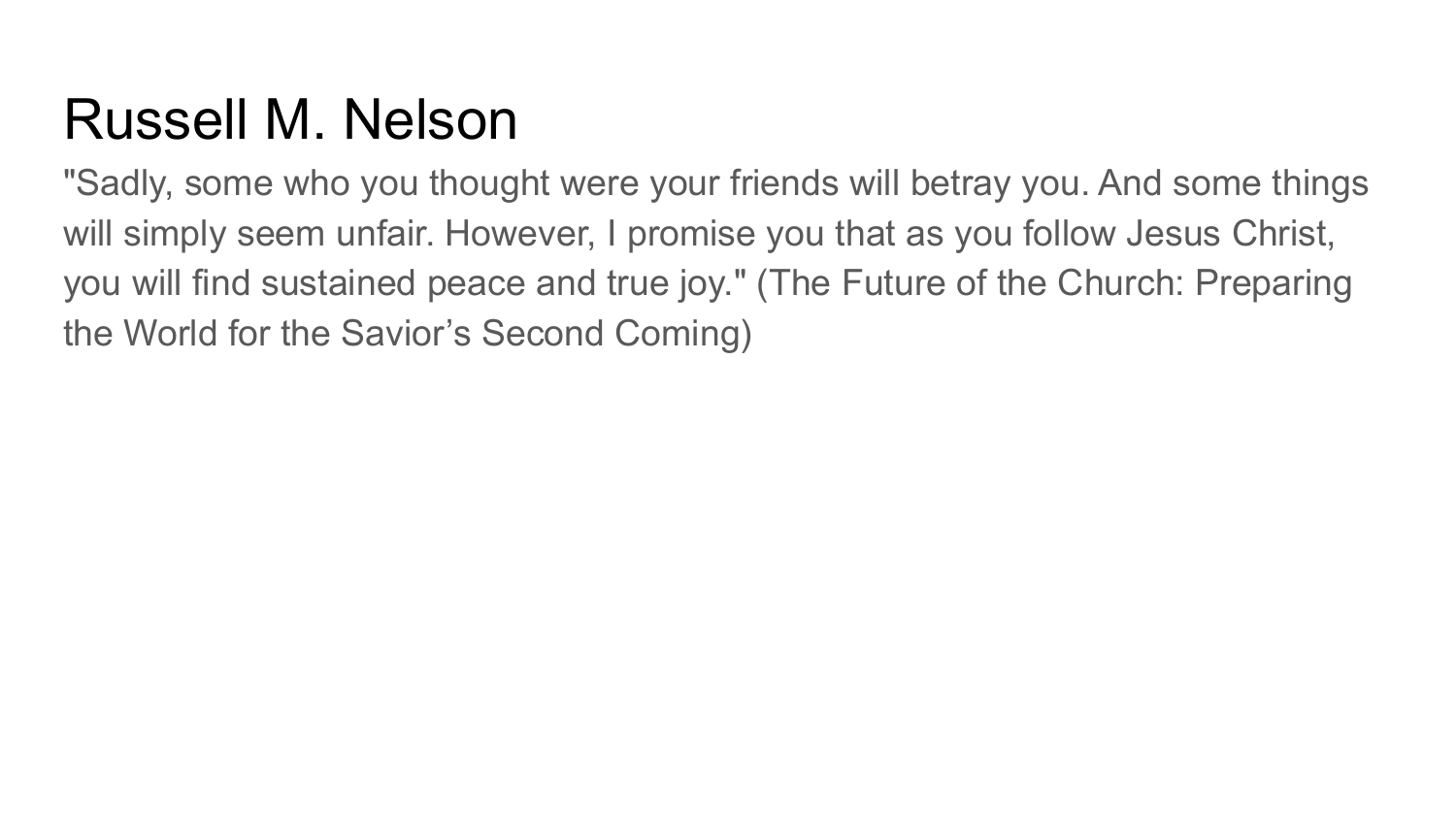# Russell M. Nelson

"Sadly, some who you thought were your friends will betray you. And some things will simply seem unfair. However, I promise you that as you follow Jesus Christ, you will find sustained peace and true joy." (The Future of the Church: Preparing the World for the Savior’s Second Coming)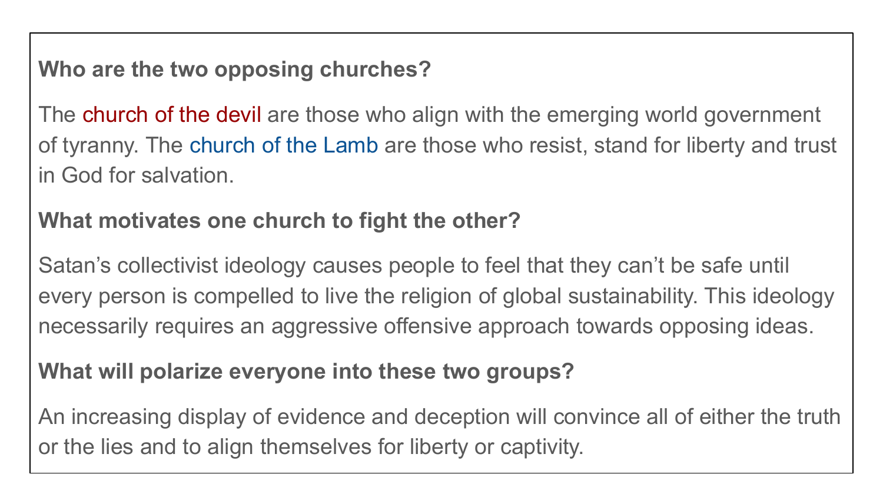**Who are the two opposing churches?**

The church of the devil are those who align with the emerging world government of tyranny. The church of the Lamb are those who resist, stand for liberty and trust in God for salvation.

**What motivates one church to fight the other?**

Satan's collectivist ideology causes people to feel that they can't be safe until every person is compelled to live the religion of global sustainability. This ideology necessarily requires an aggressive offensive approach towards opposing ideas.

**What will polarize everyone into these two groups?**

An increasing display of evidence and deception will convince all of either the truth or the lies and to align themselves for liberty or captivity.